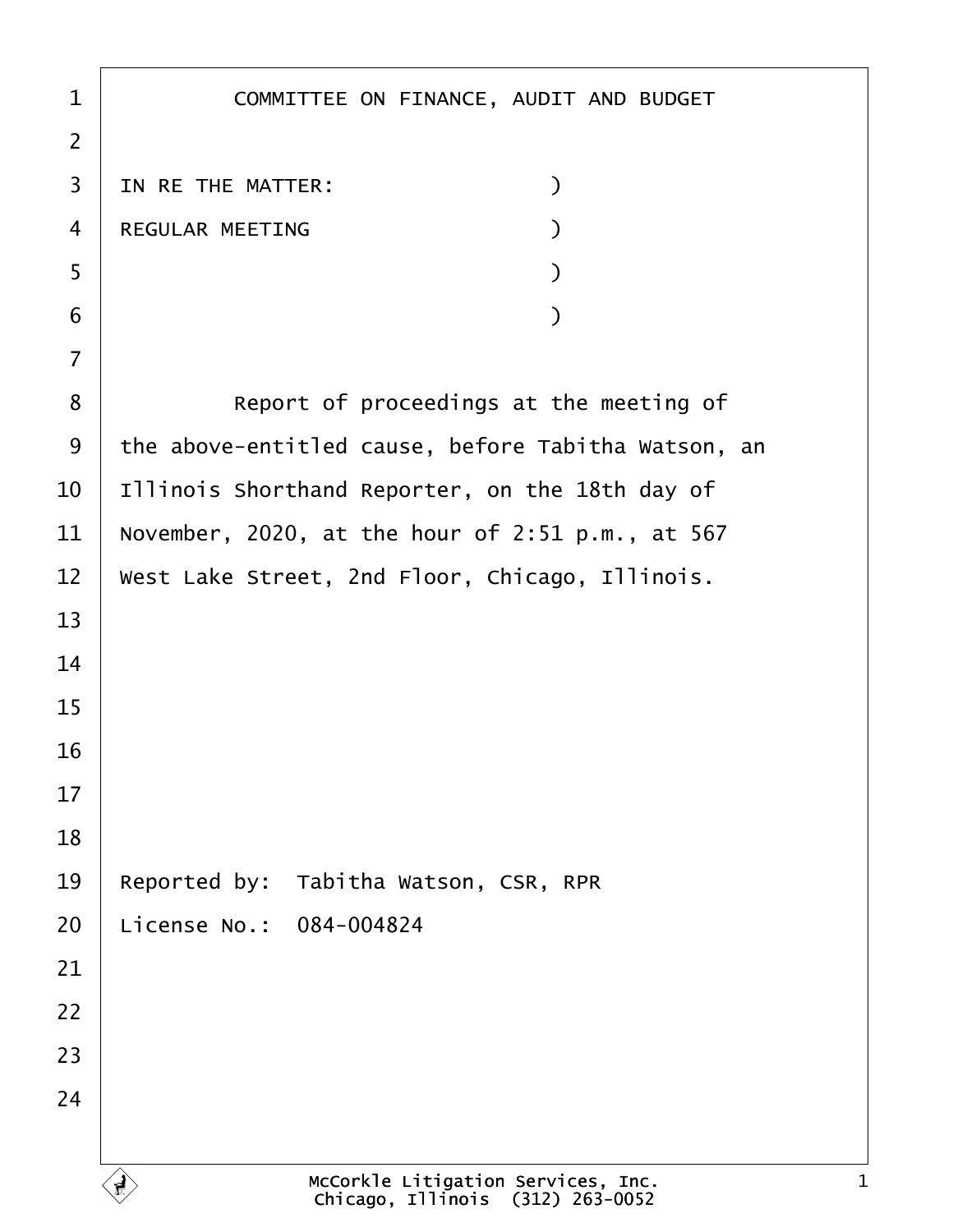COMMITTEE ON FINANCE, AUDIT AND BUDGET

IN RE THE MATTER: )
REGULAR MEETING )
)
)

Report of proceedings at the meeting of the above-entitled cause, before Tabitha Watson, an Illinois Shorthand Reporter, on the 18th day of November, 2020, at the hour of 2:51 p.m., at 567 West Lake Street, 2nd Floor, Chicago, Illinois.

Reported by: Tabitha Watson, CSR, RPR
License No.: 084-004824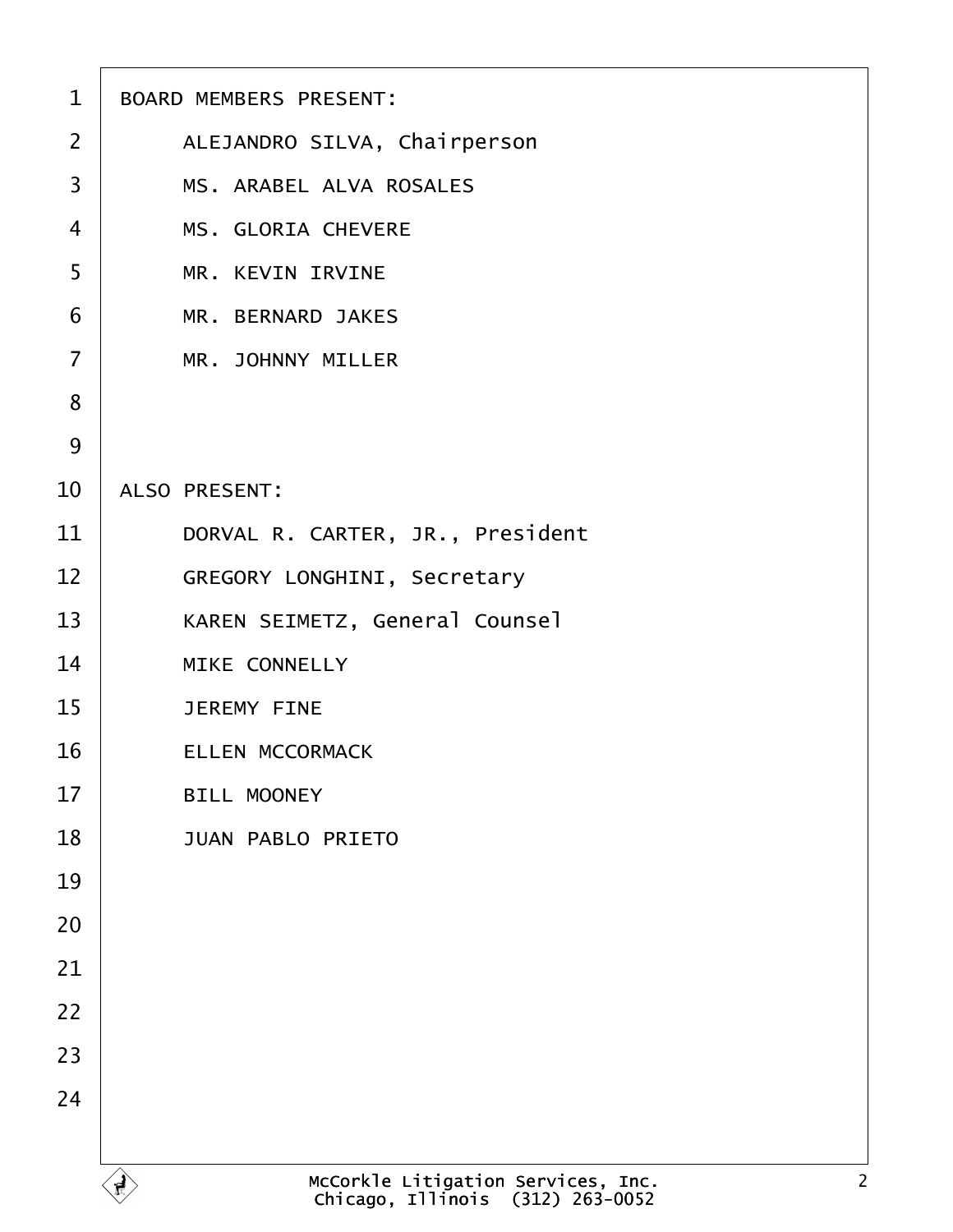BOARD MEMBERS PRESENT:

ALEJANDRO SILVA, Chairperson

MS. ARABEL ALVA ROSALES

MS. GLORIA CHEVERE

MR. KEVIN IRVINE

MR. BERNARD JAKES

MR. JOHNNY MILLER

ALSO PRESENT:

DORVAL R. CARTER, JR., President

GREGORY LONGHINI, Secretary

KAREN SEIMETZ, General Counsel

MIKE CONNELLY

JEREMY FINE

ELLEN MCCORMACK

BILL MOONEY

JUAN PABLO PRIETO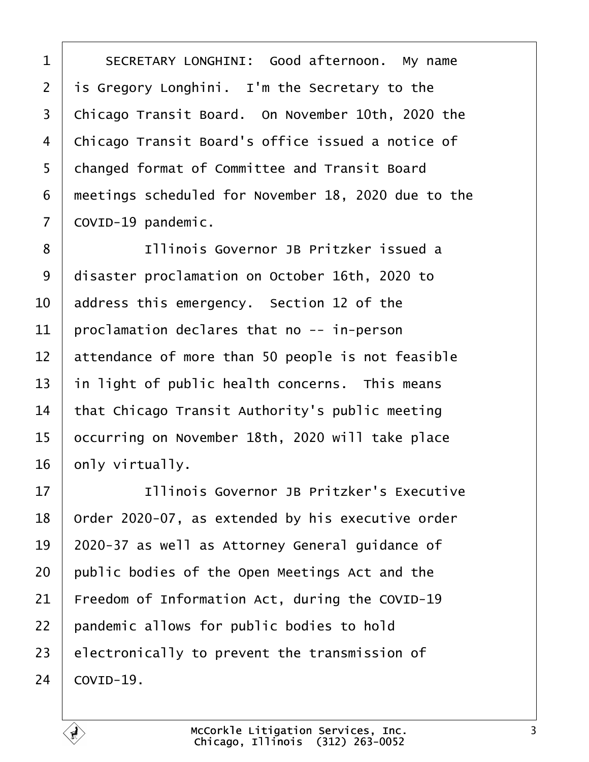SECRETARY LONGHINI: Good afternoon. My name is Gregory Longhini. I'm the Secretary to the Chicago Transit Board. On November 10th, 2020 the Chicago Transit Board's office issued a notice of changed format of Committee and Transit Board meetings scheduled for November 18, 2020 due to the COVID-19 pandemic.

Illinois Governor JB Pritzker issued a disaster proclamation on October 16th, 2020 to address this emergency. Section 12 of the proclamation declares that no -- in-person attendance of more than 50 people is not feasible in light of public health concerns. This means that Chicago Transit Authority's public meeting occurring on November 18th, 2020 will take place only virtually.

Illinois Governor JB Pritzker's Executive Order 2020-07, as extended by his executive order 2020-37 as well as Attorney General guidance of public bodies of the Open Meetings Act and the Freedom of Information Act, during the COVID-19 pandemic allows for public bodies to hold electronically to prevent the transmission of COVID-19.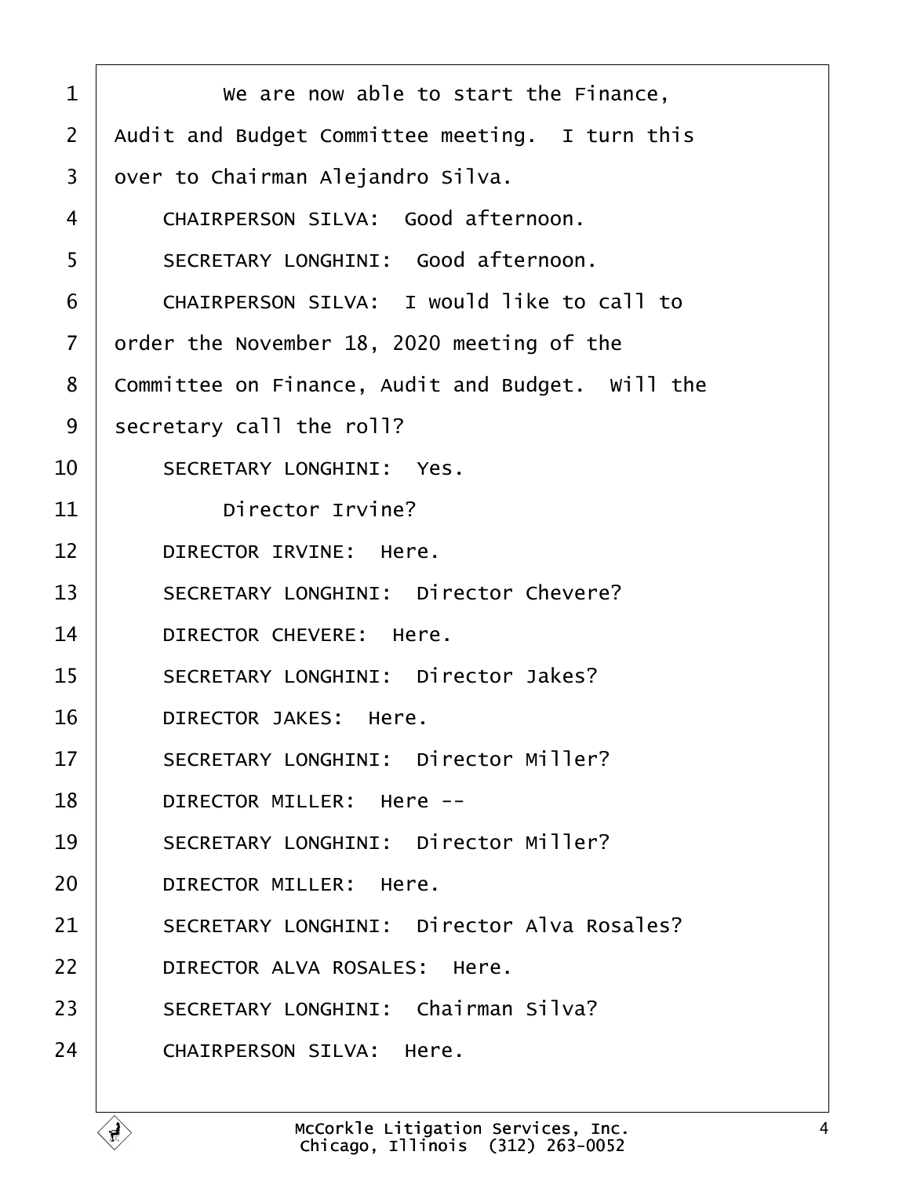We are now able to start the Finance, Audit and Budget Committee meeting. I turn this over to Chairman Alejandro Silva.

CHAIRPERSON SILVA: Good afternoon.

SECRETARY LONGHINI: Good afternoon.

CHAIRPERSON SILVA: I would like to call to order the November 18, 2020 meeting of the Committee on Finance, Audit and Budget. Will the secretary call the roll?

SECRETARY LONGHINI: Yes.

Director Irvine?

DIRECTOR IRVINE: Here.

SECRETARY LONGHINI: Director Chevere?

DIRECTOR CHEVERE: Here.

SECRETARY LONGHINI: Director Jakes?

DIRECTOR JAKES: Here.

SECRETARY LONGHINI: Director Miller?

DIRECTOR MILLER: Here --

SECRETARY LONGHINI: Director Miller?

DIRECTOR MILLER: Here.

SECRETARY LONGHINI: Director Alva Rosales?

DIRECTOR ALVA ROSALES: Here.

SECRETARY LONGHINI: Chairman Silva?

CHAIRPERSON SILVA: Here.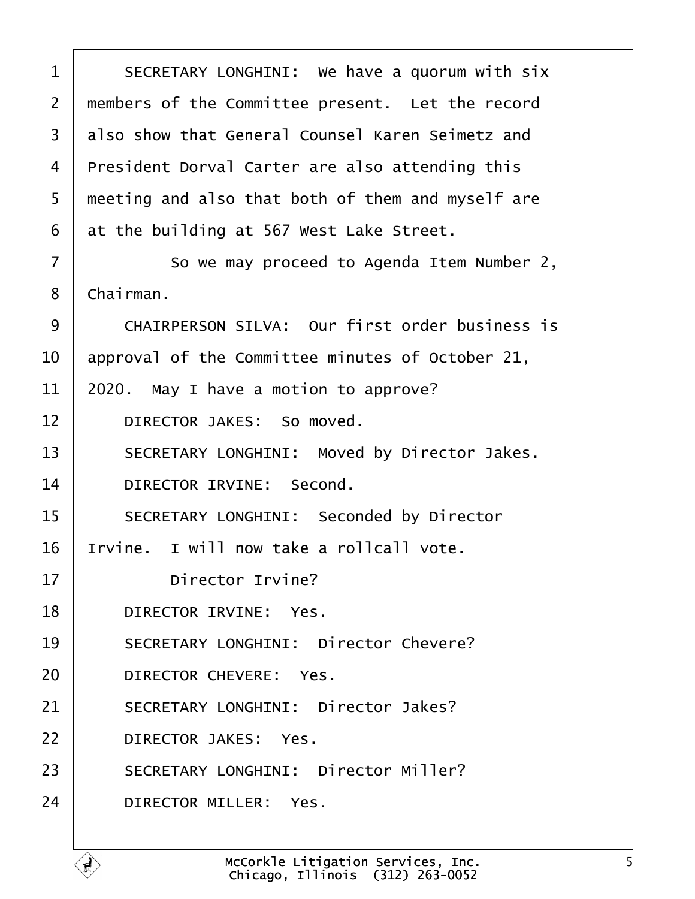SECRETARY LONGHINI: We have a quorum with six members of the Committee present. Let the record also show that General Counsel Karen Seimetz and President Dorval Carter are also attending this meeting and also that both of them and myself are at the building at 567 West Lake Street.

So we may proceed to Agenda Item Number 2, Chairman.

CHAIRPERSON SILVA: Our first order business is approval of the Committee minutes of October 21, 2020. May I have a motion to approve?

DIRECTOR JAKES: So moved.

SECRETARY LONGHINI: Moved by Director Jakes.

DIRECTOR IRVINE: Second.

SECRETARY LONGHINI: Seconded by Director Irvine. I will now take a rollcall vote.

Director Irvine?

DIRECTOR IRVINE: Yes.

SECRETARY LONGHINI: Director Chevere?

DIRECTOR CHEVERE: Yes.

SECRETARY LONGHINI: Director Jakes?

DIRECTOR JAKES: Yes.

SECRETARY LONGHINI: Director Miller?

DIRECTOR MILLER: Yes.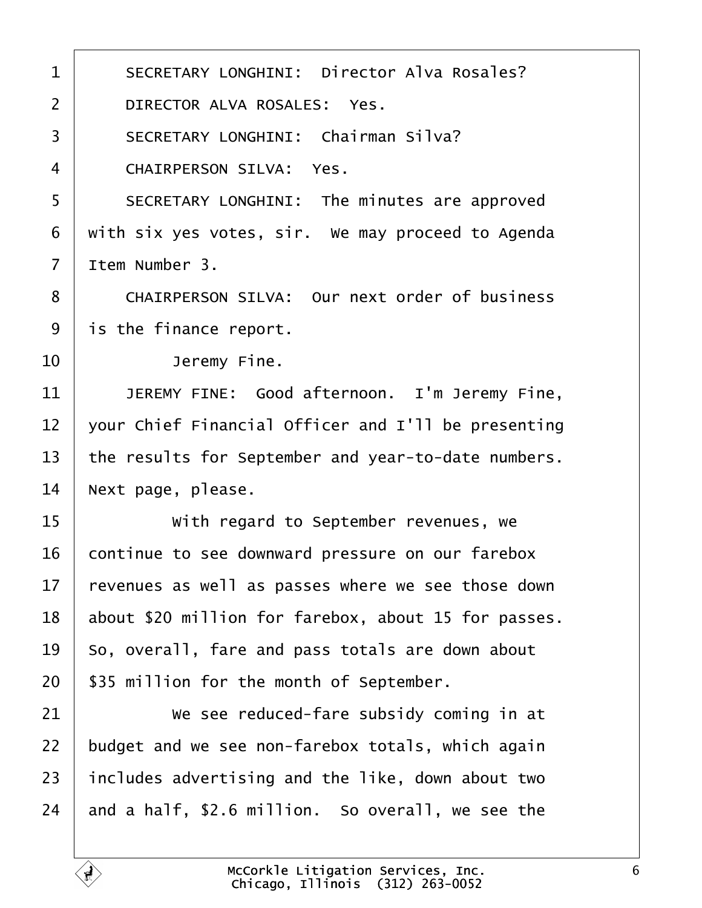SECRETARY LONGHINI: Director Alva Rosales?

DIRECTOR ALVA ROSALES: Yes.

SECRETARY LONGHINI: Chairman Silva?

CHAIRPERSON SILVA: Yes.

SECRETARY LONGHINI: The minutes are approved with six yes votes, sir. We may proceed to Agenda Item Number 3.

CHAIRPERSON SILVA: Our next order of business is the finance report.

Jeremy Fine.

JEREMY FINE: Good afternoon. I'm Jeremy Fine, your Chief Financial Officer and I'll be presenting the results for September and year-to-date numbers. Next page, please.

With regard to September revenues, we continue to see downward pressure on our farebox revenues as well as passes where we see those down about $20 million for farebox, about 15 for passes. So, overall, fare and pass totals are down about $35 million for the month of September.

We see reduced-fare subsidy coming in at budget and we see non-farebox totals, which again includes advertising and the like, down about two and a half, $2.6 million. So overall, we see the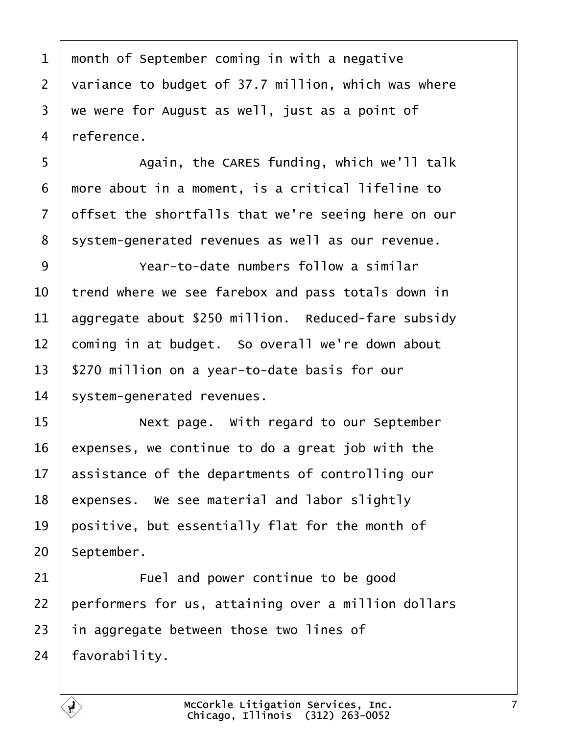month of September coming in with a negative variance to budget of 37.7 million, which was where we were for August as well, just as a point of reference.

Again, the CARES funding, which we'll talk more about in a moment, is a critical lifeline to offset the shortfalls that we're seeing here on our system-generated revenues as well as our revenue.

Year-to-date numbers follow a similar trend where we see farebox and pass totals down in aggregate about $250 million. Reduced-fare subsidy coming in at budget. So overall we're down about $270 million on a year-to-date basis for our system-generated revenues.

Next page. With regard to our September expenses, we continue to do a great job with the assistance of the departments of controlling our expenses. We see material and labor slightly positive, but essentially flat for the month of September.

Fuel and power continue to be good performers for us, attaining over a million dollars in aggregate between those two lines of favorability.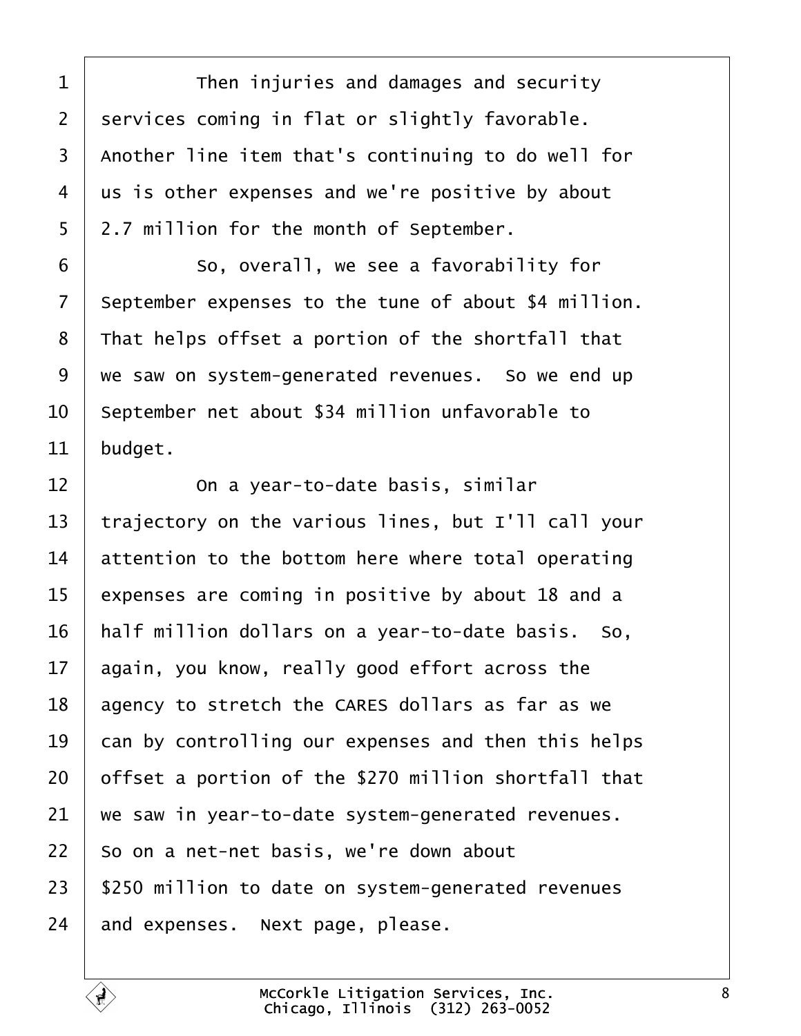Then injuries and damages and security services coming in flat or slightly favorable. Another line item that's continuing to do well for us is other expenses and we're positive by about 2.7 million for the month of September.

So, overall, we see a favorability for September expenses to the tune of about $4 million. That helps offset a portion of the shortfall that we saw on system-generated revenues. So we end up September net about $34 million unfavorable to budget.

On a year-to-date basis, similar trajectory on the various lines, but I'll call your attention to the bottom here where total operating expenses are coming in positive by about 18 and a half million dollars on a year-to-date basis. So, again, you know, really good effort across the agency to stretch the CARES dollars as far as we can by controlling our expenses and then this helps offset a portion of the $270 million shortfall that we saw in year-to-date system-generated revenues. So on a net-net basis, we're down about $250 million to date on system-generated revenues and expenses. Next page, please.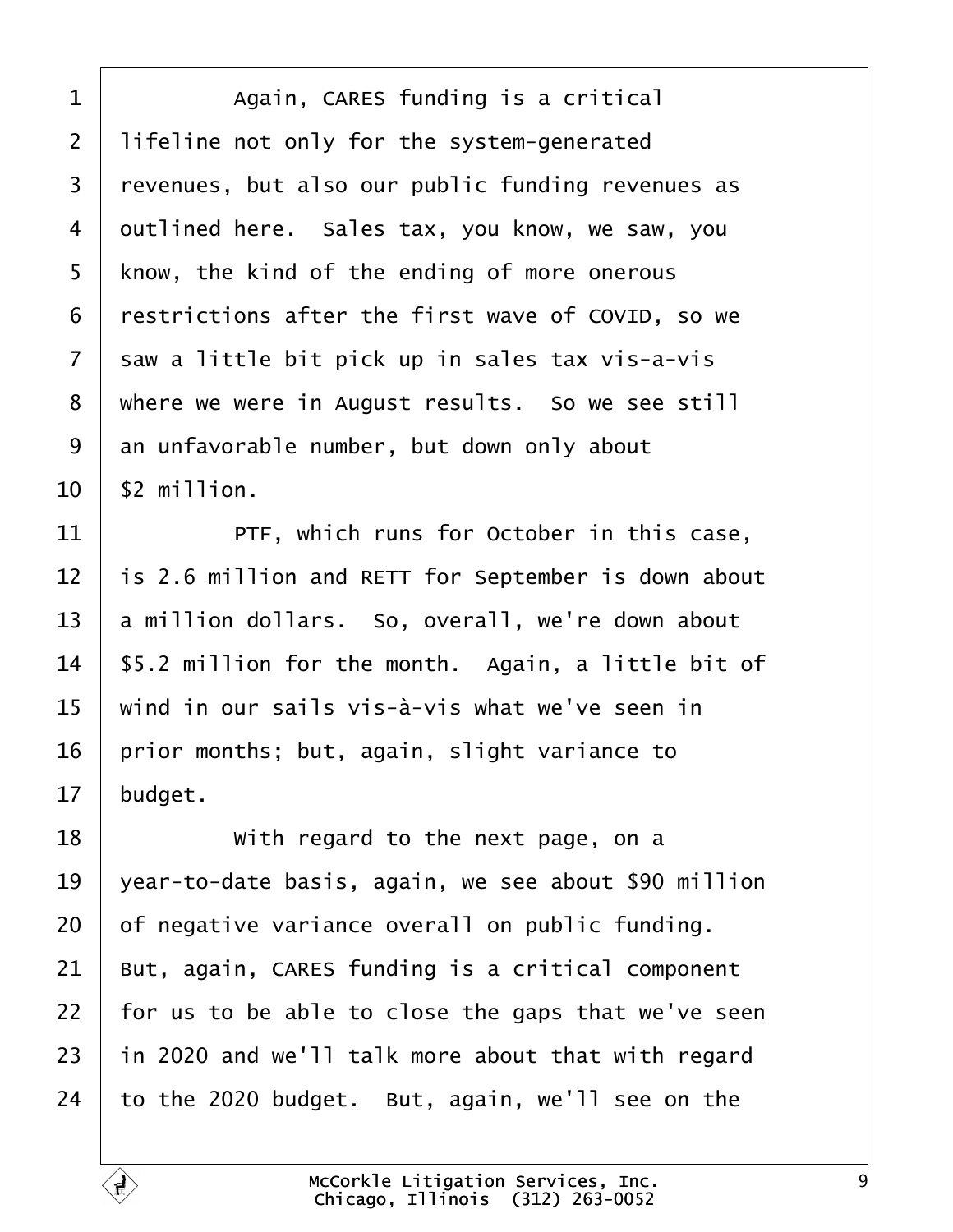1 Again, CARES funding is a critical
2 lifeline not only for the system-generated
3 revenues, but also our public funding revenues as
4 outlined here. Sales tax, you know, we saw, you
5 know, the kind of the ending of more onerous
6 restrictions after the first wave of COVID, so we
7 saw a little bit pick up in sales tax vis-a-vis
8 where we were in August results. So we see still
9 an unfavorable number, but down only about
10 $2 million.
11 PTF, which runs for October in this case,
12 is 2.6 million and RETT for September is down about
13 a million dollars. So, overall, we're down about
14 $5.2 million for the month. Again, a little bit of
15 wind in our sails vis-à-vis what we've seen in
16 prior months; but, again, slight variance to
17 budget.
18 With regard to the next page, on a
19 year-to-date basis, again, we see about $90 million
20 of negative variance overall on public funding.
21 But, again, CARES funding is a critical component
22 for us to be able to close the gaps that we've seen
23 in 2020 and we'll talk more about that with regard
24 to the 2020 budget. But, again, we'll see on the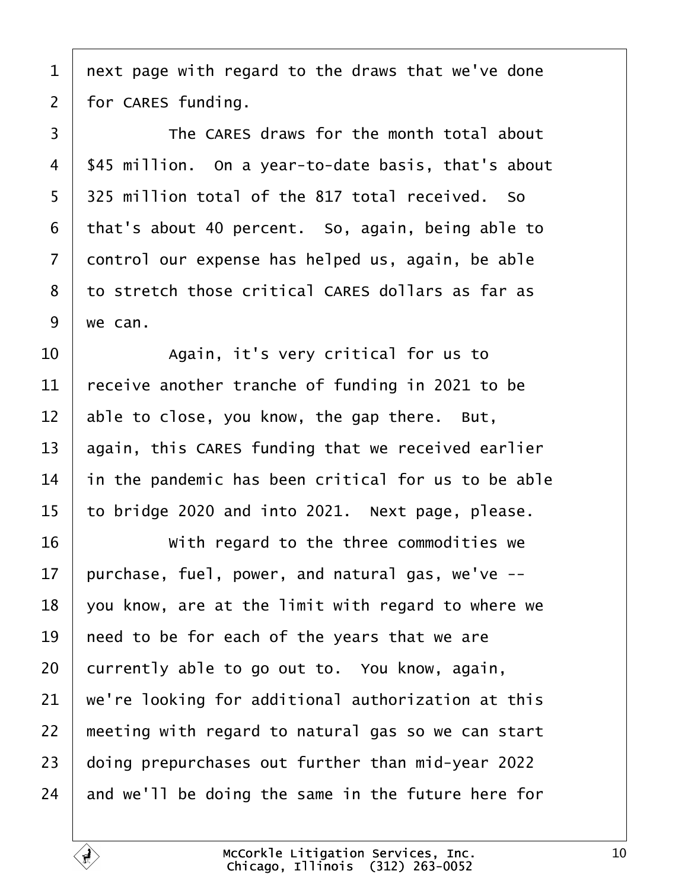next page with regard to the draws that we've done for CARES funding.

The CARES draws for the month total about $45 million. On a year-to-date basis, that's about 325 million total of the 817 total received. So that's about 40 percent. So, again, being able to control our expense has helped us, again, be able to stretch those critical CARES dollars as far as we can.

Again, it's very critical for us to receive another tranche of funding in 2021 to be able to close, you know, the gap there. But, again, this CARES funding that we received earlier in the pandemic has been critical for us to be able to bridge 2020 and into 2021. Next page, please.

With regard to the three commodities we purchase, fuel, power, and natural gas, we've -- you know, are at the limit with regard to where we need to be for each of the years that we are currently able to go out to. You know, again, we're looking for additional authorization at this meeting with regard to natural gas so we can start doing prepurchases out further than mid-year 2022 and we'll be doing the same in the future here for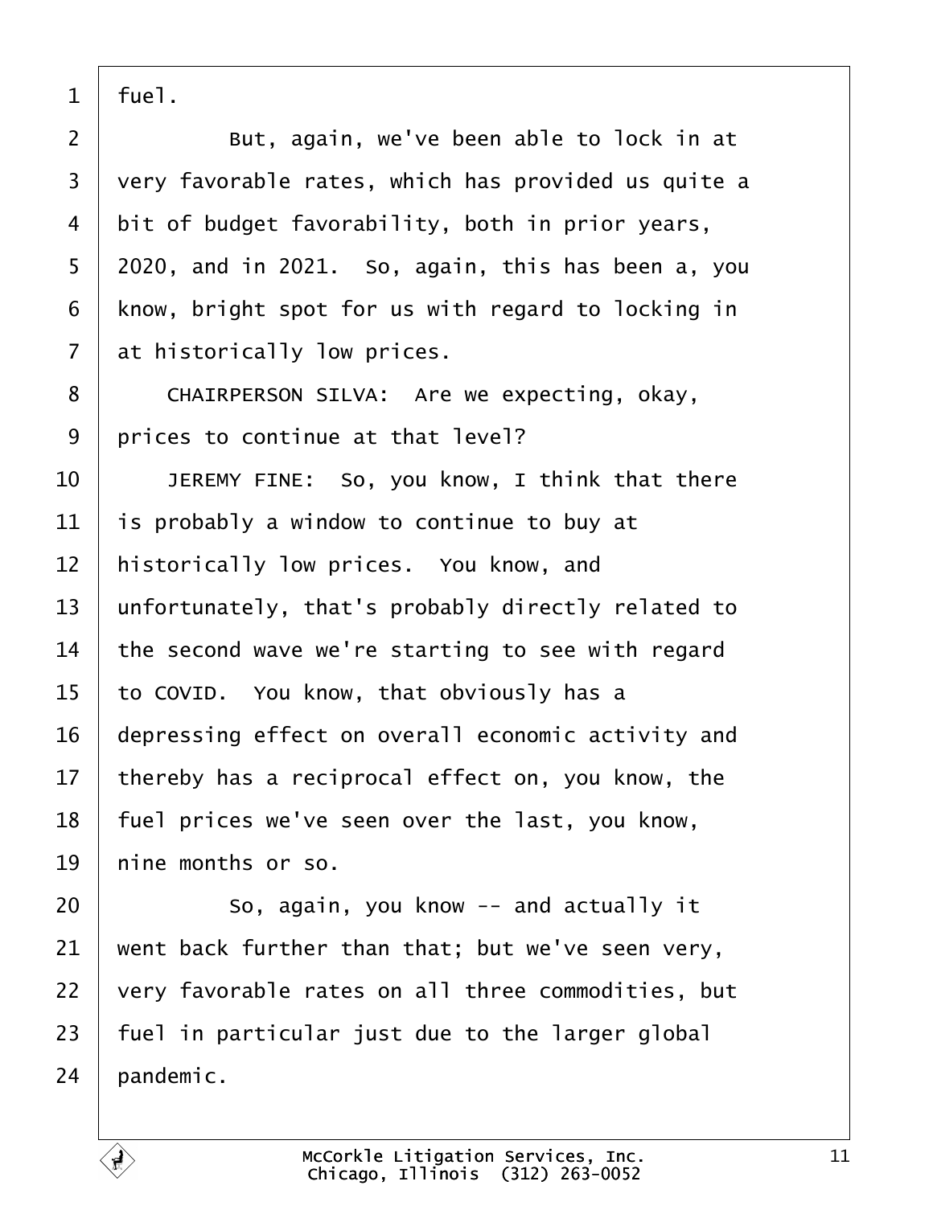fuel.

But, again, we've been able to lock in at very favorable rates, which has provided us quite a bit of budget favorability, both in prior years, 2020, and in 2021. So, again, this has been a, you know, bright spot for us with regard to locking in at historically low prices.

CHAIRPERSON SILVA: Are we expecting, okay, prices to continue at that level?

JEREMY FINE: So, you know, I think that there is probably a window to continue to buy at historically low prices. You know, and unfortunately, that's probably directly related to the second wave we're starting to see with regard to COVID. You know, that obviously has a depressing effect on overall economic activity and thereby has a reciprocal effect on, you know, the fuel prices we've seen over the last, you know, nine months or so.

So, again, you know -- and actually it went back further than that; but we've seen very, very favorable rates on all three commodities, but fuel in particular just due to the larger global pandemic.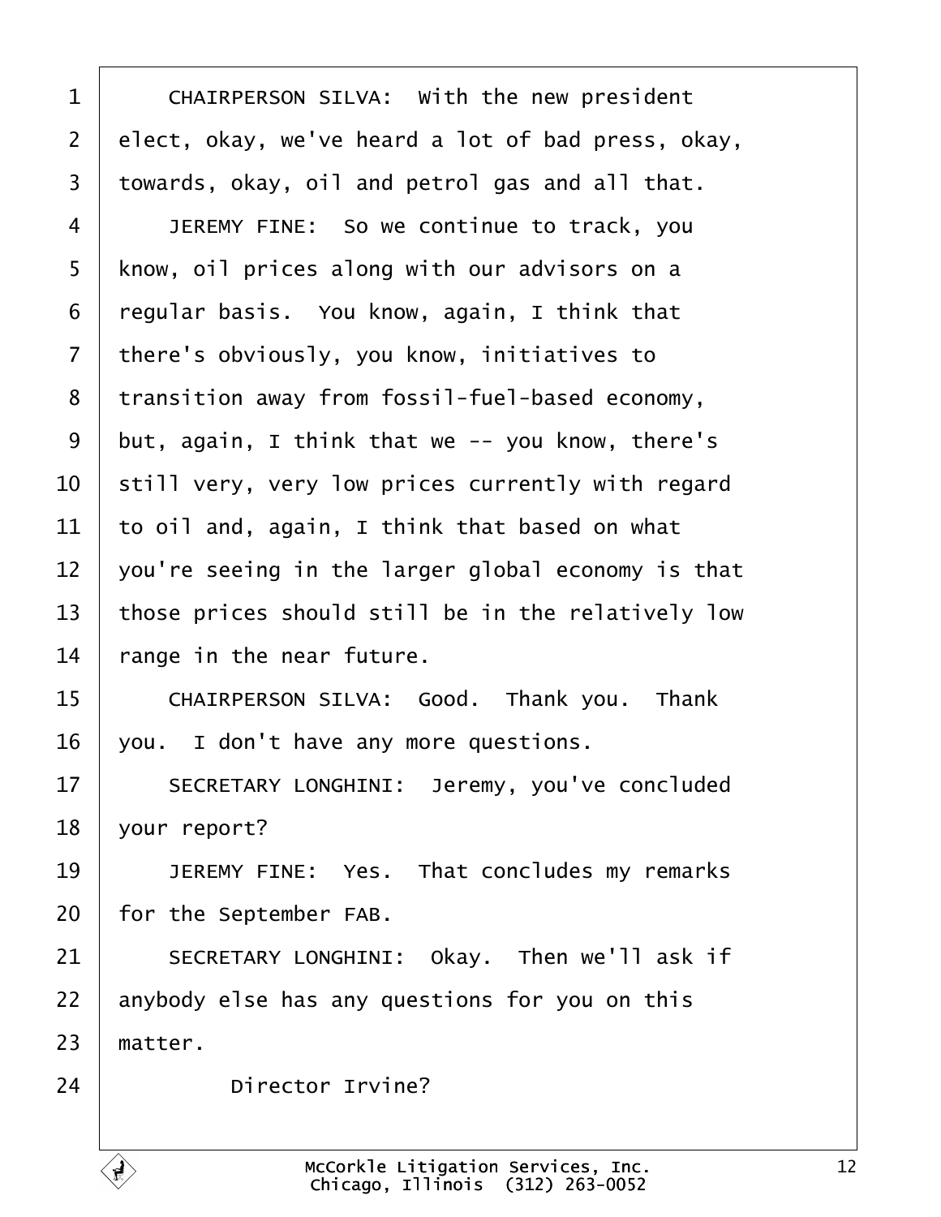CHAIRPERSON SILVA: With the new president elect, okay, we've heard a lot of bad press, okay, towards, okay, oil and petrol gas and all that.

JEREMY FINE: So we continue to track, you know, oil prices along with our advisors on a regular basis. You know, again, I think that there's obviously, you know, initiatives to transition away from fossil-fuel-based economy, but, again, I think that we -- you know, there's still very, very low prices currently with regard to oil and, again, I think that based on what you're seeing in the larger global economy is that those prices should still be in the relatively low range in the near future.

CHAIRPERSON SILVA: Good. Thank you. Thank you. I don't have any more questions.

SECRETARY LONGHINI: Jeremy, you've concluded your report?

JEREMY FINE: Yes. That concludes my remarks for the September FAB.

SECRETARY LONGHINI: Okay. Then we'll ask if anybody else has any questions for you on this matter.

Director Irvine?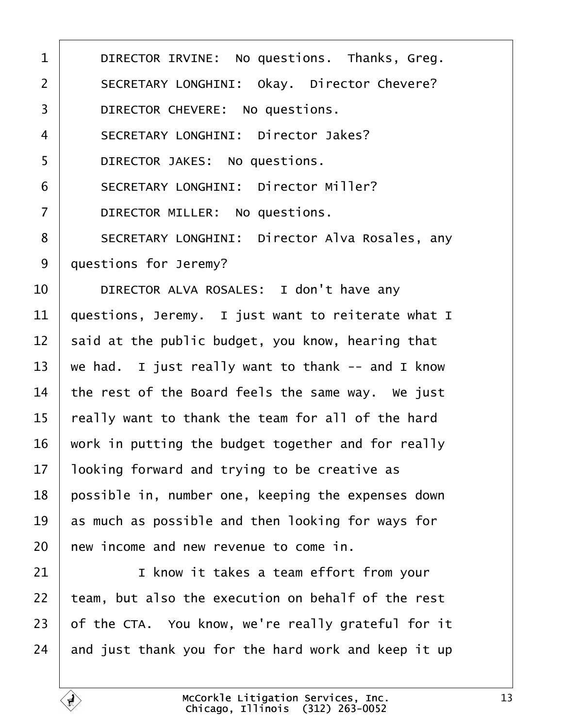DIRECTOR IRVINE: No questions. Thanks, Greg.

SECRETARY LONGHINI: Okay. Director Chevere?

DIRECTOR CHEVERE: No questions.

SECRETARY LONGHINI: Director Jakes?

DIRECTOR JAKES: No questions.

SECRETARY LONGHINI: Director Miller?

DIRECTOR MILLER: No questions.

SECRETARY LONGHINI: Director Alva Rosales, any questions for Jeremy?

DIRECTOR ALVA ROSALES: I don't have any questions, Jeremy. I just want to reiterate what I said at the public budget, you know, hearing that we had. I just really want to thank -- and I know the rest of the Board feels the same way. We just really want to thank the team for all of the hard work in putting the budget together and for really looking forward and trying to be creative as possible in, number one, keeping the expenses down as much as possible and then looking for ways for new income and new revenue to come in.

I know it takes a team effort from your team, but also the execution on behalf of the rest of the CTA. You know, we're really grateful for it and just thank you for the hard work and keep it up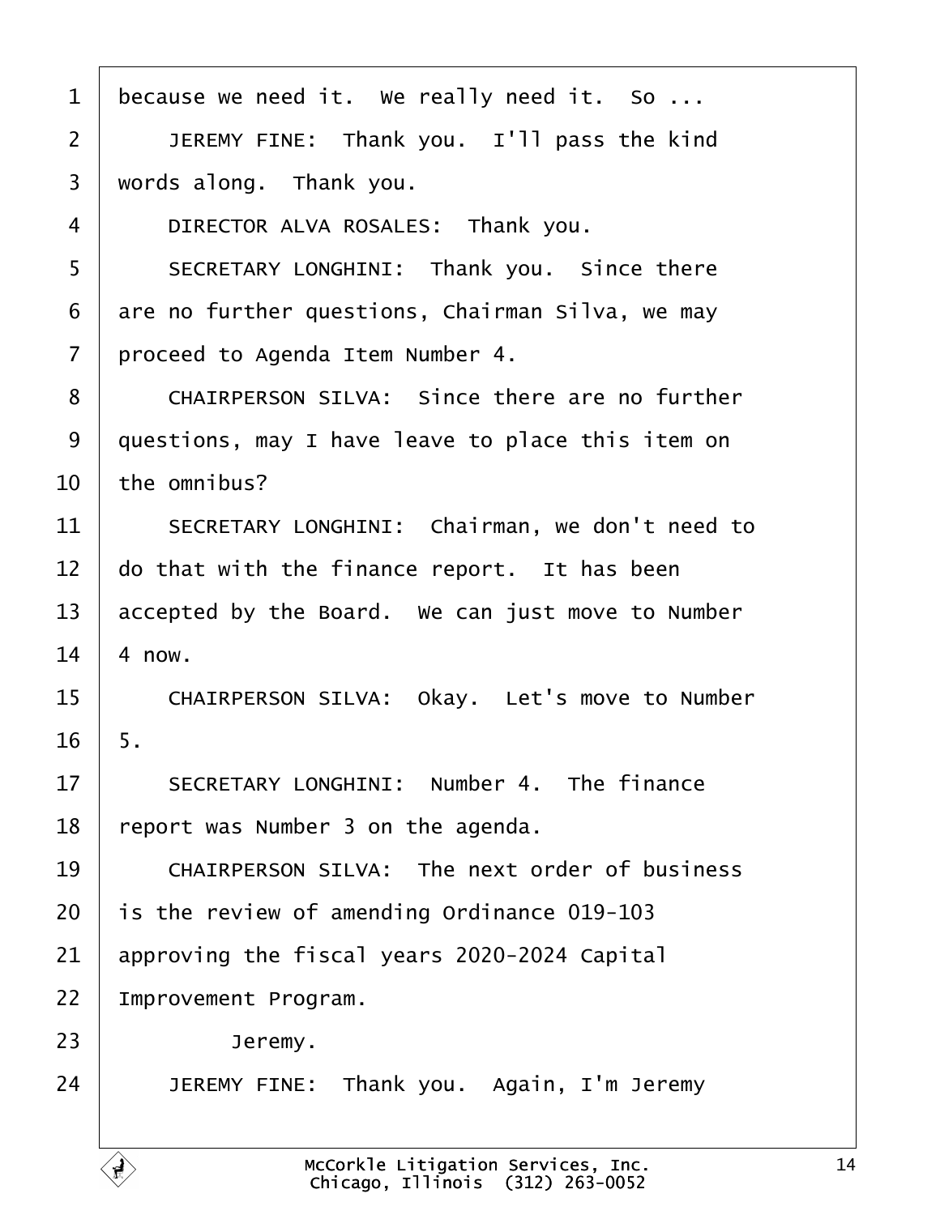because we need it. We really need it. So ...

JEREMY FINE: Thank you. I'll pass the kind words along. Thank you.

DIRECTOR ALVA ROSALES: Thank you.

SECRETARY LONGHINI: Thank you. Since there are no further questions, Chairman Silva, we may proceed to Agenda Item Number 4.

CHAIRPERSON SILVA: Since there are no further questions, may I have leave to place this item on the omnibus?

SECRETARY LONGHINI: Chairman, we don't need to do that with the finance report. It has been accepted by the Board. We can just move to Number 4 now.

CHAIRPERSON SILVA: Okay. Let's move to Number 5.

SECRETARY LONGHINI: Number 4. The finance report was Number 3 on the agenda.

CHAIRPERSON SILVA: The next order of business is the review of amending Ordinance 019-103 approving the fiscal years 2020-2024 Capital Improvement Program.

Jeremy.

JEREMY FINE: Thank you. Again, I'm Jeremy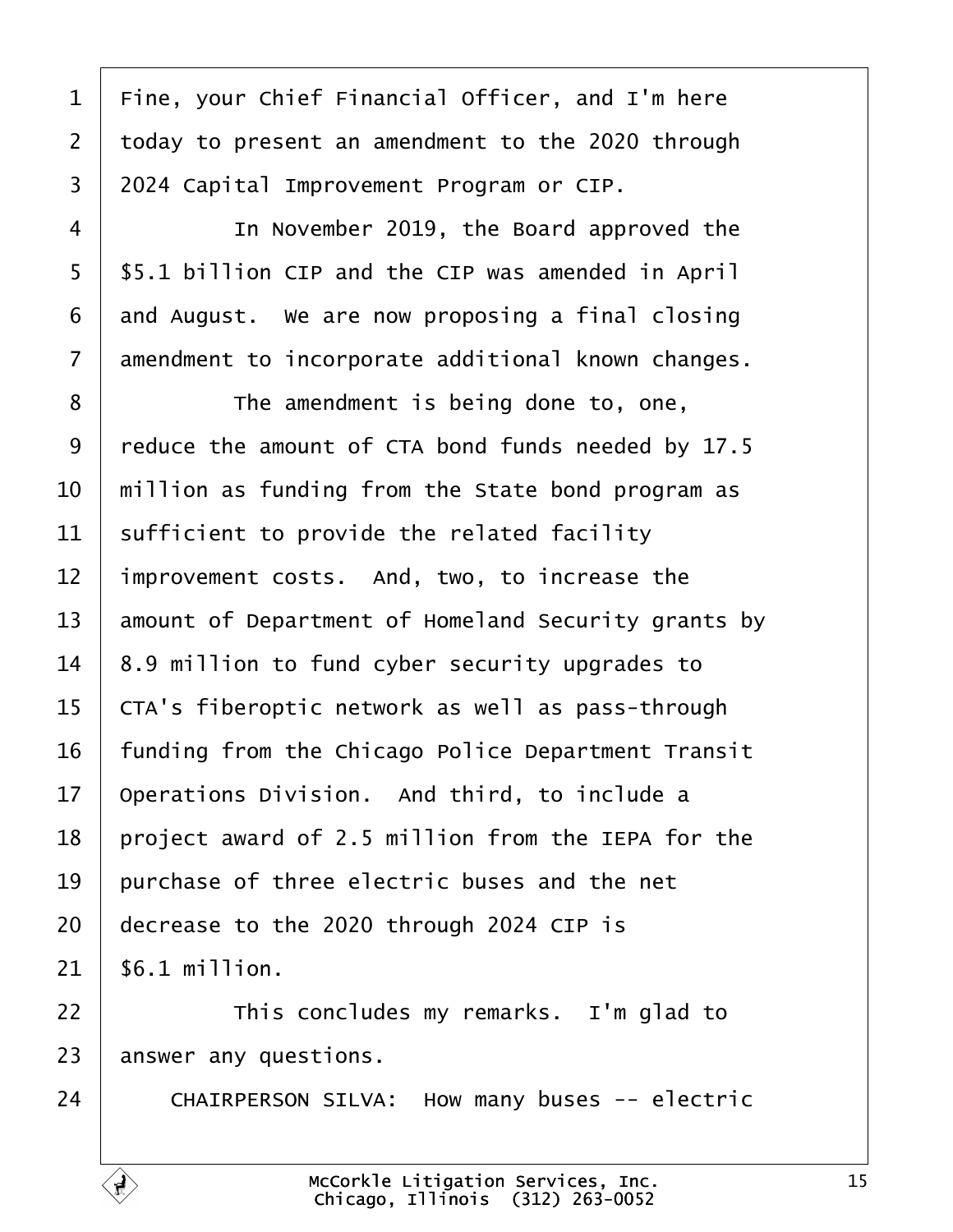Fine, your Chief Financial Officer, and I'm here today to present an amendment to the 2020 through 2024 Capital Improvement Program or CIP.

In November 2019, the Board approved the $5.1 billion CIP and the CIP was amended in April and August. We are now proposing a final closing amendment to incorporate additional known changes.

The amendment is being done to, one, reduce the amount of CTA bond funds needed by 17.5 million as funding from the State bond program as sufficient to provide the related facility improvement costs. And, two, to increase the amount of Department of Homeland Security grants by 8.9 million to fund cyber security upgrades to CTA's fiberoptic network as well as pass-through funding from the Chicago Police Department Transit Operations Division. And third, to include a project award of 2.5 million from the IEPA for the purchase of three electric buses and the net decrease to the 2020 through 2024 CIP is $6.1 million.

This concludes my remarks. I'm glad to answer any questions.

CHAIRPERSON SILVA: How many buses -- electric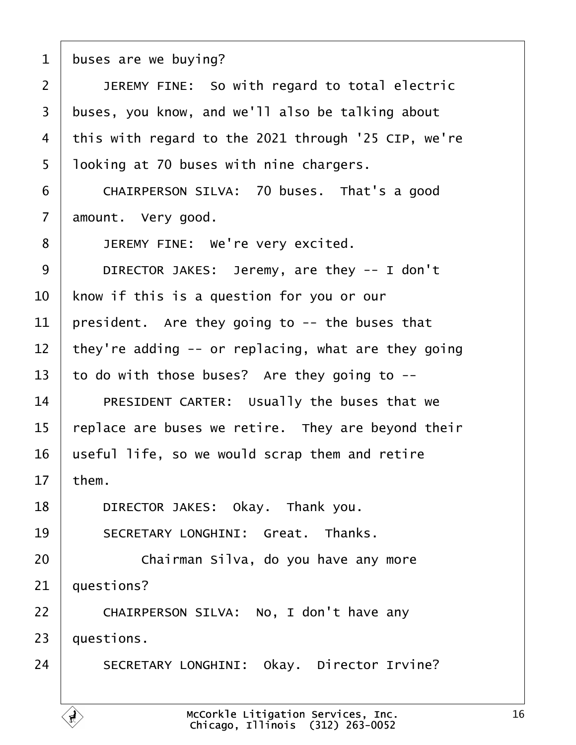buses are we buying?

JEREMY FINE: So with regard to total electric buses, you know, and we'll also be talking about this with regard to the 2021 through '25 CIP, we're looking at 70 buses with nine chargers.

CHAIRPERSON SILVA: 70 buses. That's a good amount. Very good.

JEREMY FINE: We're very excited.

DIRECTOR JAKES: Jeremy, are they -- I don't know if this is a question for you or our president. Are they going to -- the buses that they're adding -- or replacing, what are they going to do with those buses? Are they going to --

PRESIDENT CARTER: Usually the buses that we replace are buses we retire. They are beyond their useful life, so we would scrap them and retire them.

DIRECTOR JAKES: Okay. Thank you.

SECRETARY LONGHINI: Great. Thanks.

Chairman Silva, do you have any more questions?

CHAIRPERSON SILVA: No, I don't have any questions.

SECRETARY LONGHINI: Okay. Director Irvine?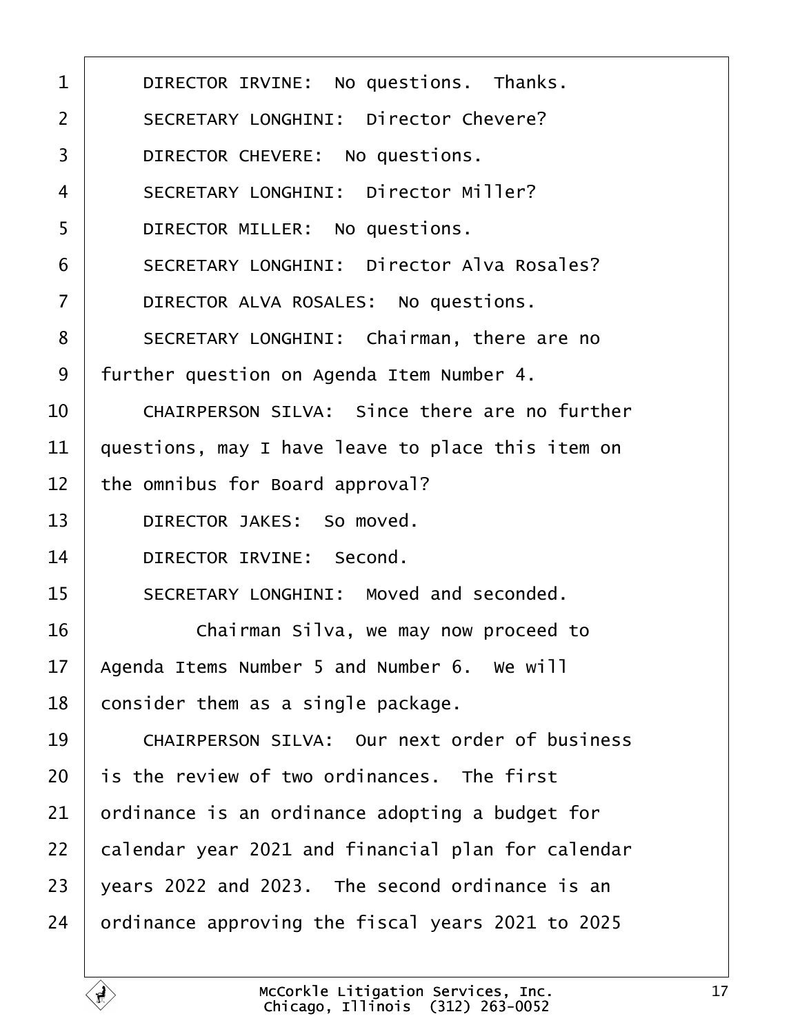DIRECTOR IRVINE: No questions. Thanks.

SECRETARY LONGHINI: Director Chevere?

DIRECTOR CHEVERE: No questions.

SECRETARY LONGHINI: Director Miller?

DIRECTOR MILLER: No questions.

SECRETARY LONGHINI: Director Alva Rosales?

DIRECTOR ALVA ROSALES: No questions.

SECRETARY LONGHINI: Chairman, there are no further question on Agenda Item Number 4.

CHAIRPERSON SILVA: Since there are no further questions, may I have leave to place this item on the omnibus for Board approval?

DIRECTOR JAKES: So moved.

DIRECTOR IRVINE: Second.

SECRETARY LONGHINI: Moved and seconded.

Chairman Silva, we may now proceed to Agenda Items Number 5 and Number 6. We will consider them as a single package.

CHAIRPERSON SILVA: Our next order of business is the review of two ordinances. The first ordinance is an ordinance adopting a budget for calendar year 2021 and financial plan for calendar years 2022 and 2023. The second ordinance is an ordinance approving the fiscal years 2021 to 2025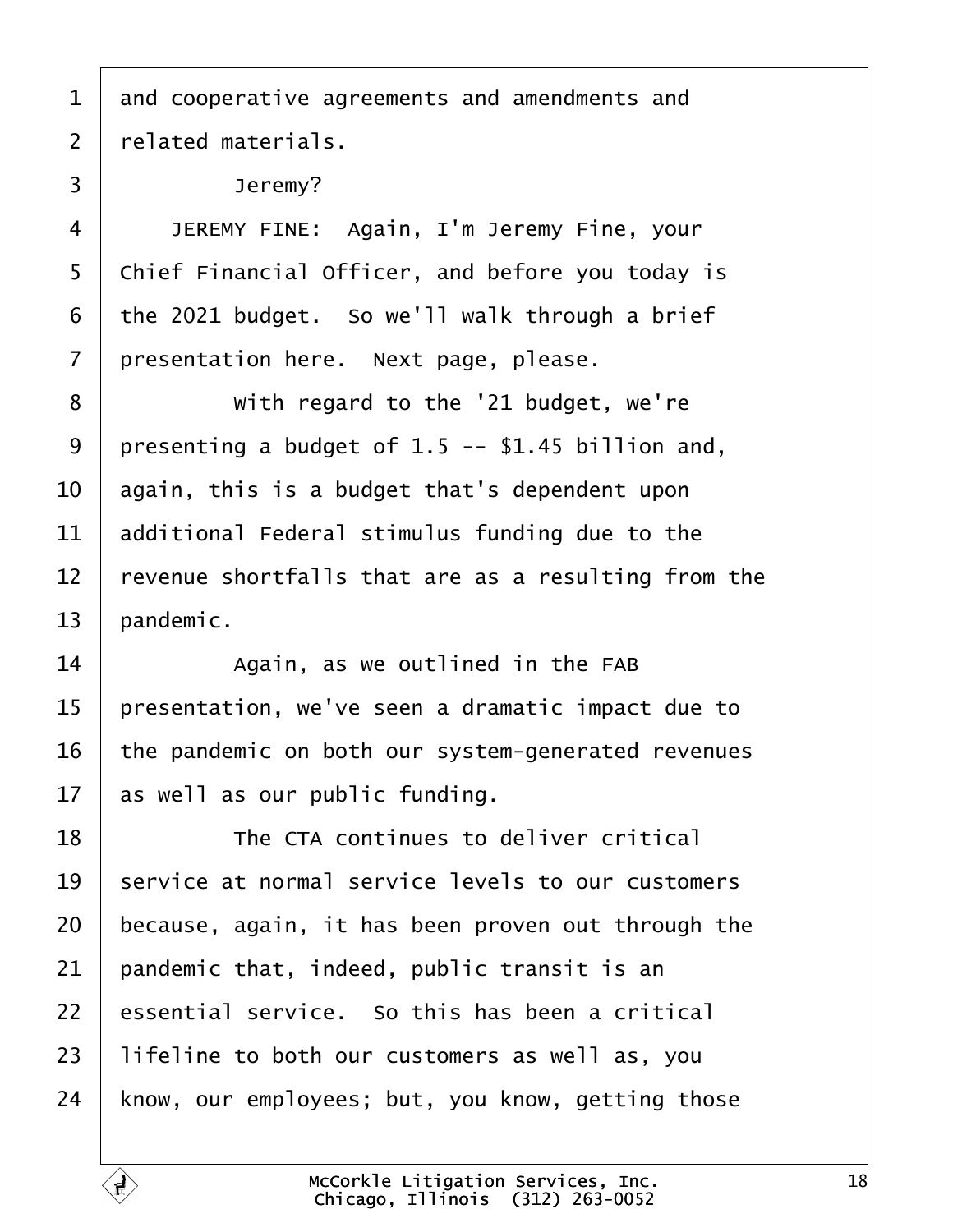and cooperative agreements and amendments and related materials.

Jeremy?

JEREMY FINE: Again, I'm Jeremy Fine, your Chief Financial Officer, and before you today is the 2021 budget. So we'll walk through a brief presentation here. Next page, please.

With regard to the '21 budget, we're presenting a budget of 1.5 -- $1.45 billion and, again, this is a budget that's dependent upon additional Federal stimulus funding due to the revenue shortfalls that are as a resulting from the pandemic.

Again, as we outlined in the FAB presentation, we've seen a dramatic impact due to the pandemic on both our system-generated revenues as well as our public funding.

The CTA continues to deliver critical service at normal service levels to our customers because, again, it has been proven out through the pandemic that, indeed, public transit is an essential service. So this has been a critical lifeline to both our customers as well as, you know, our employees; but, you know, getting those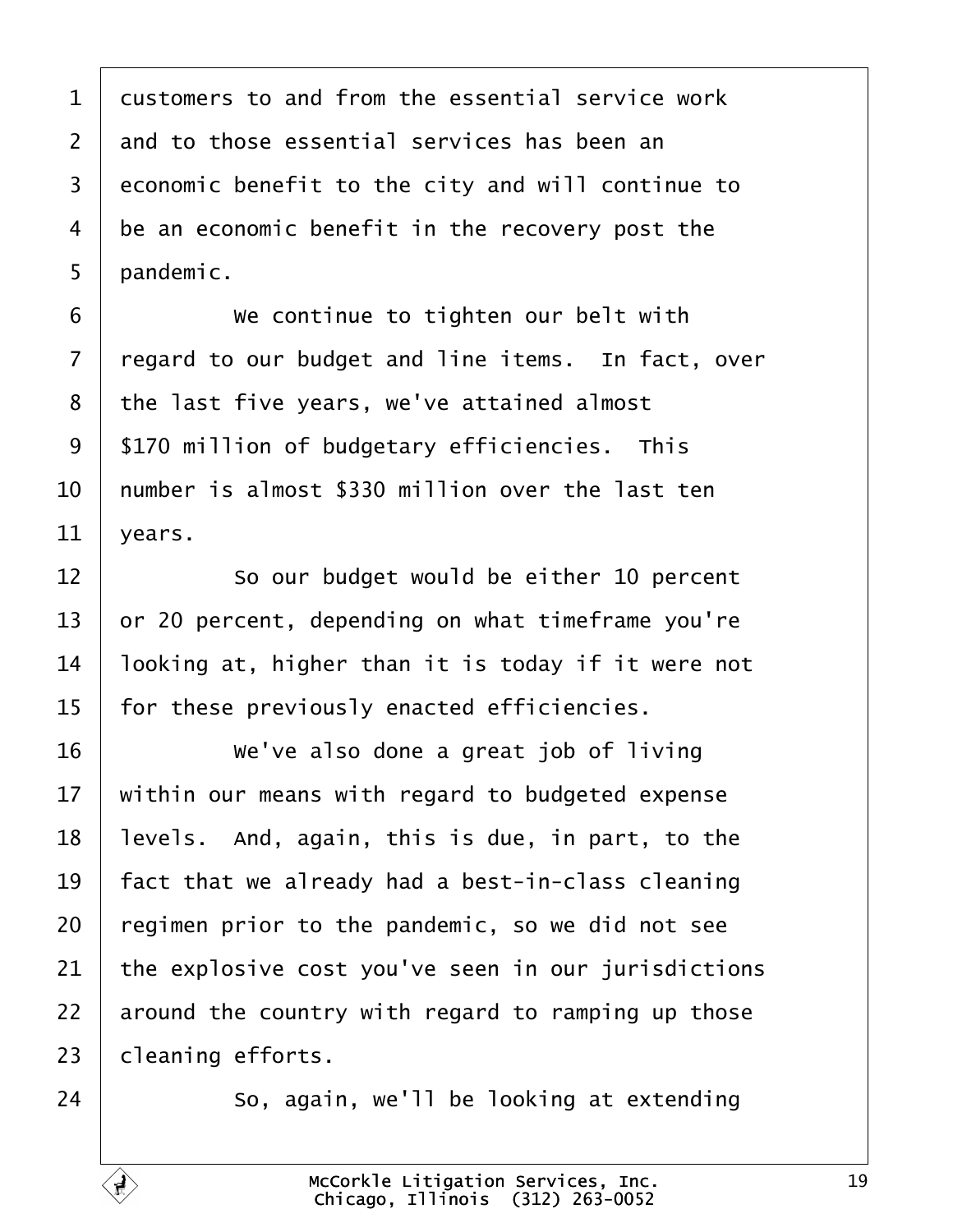customers to and from the essential service work and to those essential services has been an economic benefit to the city and will continue to be an economic benefit in the recovery post the pandemic.

We continue to tighten our belt with regard to our budget and line items. In fact, over the last five years, we've attained almost $170 million of budgetary efficiencies. This number is almost $330 million over the last ten years.

So our budget would be either 10 percent or 20 percent, depending on what timeframe you're looking at, higher than it is today if it were not for these previously enacted efficiencies.

We've also done a great job of living within our means with regard to budgeted expense levels. And, again, this is due, in part, to the fact that we already had a best-in-class cleaning regimen prior to the pandemic, so we did not see the explosive cost you've seen in our jurisdictions around the country with regard to ramping up those cleaning efforts.

So, again, we'll be looking at extending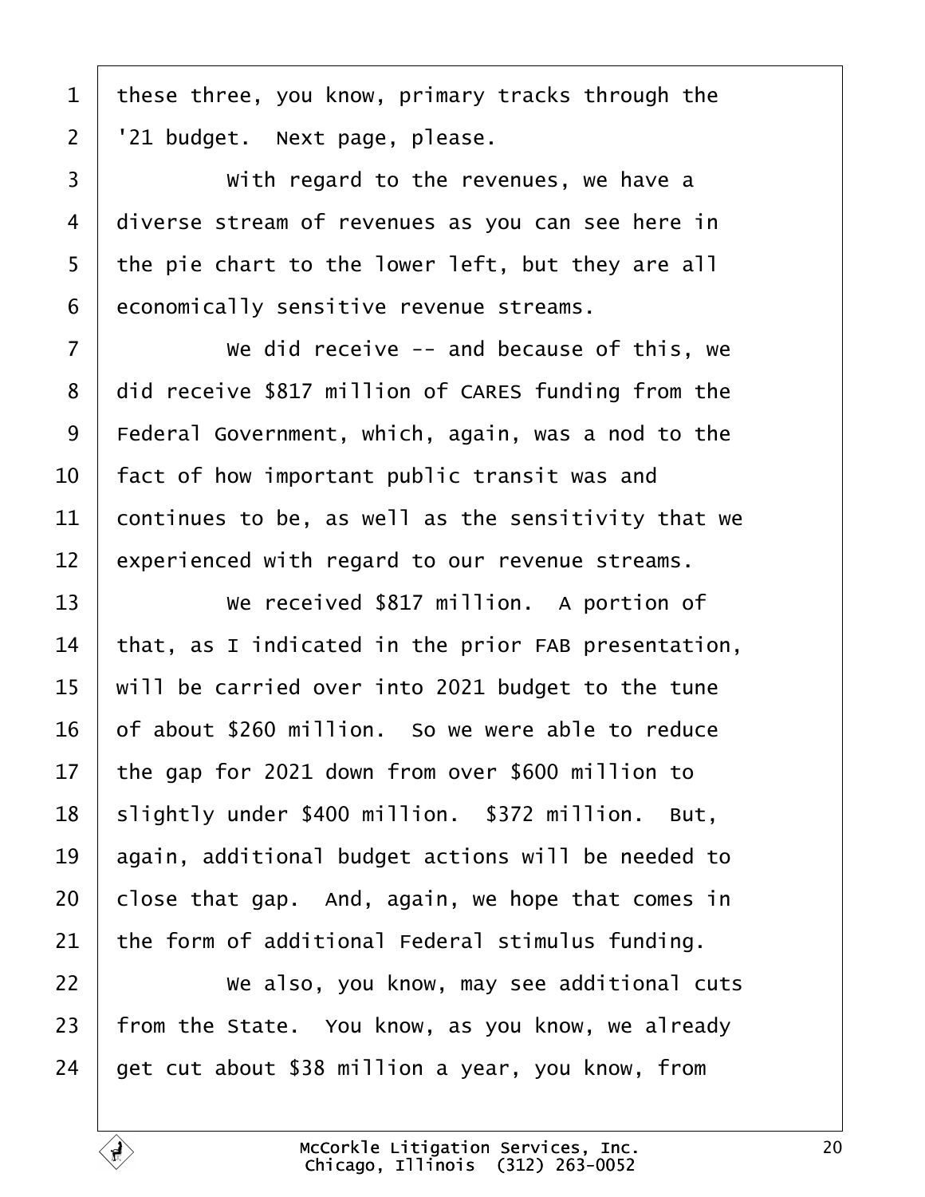these three, you know, primary tracks through the '21 budget. Next page, please.

With regard to the revenues, we have a diverse stream of revenues as you can see here in the pie chart to the lower left, but they are all economically sensitive revenue streams.

We did receive -- and because of this, we did receive $817 million of CARES funding from the Federal Government, which, again, was a nod to the fact of how important public transit was and continues to be, as well as the sensitivity that we experienced with regard to our revenue streams.

We received $817 million. A portion of that, as I indicated in the prior FAB presentation, will be carried over into 2021 budget to the tune of about $260 million. So we were able to reduce the gap for 2021 down from over $600 million to slightly under $400 million. $372 million. But, again, additional budget actions will be needed to close that gap. And, again, we hope that comes in the form of additional Federal stimulus funding.

We also, you know, may see additional cuts from the State. You know, as you know, we already get cut about $38 million a year, you know, from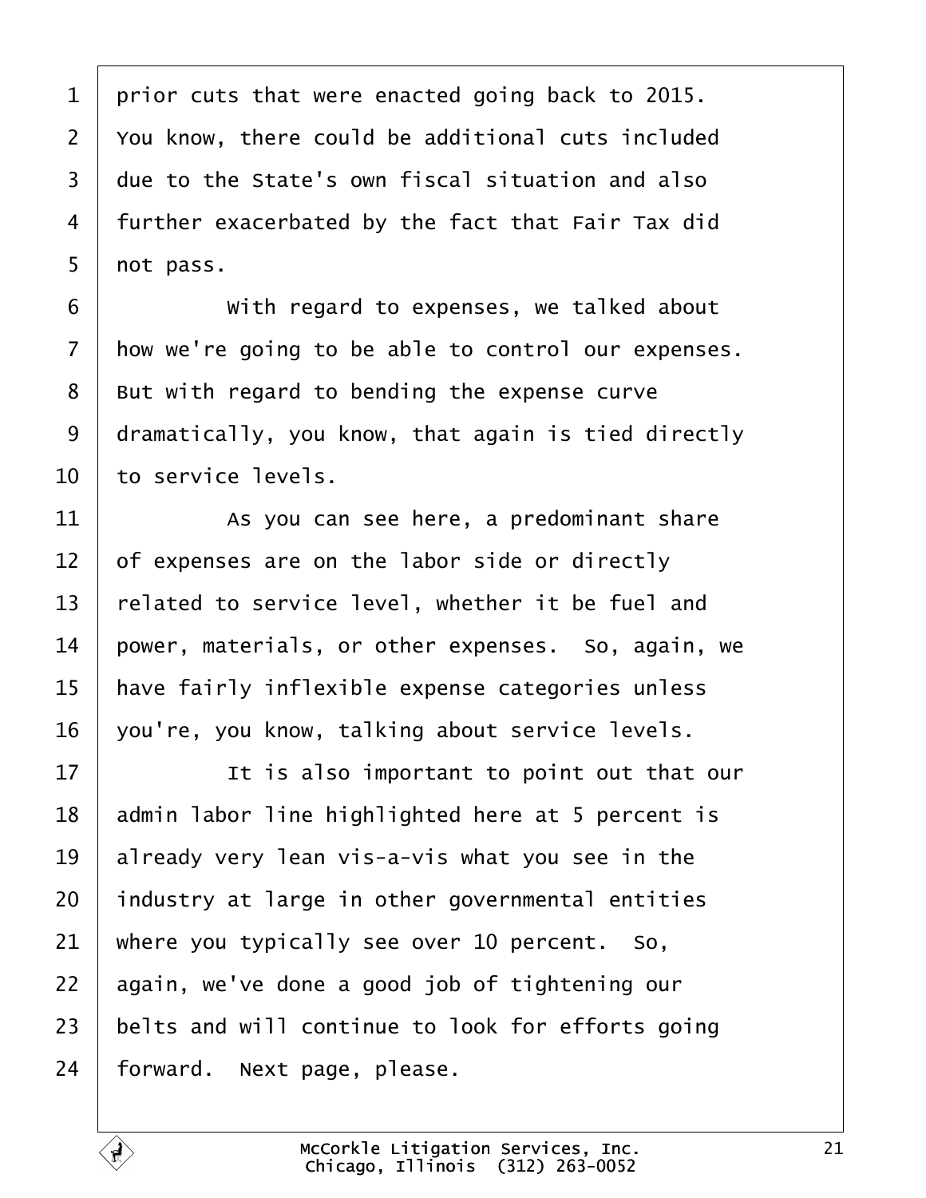prior cuts that were enacted going back to 2015. You know, there could be additional cuts included due to the State's own fiscal situation and also further exacerbated by the fact that Fair Tax did not pass.

With regard to expenses, we talked about how we're going to be able to control our expenses. But with regard to bending the expense curve dramatically, you know, that again is tied directly to service levels.

As you can see here, a predominant share of expenses are on the labor side or directly related to service level, whether it be fuel and power, materials, or other expenses. So, again, we have fairly inflexible expense categories unless you're, you know, talking about service levels.

It is also important to point out that our admin labor line highlighted here at 5 percent is already very lean vis-a-vis what you see in the industry at large in other governmental entities where you typically see over 10 percent. So, again, we've done a good job of tightening our belts and will continue to look for efforts going forward. Next page, please.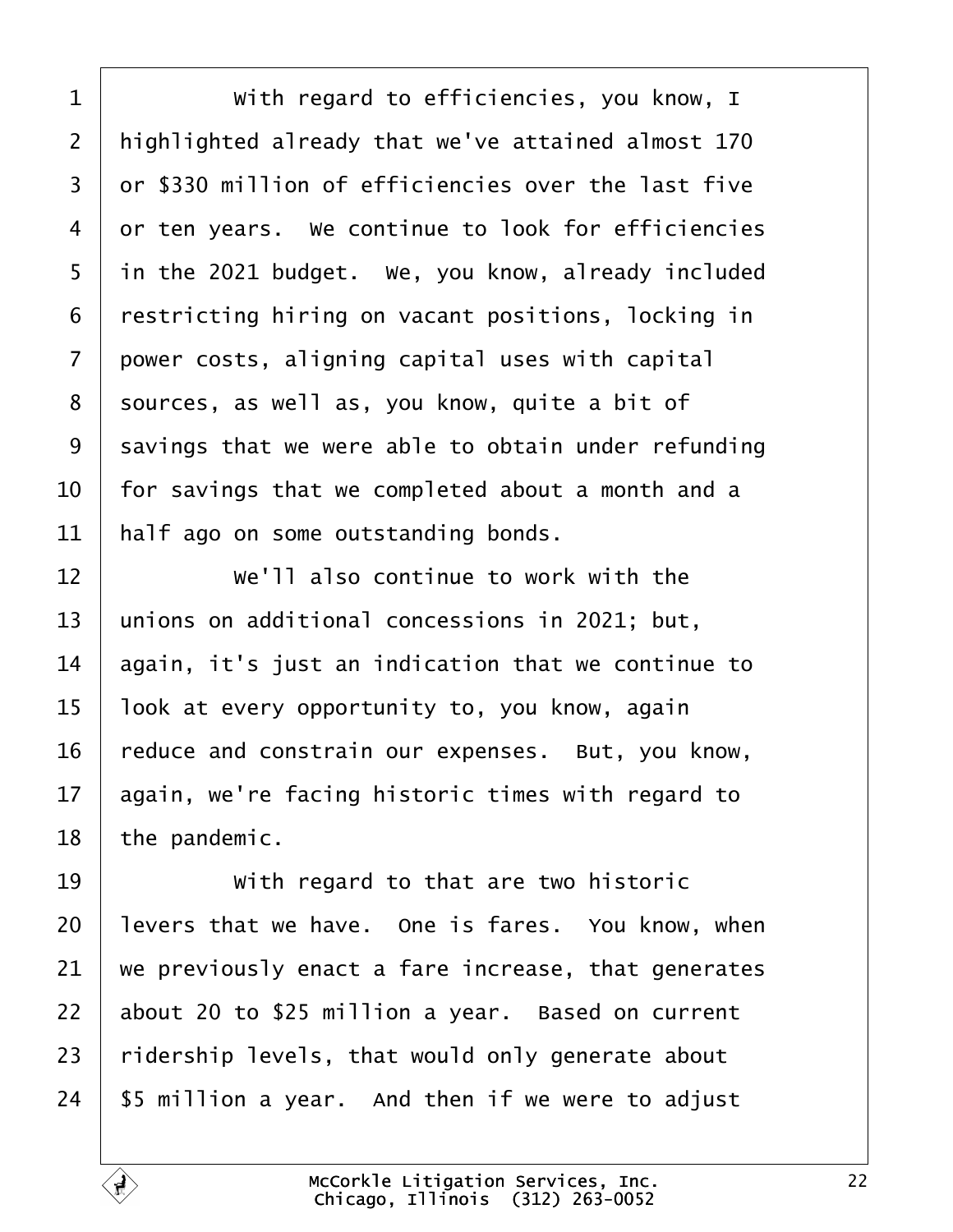With regard to efficiencies, you know, I highlighted already that we've attained almost 170 or $330 million of efficiencies over the last five or ten years. We continue to look for efficiencies in the 2021 budget. We, you know, already included restricting hiring on vacant positions, locking in power costs, aligning capital uses with capital sources, as well as, you know, quite a bit of savings that we were able to obtain under refunding for savings that we completed about a month and a half ago on some outstanding bonds.

We'll also continue to work with the unions on additional concessions in 2021; but, again, it's just an indication that we continue to look at every opportunity to, you know, again reduce and constrain our expenses. But, you know, again, we're facing historic times with regard to the pandemic.

With regard to that are two historic levers that we have. One is fares. You know, when we previously enact a fare increase, that generates about 20 to $25 million a year. Based on current ridership levels, that would only generate about $5 million a year. And then if we were to adjust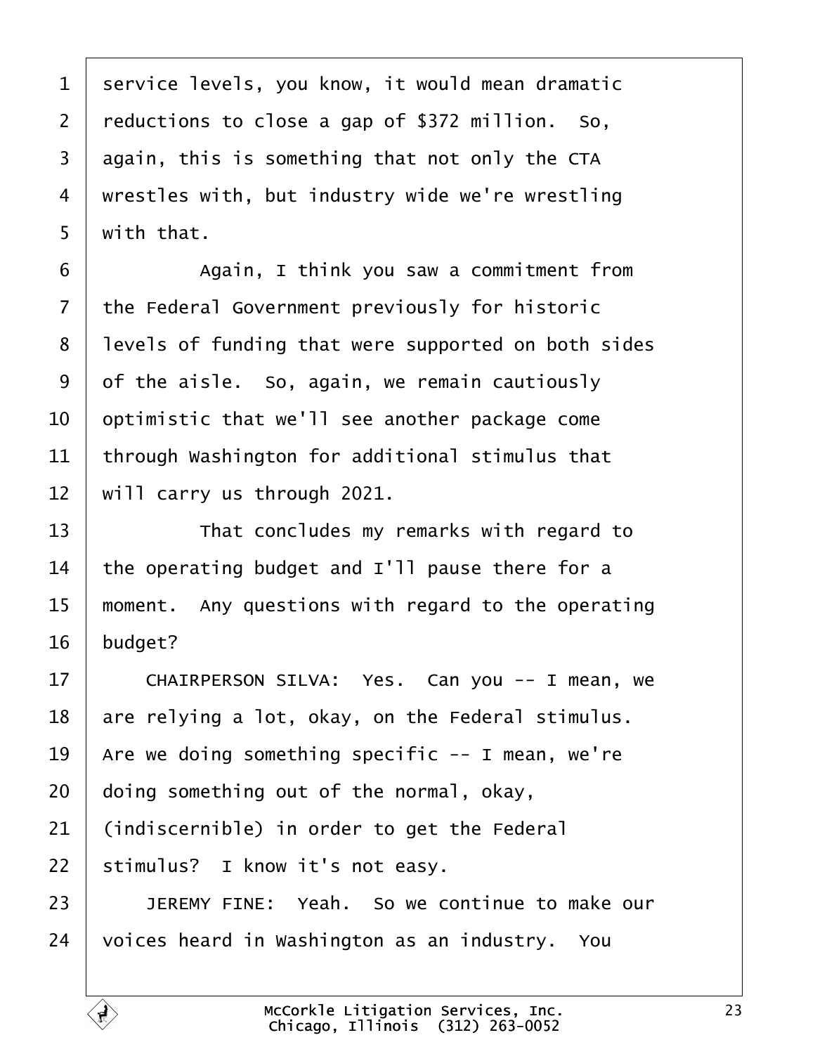service levels, you know, it would mean dramatic reductions to close a gap of $372 million. So, again, this is something that not only the CTA wrestles with, but industry wide we're wrestling with that.

Again, I think you saw a commitment from the Federal Government previously for historic levels of funding that were supported on both sides of the aisle. So, again, we remain cautiously optimistic that we'll see another package come through Washington for additional stimulus that will carry us through 2021.

That concludes my remarks with regard to the operating budget and I'll pause there for a moment. Any questions with regard to the operating budget?

CHAIRPERSON SILVA: Yes. Can you -- I mean, we are relying a lot, okay, on the Federal stimulus. Are we doing something specific -- I mean, we're doing something out of the normal, okay, (indiscernible) in order to get the Federal stimulus? I know it's not easy.

JEREMY FINE: Yeah. So we continue to make our voices heard in Washington as an industry. You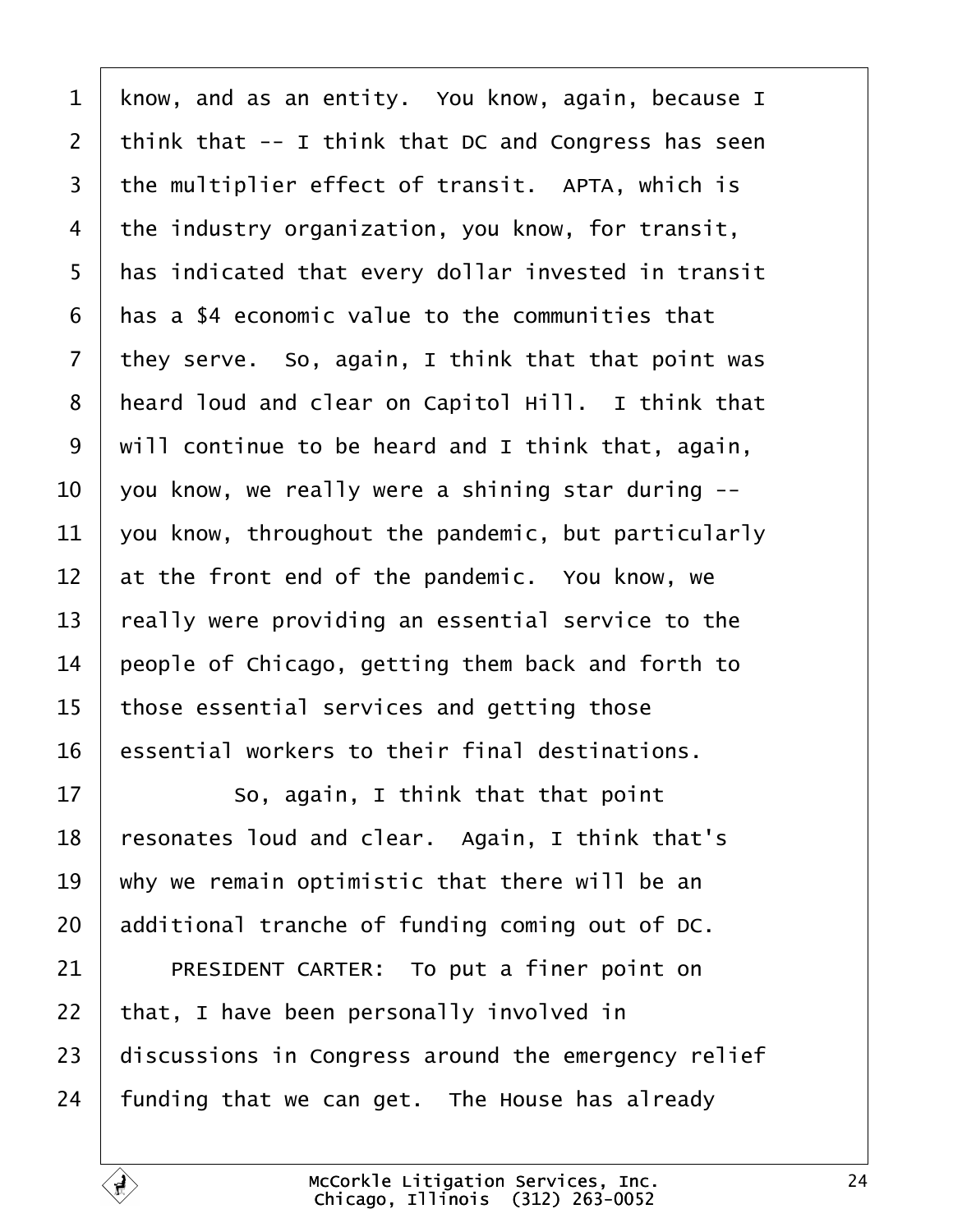know, and as an entity. You know, again, because I think that -- I think that DC and Congress has seen the multiplier effect of transit. APTA, which is the industry organization, you know, for transit, has indicated that every dollar invested in transit has a $4 economic value to the communities that they serve. So, again, I think that that point was heard loud and clear on Capitol Hill. I think that will continue to be heard and I think that, again, you know, we really were a shining star during -- you know, throughout the pandemic, but particularly at the front end of the pandemic. You know, we really were providing an essential service to the people of Chicago, getting them back and forth to those essential services and getting those essential workers to their final destinations.

So, again, I think that that point resonates loud and clear. Again, I think that's why we remain optimistic that there will be an additional tranche of funding coming out of DC.

PRESIDENT CARTER: To put a finer point on that, I have been personally involved in discussions in Congress around the emergency relief funding that we can get. The House has already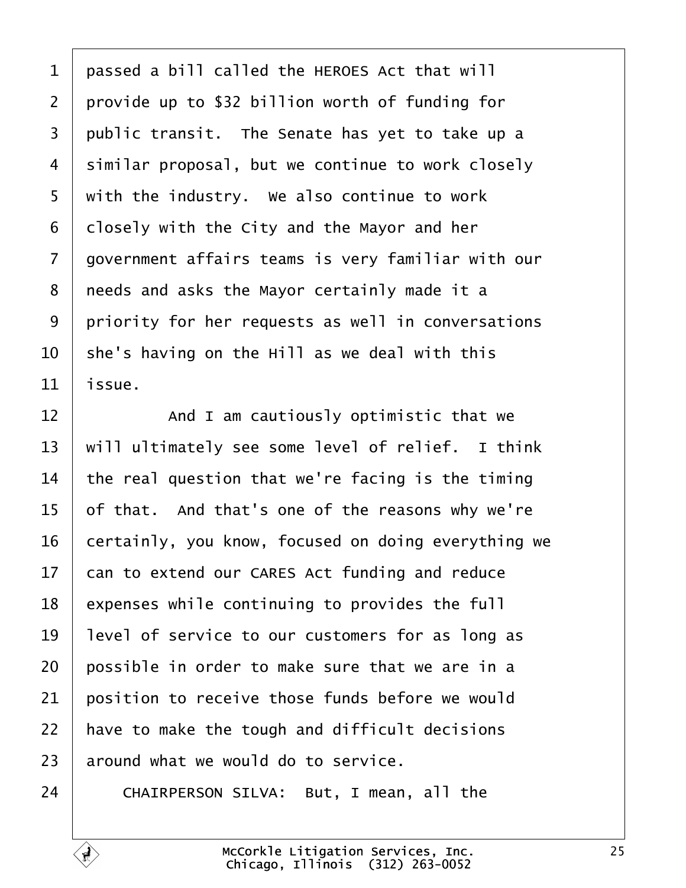passed a bill called the HEROES Act that will provide up to $32 billion worth of funding for public transit. The Senate has yet to take up a similar proposal, but we continue to work closely with the industry. We also continue to work closely with the City and the Mayor and her government affairs teams is very familiar with our needs and asks the Mayor certainly made it a priority for her requests as well in conversations she's having on the Hill as we deal with this issue.

And I am cautiously optimistic that we will ultimately see some level of relief. I think the real question that we're facing is the timing of that. And that's one of the reasons why we're certainly, you know, focused on doing everything we can to extend our CARES Act funding and reduce expenses while continuing to provides the full level of service to our customers for as long as possible in order to make sure that we are in a position to receive those funds before we would have to make the tough and difficult decisions around what we would do to service.

CHAIRPERSON SILVA: But, I mean, all the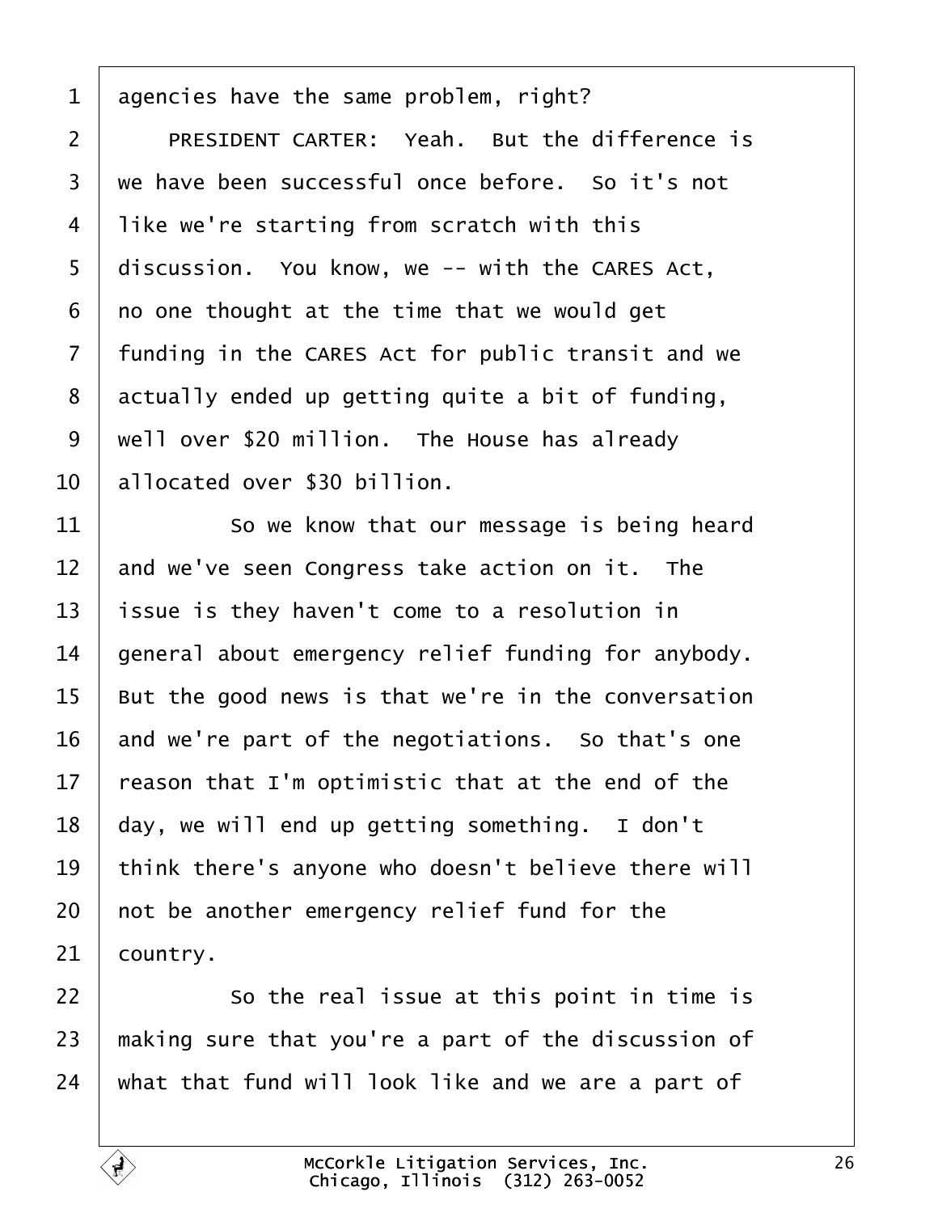agencies have the same problem, right?

PRESIDENT CARTER: Yeah. But the difference is we have been successful once before. So it's not like we're starting from scratch with this discussion. You know, we -- with the CARES Act, no one thought at the time that we would get funding in the CARES Act for public transit and we actually ended up getting quite a bit of funding, well over $20 million. The House has already allocated over $30 billion.

So we know that our message is being heard and we've seen Congress take action on it. The issue is they haven't come to a resolution in general about emergency relief funding for anybody. But the good news is that we're in the conversation and we're part of the negotiations. So that's one reason that I'm optimistic that at the end of the day, we will end up getting something. I don't think there's anyone who doesn't believe there will not be another emergency relief fund for the country.

So the real issue at this point in time is making sure that you're a part of the discussion of what that fund will look like and we are a part of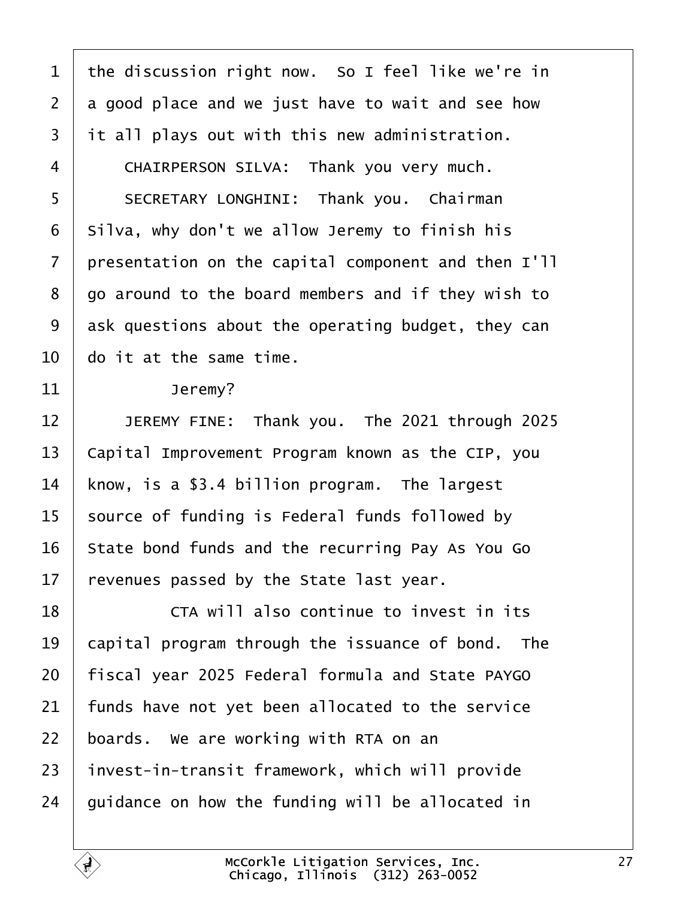the discussion right now. So I feel like we're in a good place and we just have to wait and see how it all plays out with this new administration.

CHAIRPERSON SILVA: Thank you very much.

SECRETARY LONGHINI: Thank you. Chairman Silva, why don't we allow Jeremy to finish his presentation on the capital component and then I'll go around to the board members and if they wish to ask questions about the operating budget, they can do it at the same time.

Jeremy?

JEREMY FINE: Thank you. The 2021 through 2025 Capital Improvement Program known as the CIP, you know, is a $3.4 billion program. The largest source of funding is Federal funds followed by State bond funds and the recurring Pay As You Go revenues passed by the State last year.

CTA will also continue to invest in its capital program through the issuance of bond. The fiscal year 2025 Federal formula and State PAYGO funds have not yet been allocated to the service boards. We are working with RTA on an invest-in-transit framework, which will provide guidance on how the funding will be allocated in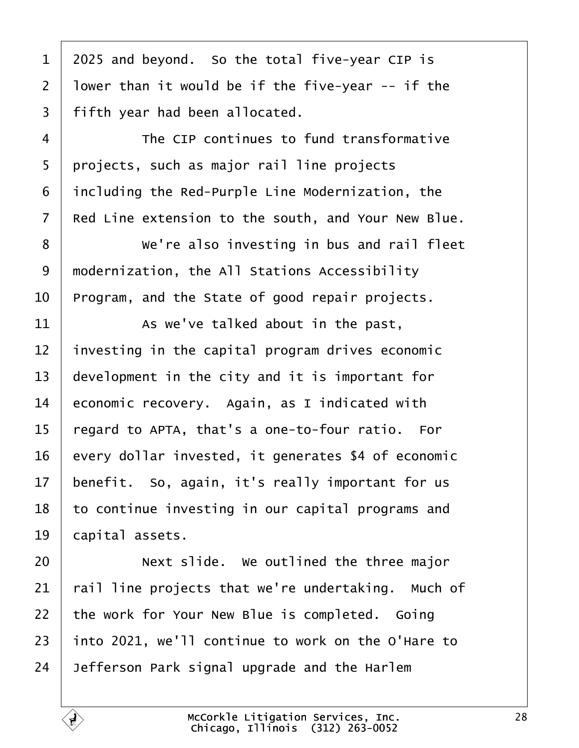2025 and beyond. So the total five-year CIP is lower than it would be if the five-year -- if the fifth year had been allocated.

The CIP continues to fund transformative projects, such as major rail line projects including the Red-Purple Line Modernization, the Red Line extension to the south, and Your New Blue.

We're also investing in bus and rail fleet modernization, the All Stations Accessibility Program, and the State of good repair projects.

As we've talked about in the past, investing in the capital program drives economic development in the city and it is important for economic recovery. Again, as I indicated with regard to APTA, that's a one-to-four ratio. For every dollar invested, it generates $4 of economic benefit. So, again, it's really important for us to continue investing in our capital programs and capital assets.

Next slide. We outlined the three major rail line projects that we're undertaking. Much of the work for Your New Blue is completed. Going into 2021, we'll continue to work on the O'Hare to Jefferson Park signal upgrade and the Harlem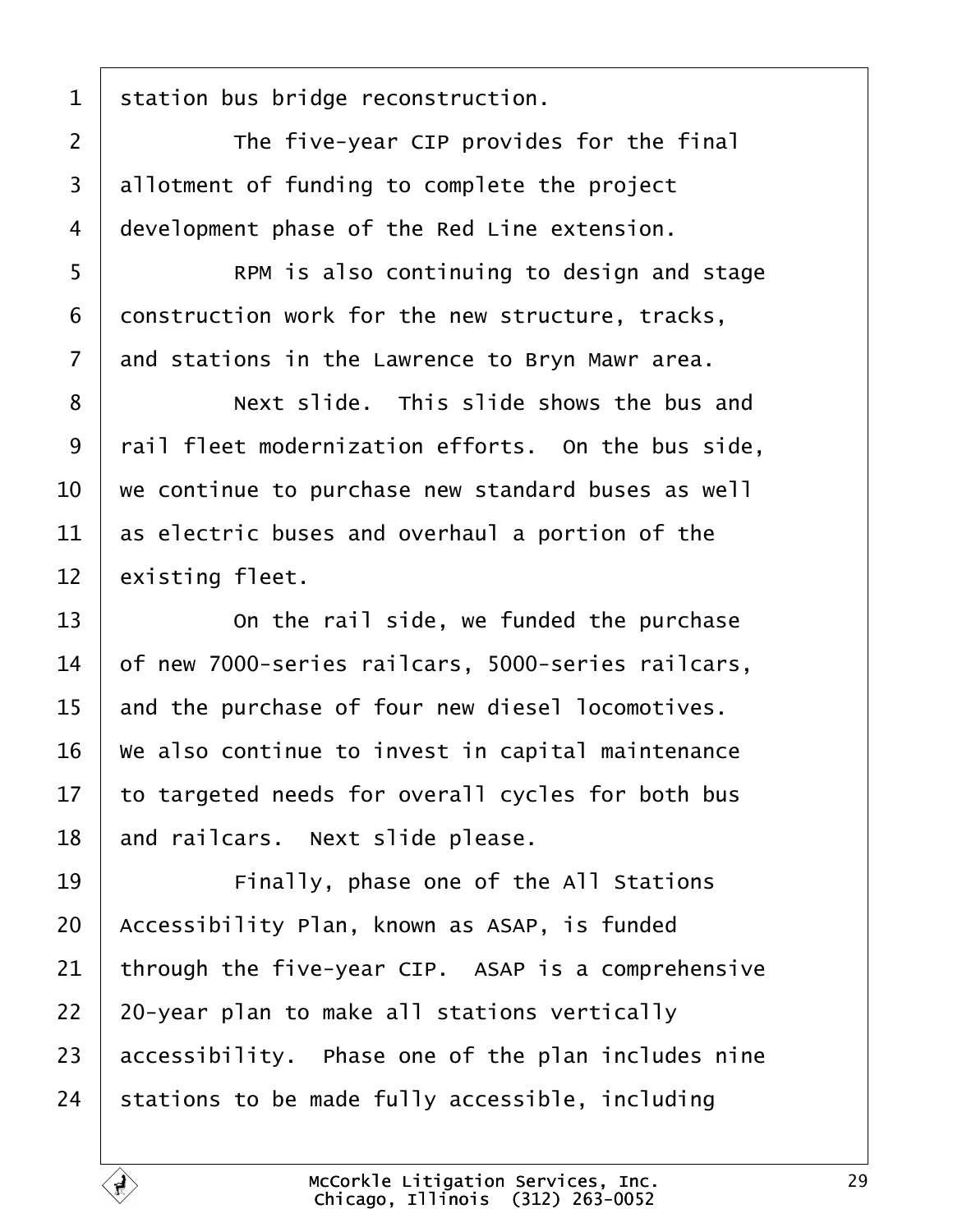station bus bridge reconstruction.

The five-year CIP provides for the final allotment of funding to complete the project development phase of the Red Line extension.

RPM is also continuing to design and stage construction work for the new structure, tracks, and stations in the Lawrence to Bryn Mawr area.

Next slide. This slide shows the bus and rail fleet modernization efforts. On the bus side, we continue to purchase new standard buses as well as electric buses and overhaul a portion of the existing fleet.

On the rail side, we funded the purchase of new 7000-series railcars, 5000-series railcars, and the purchase of four new diesel locomotives. We also continue to invest in capital maintenance to targeted needs for overall cycles for both bus and railcars. Next slide please.

Finally, phase one of the All Stations Accessibility Plan, known as ASAP, is funded through the five-year CIP. ASAP is a comprehensive 20-year plan to make all stations vertically accessibility. Phase one of the plan includes nine stations to be made fully accessible, including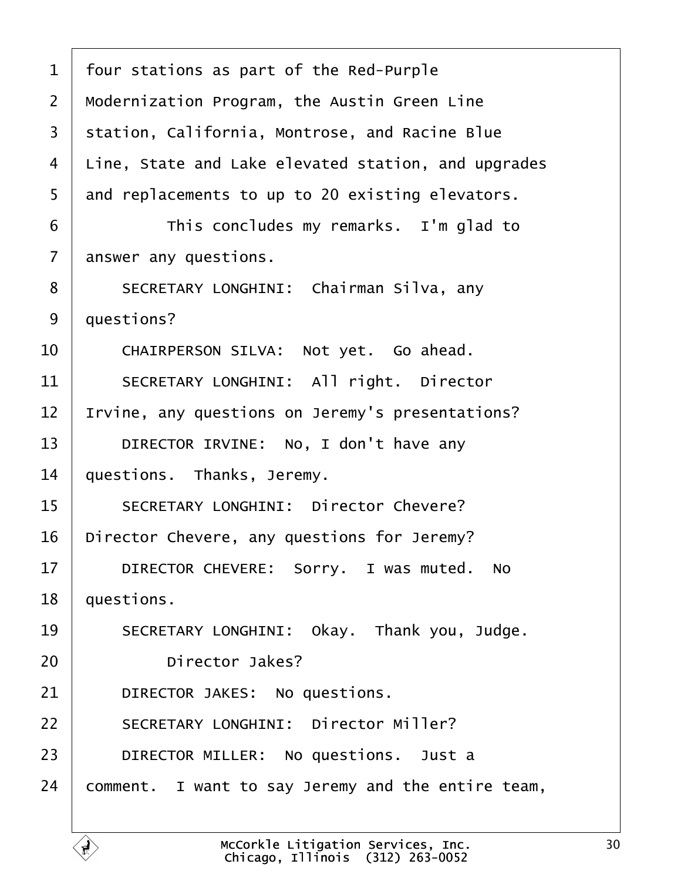four stations as part of the Red-Purple Modernization Program, the Austin Green Line station, California, Montrose, and Racine Blue Line, State and Lake elevated station, and upgrades and replacements to up to 20 existing elevators.

This concludes my remarks. I'm glad to answer any questions.

SECRETARY LONGHINI: Chairman Silva, any questions?

CHAIRPERSON SILVA: Not yet. Go ahead.

SECRETARY LONGHINI: All right. Director Irvine, any questions on Jeremy's presentations?

DIRECTOR IRVINE: No, I don't have any questions. Thanks, Jeremy.

SECRETARY LONGHINI: Director Chevere? Director Chevere, any questions for Jeremy?

DIRECTOR CHEVERE: Sorry. I was muted. No questions.

SECRETARY LONGHINI: Okay. Thank you, Judge.

Director Jakes?

DIRECTOR JAKES: No questions.

SECRETARY LONGHINI: Director Miller?

DIRECTOR MILLER: No questions. Just a comment. I want to say Jeremy and the entire team,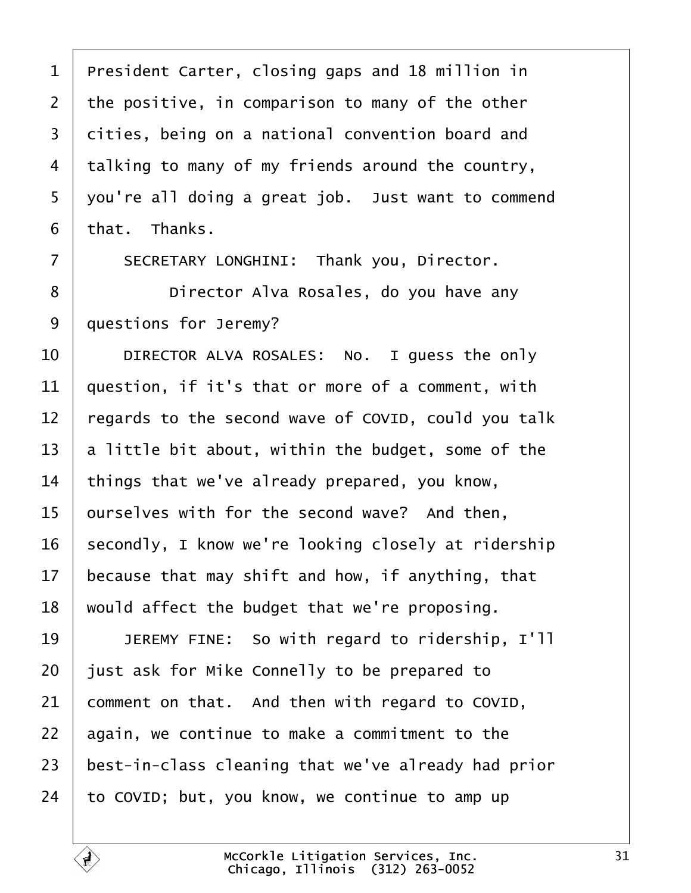President Carter, closing gaps and 18 million in the positive, in comparison to many of the other cities, being on a national convention board and talking to many of my friends around the country, you're all doing a great job. Just want to commend that. Thanks.

SECRETARY LONGHINI: Thank you, Director.

Director Alva Rosales, do you have any questions for Jeremy?

DIRECTOR ALVA ROSALES: No. I guess the only question, if it's that or more of a comment, with regards to the second wave of COVID, could you talk a little bit about, within the budget, some of the things that we've already prepared, you know, ourselves with for the second wave? And then, secondly, I know we're looking closely at ridership because that may shift and how, if anything, that would affect the budget that we're proposing.

JEREMY FINE: So with regard to ridership, I'll just ask for Mike Connelly to be prepared to comment on that. And then with regard to COVID, again, we continue to make a commitment to the best-in-class cleaning that we've already had prior to COVID; but, you know, we continue to amp up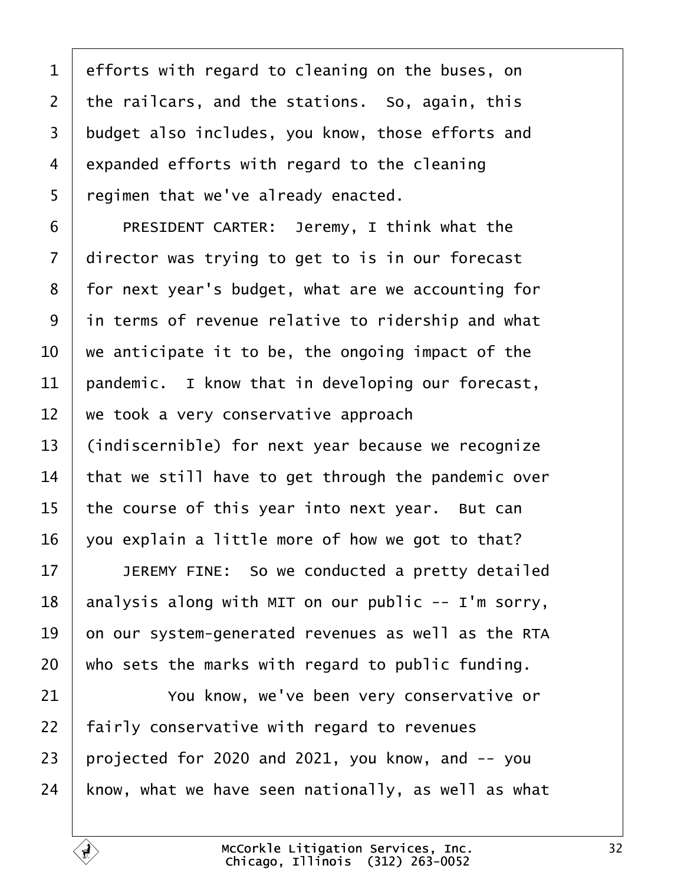efforts with regard to cleaning on the buses, on the railcars, and the stations. So, again, this budget also includes, you know, those efforts and expanded efforts with regard to the cleaning regimen that we've already enacted.

PRESIDENT CARTER: Jeremy, I think what the director was trying to get to is in our forecast for next year's budget, what are we accounting for in terms of revenue relative to ridership and what we anticipate it to be, the ongoing impact of the pandemic. I know that in developing our forecast, we took a very conservative approach (indiscernible) for next year because we recognize that we still have to get through the pandemic over the course of this year into next year. But can you explain a little more of how we got to that?

JEREMY FINE: So we conducted a pretty detailed analysis along with MIT on our public -- I'm sorry, on our system-generated revenues as well as the RTA who sets the marks with regard to public funding.

You know, we've been very conservative or fairly conservative with regard to revenues projected for 2020 and 2021, you know, and -- you know, what we have seen nationally, as well as what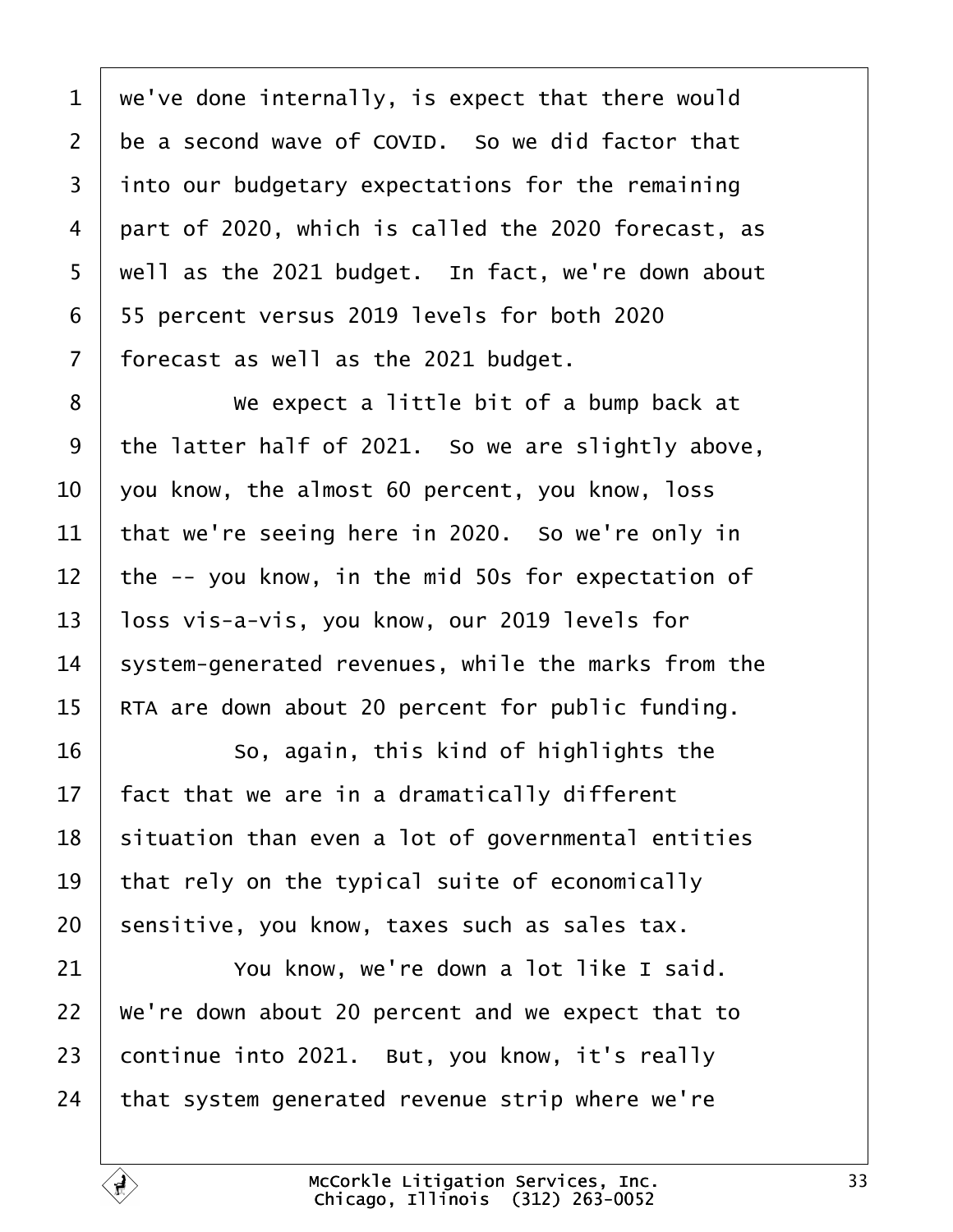we've done internally, is expect that there would be a second wave of COVID. So we did factor that into our budgetary expectations for the remaining part of 2020, which is called the 2020 forecast, as well as the 2021 budget. In fact, we're down about 55 percent versus 2019 levels for both 2020 forecast as well as the 2021 budget.

We expect a little bit of a bump back at the latter half of 2021. So we are slightly above, you know, the almost 60 percent, you know, loss that we're seeing here in 2020. So we're only in the -- you know, in the mid 50s for expectation of loss vis-a-vis, you know, our 2019 levels for system-generated revenues, while the marks from the RTA are down about 20 percent for public funding.

So, again, this kind of highlights the fact that we are in a dramatically different situation than even a lot of governmental entities that rely on the typical suite of economically sensitive, you know, taxes such as sales tax.

You know, we're down a lot like I said. We're down about 20 percent and we expect that to continue into 2021. But, you know, it's really that system generated revenue strip where we're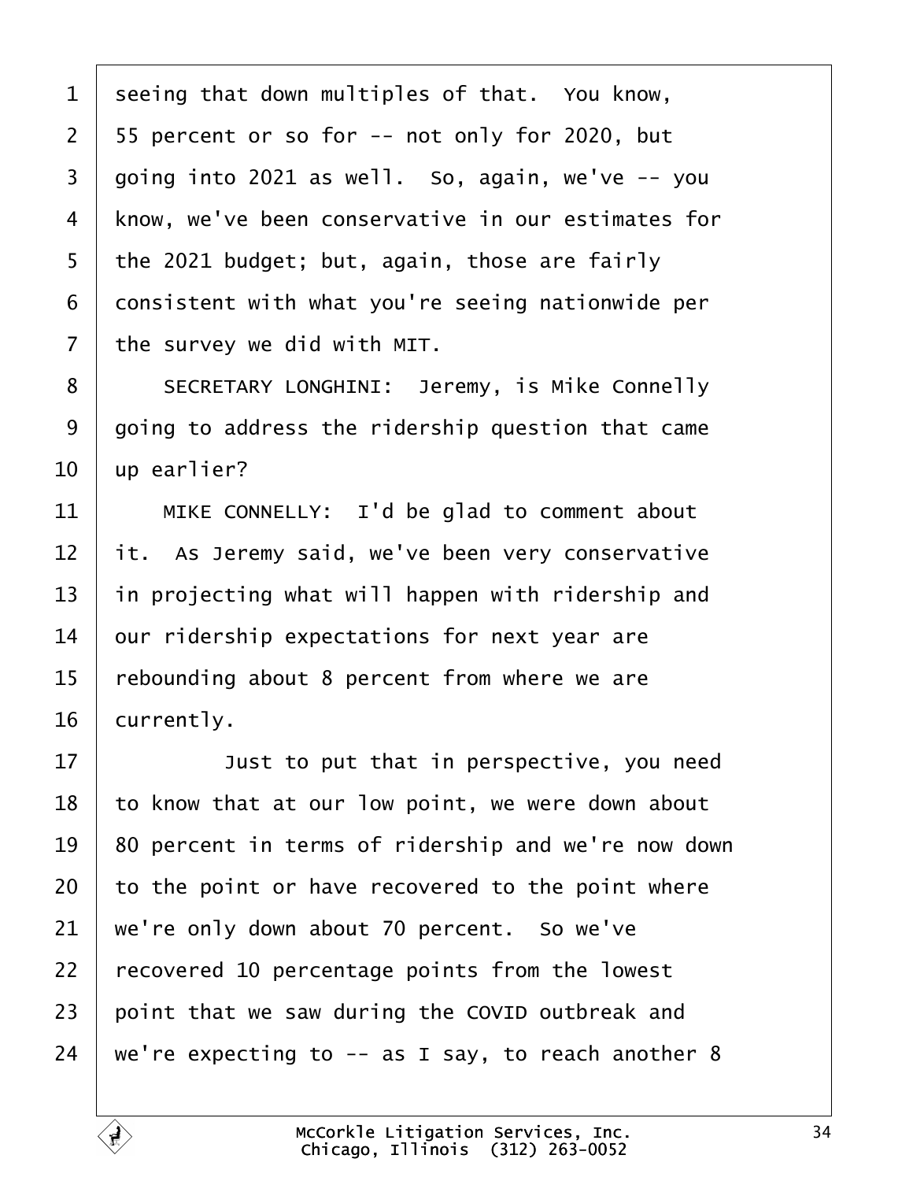seeing that down multiples of that. You know, 55 percent or so for -- not only for 2020, but going into 2021 as well. So, again, we've -- you know, we've been conservative in our estimates for the 2021 budget; but, again, those are fairly consistent with what you're seeing nationwide per the survey we did with MIT.

SECRETARY LONGHINI: Jeremy, is Mike Connelly going to address the ridership question that came up earlier?

MIKE CONNELLY: I'd be glad to comment about it. As Jeremy said, we've been very conservative in projecting what will happen with ridership and our ridership expectations for next year are rebounding about 8 percent from where we are currently.

Just to put that in perspective, you need to know that at our low point, we were down about 80 percent in terms of ridership and we're now down to the point or have recovered to the point where we're only down about 70 percent. So we've recovered 10 percentage points from the lowest point that we saw during the COVID outbreak and we're expecting to -- as I say, to reach another 8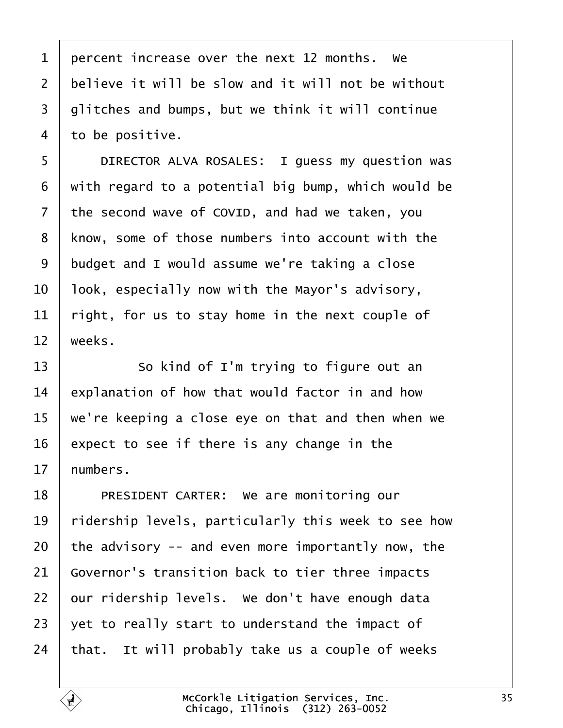percent increase over the next 12 months. We believe it will be slow and it will not be without glitches and bumps, but we think it will continue to be positive.

DIRECTOR ALVA ROSALES: I guess my question was with regard to a potential big bump, which would be the second wave of COVID, and had we taken, you know, some of those numbers into account with the budget and I would assume we're taking a close look, especially now with the Mayor's advisory, right, for us to stay home in the next couple of weeks.

So kind of I'm trying to figure out an explanation of how that would factor in and how we're keeping a close eye on that and then when we expect to see if there is any change in the numbers.

PRESIDENT CARTER: We are monitoring our ridership levels, particularly this week to see how the advisory -- and even more importantly now, the Governor's transition back to tier three impacts our ridership levels. We don't have enough data yet to really start to understand the impact of that. It will probably take us a couple of weeks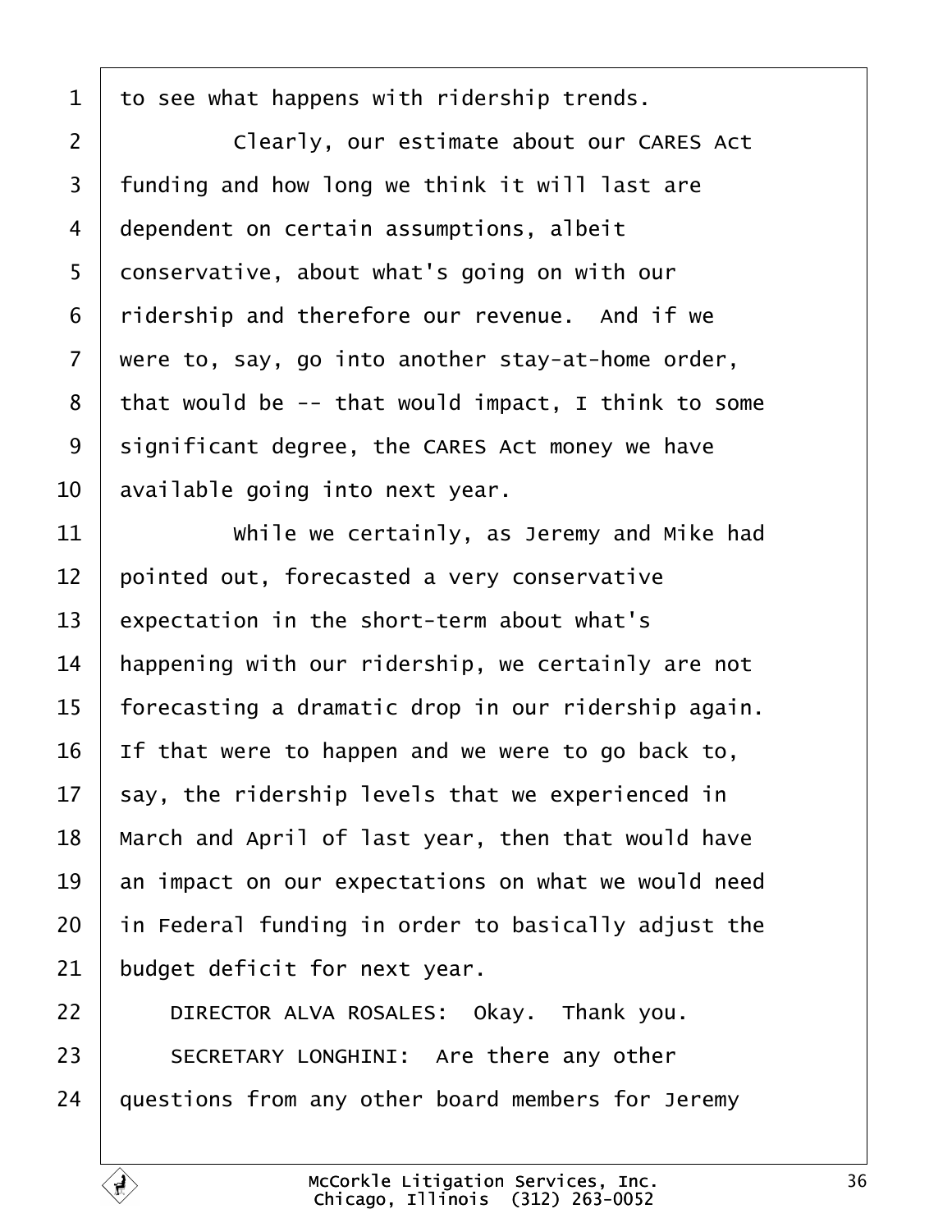to see what happens with ridership trends.

Clearly, our estimate about our CARES Act funding and how long we think it will last are dependent on certain assumptions, albeit conservative, about what's going on with our ridership and therefore our revenue. And if we were to, say, go into another stay-at-home order, that would be -- that would impact, I think to some significant degree, the CARES Act money we have available going into next year.

While we certainly, as Jeremy and Mike had pointed out, forecasted a very conservative expectation in the short-term about what's happening with our ridership, we certainly are not forecasting a dramatic drop in our ridership again. If that were to happen and we were to go back to, say, the ridership levels that we experienced in March and April of last year, then that would have an impact on our expectations on what we would need in Federal funding in order to basically adjust the budget deficit for next year.

DIRECTOR ALVA ROSALES: Okay. Thank you.

SECRETARY LONGHINI: Are there any other questions from any other board members for Jeremy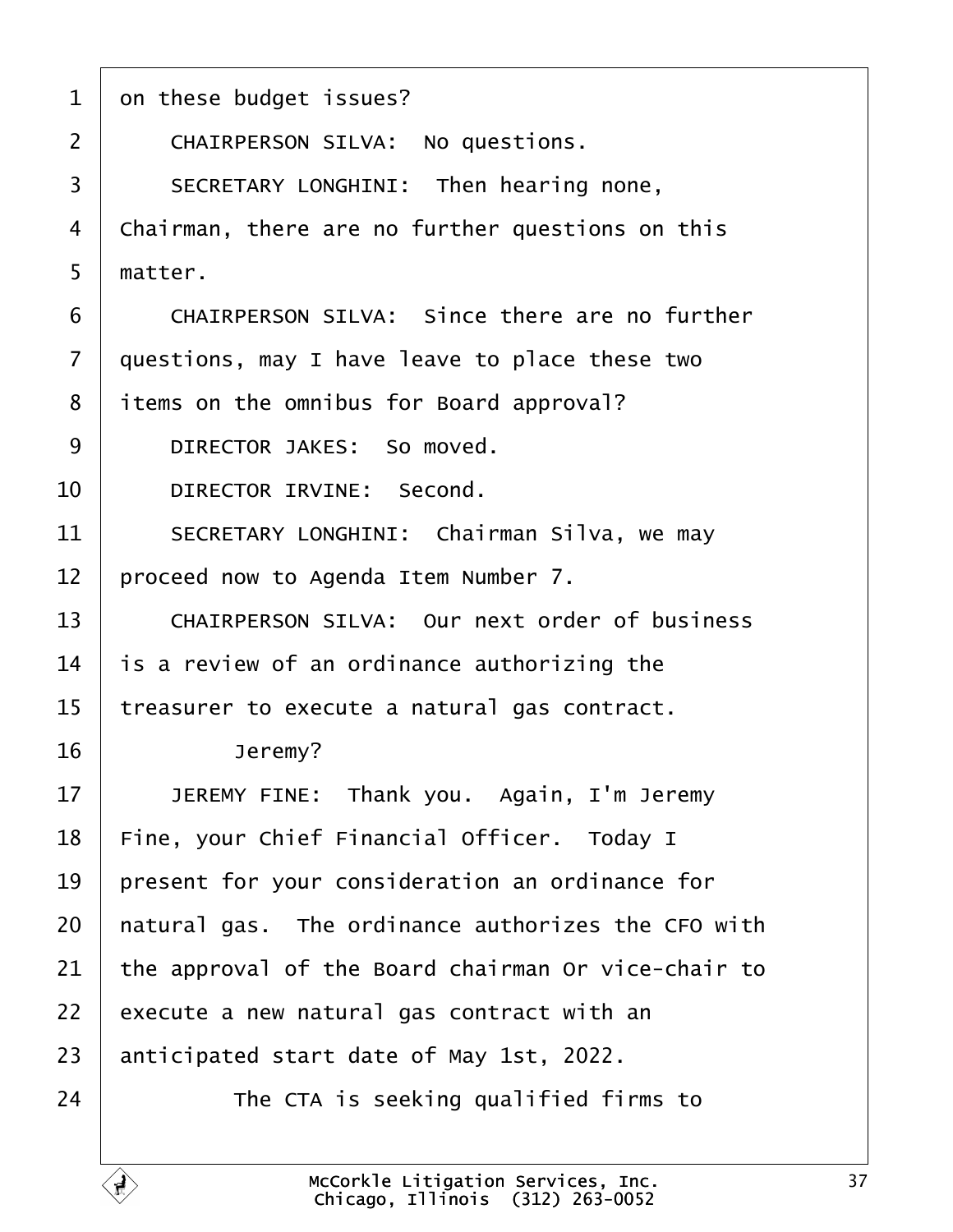on these budget issues?

CHAIRPERSON SILVA: No questions.

SECRETARY LONGHINI: Then hearing none, Chairman, there are no further questions on this matter.

CHAIRPERSON SILVA: Since there are no further questions, may I have leave to place these two items on the omnibus for Board approval?

DIRECTOR JAKES: So moved.

DIRECTOR IRVINE: Second.

SECRETARY LONGHINI: Chairman Silva, we may proceed now to Agenda Item Number 7.

CHAIRPERSON SILVA: Our next order of business is a review of an ordinance authorizing the treasurer to execute a natural gas contract.

Jeremy?

JEREMY FINE: Thank you. Again, I'm Jeremy Fine, your Chief Financial Officer. Today I present for your consideration an ordinance for natural gas. The ordinance authorizes the CFO with the approval of the Board chairman Or vice-chair to execute a new natural gas contract with an anticipated start date of May 1st, 2022.

The CTA is seeking qualified firms to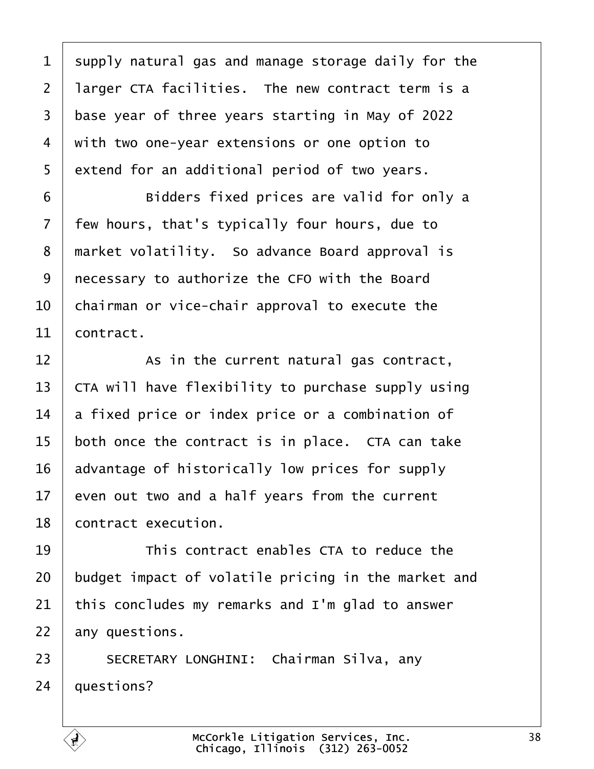supply natural gas and manage storage daily for the larger CTA facilities. The new contract term is a base year of three years starting in May of 2022 with two one-year extensions or one option to extend for an additional period of two years.

Bidders fixed prices are valid for only a few hours, that's typically four hours, due to market volatility. So advance Board approval is necessary to authorize the CFO with the Board chairman or vice-chair approval to execute the contract.

As in the current natural gas contract, CTA will have flexibility to purchase supply using a fixed price or index price or a combination of both once the contract is in place. CTA can take advantage of historically low prices for supply even out two and a half years from the current contract execution.

This contract enables CTA to reduce the budget impact of volatile pricing in the market and this concludes my remarks and I'm glad to answer any questions.

SECRETARY LONGHINI: Chairman Silva, any questions?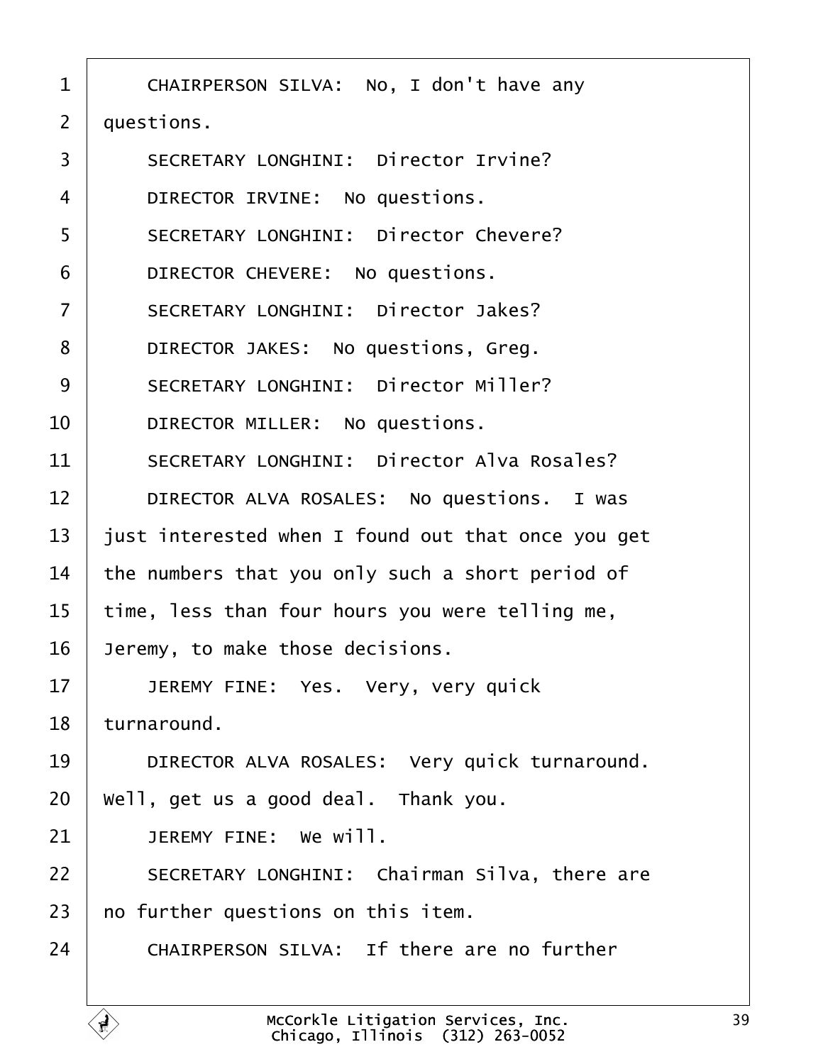CHAIRPERSON SILVA: No, I don't have any questions.

SECRETARY LONGHINI: Director Irvine?

DIRECTOR IRVINE: No questions.

SECRETARY LONGHINI: Director Chevere?

DIRECTOR CHEVERE: No questions.

SECRETARY LONGHINI: Director Jakes?

DIRECTOR JAKES: No questions, Greg.

SECRETARY LONGHINI: Director Miller?

DIRECTOR MILLER: No questions.

SECRETARY LONGHINI: Director Alva Rosales?

DIRECTOR ALVA ROSALES: No questions. I was just interested when I found out that once you get the numbers that you only such a short period of time, less than four hours you were telling me, Jeremy, to make those decisions.

JEREMY FINE: Yes. Very, very quick turnaround.

DIRECTOR ALVA ROSALES: Very quick turnaround. Well, get us a good deal. Thank you.

JEREMY FINE: We will.

SECRETARY LONGHINI: Chairman Silva, there are no further questions on this item.

CHAIRPERSON SILVA: If there are no further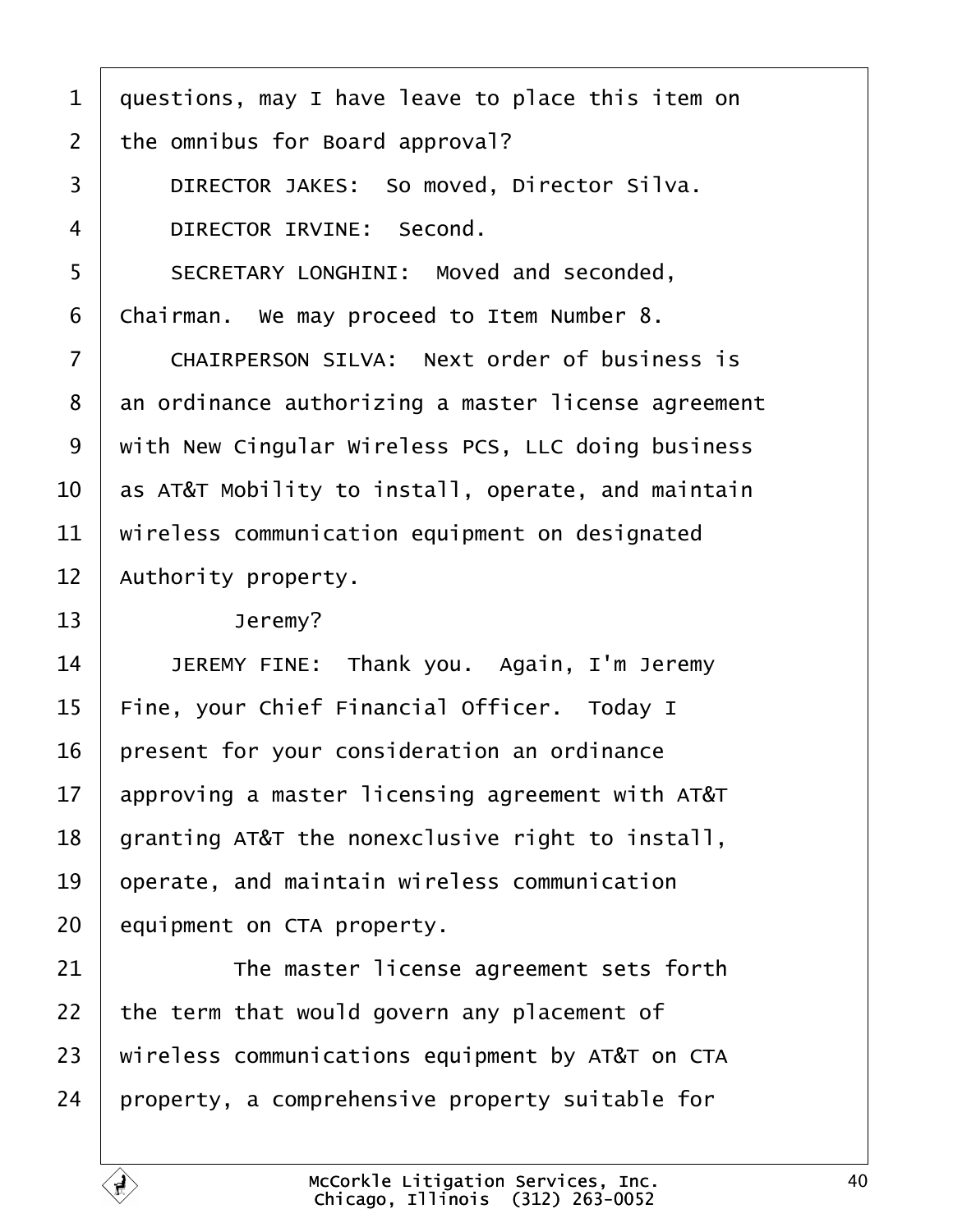questions, may I have leave to place this item on the omnibus for Board approval?

DIRECTOR JAKES: So moved, Director Silva.

DIRECTOR IRVINE: Second.

SECRETARY LONGHINI: Moved and seconded, Chairman. We may proceed to Item Number 8.

CHAIRPERSON SILVA: Next order of business is an ordinance authorizing a master license agreement with New Cingular Wireless PCS, LLC doing business as AT&T Mobility to install, operate, and maintain wireless communication equipment on designated Authority property.

Jeremy?

JEREMY FINE: Thank you. Again, I'm Jeremy Fine, your Chief Financial Officer. Today I present for your consideration an ordinance approving a master licensing agreement with AT&T granting AT&T the nonexclusive right to install, operate, and maintain wireless communication equipment on CTA property.

The master license agreement sets forth the term that would govern any placement of wireless communications equipment by AT&T on CTA property, a comprehensive property suitable for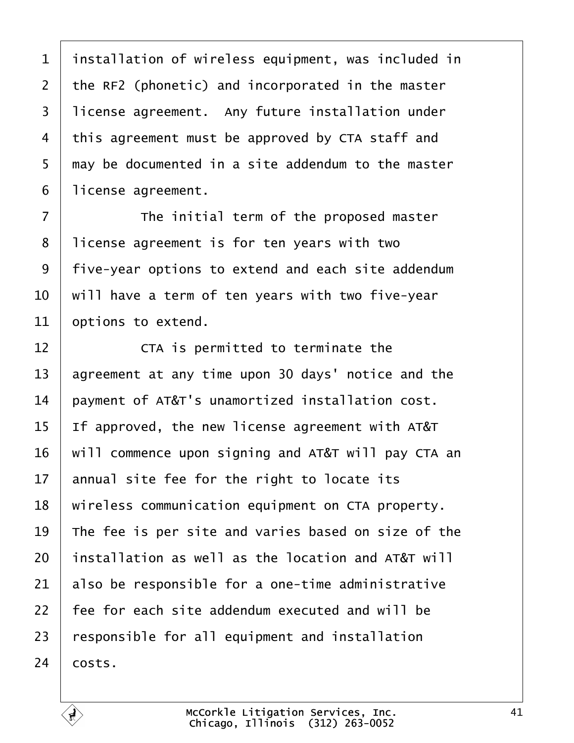installation of wireless equipment, was included in the RF2 (phonetic) and incorporated in the master license agreement. Any future installation under this agreement must be approved by CTA staff and may be documented in a site addendum to the master license agreement.

The initial term of the proposed master license agreement is for ten years with two five-year options to extend and each site addendum will have a term of ten years with two five-year options to extend.

CTA is permitted to terminate the agreement at any time upon 30 days' notice and the payment of AT&T's unamortized installation cost. If approved, the new license agreement with AT&T will commence upon signing and AT&T will pay CTA an annual site fee for the right to locate its wireless communication equipment on CTA property. The fee is per site and varies based on size of the installation as well as the location and AT&T will also be responsible for a one-time administrative fee for each site addendum executed and will be responsible for all equipment and installation costs.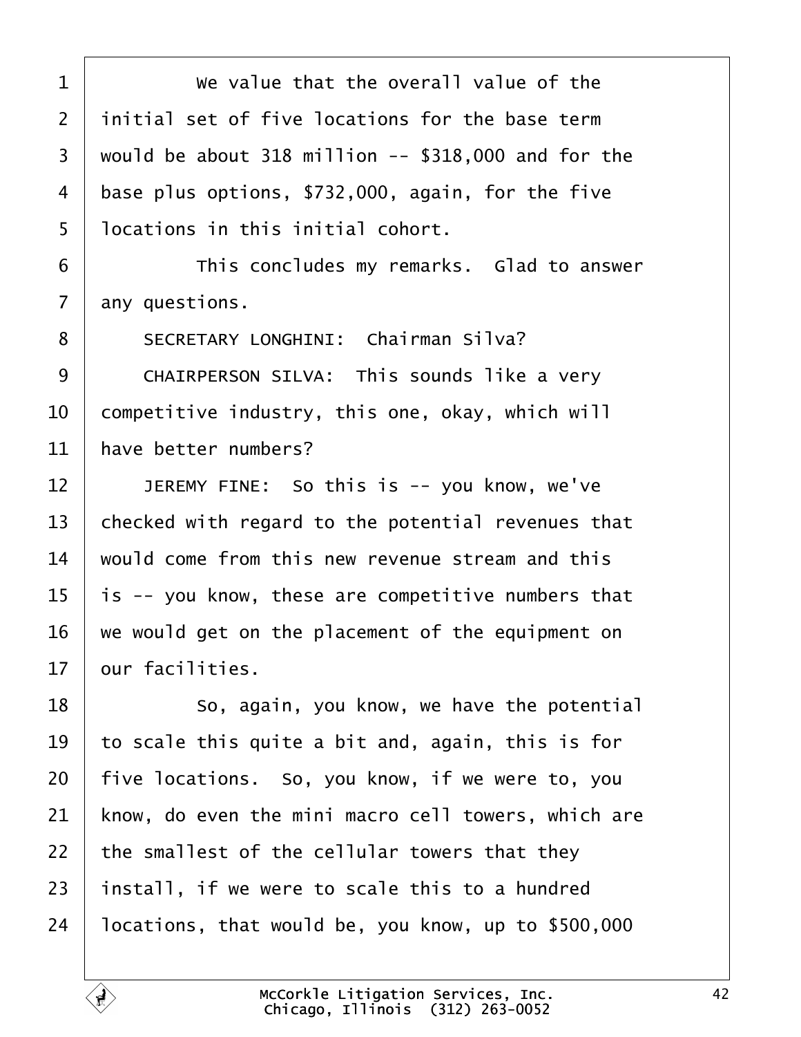We value that the overall value of the initial set of five locations for the base term would be about 318 million -- $318,000 and for the base plus options, $732,000, again, for the five locations in this initial cohort.

This concludes my remarks. Glad to answer any questions.

SECRETARY LONGHINI: Chairman Silva?

CHAIRPERSON SILVA: This sounds like a very competitive industry, this one, okay, which will have better numbers?

JEREMY FINE: So this is -- you know, we've checked with regard to the potential revenues that would come from this new revenue stream and this is -- you know, these are competitive numbers that we would get on the placement of the equipment on our facilities.

So, again, you know, we have the potential to scale this quite a bit and, again, this is for five locations. So, you know, if we were to, you know, do even the mini macro cell towers, which are the smallest of the cellular towers that they install, if we were to scale this to a hundred locations, that would be, you know, up to $500,000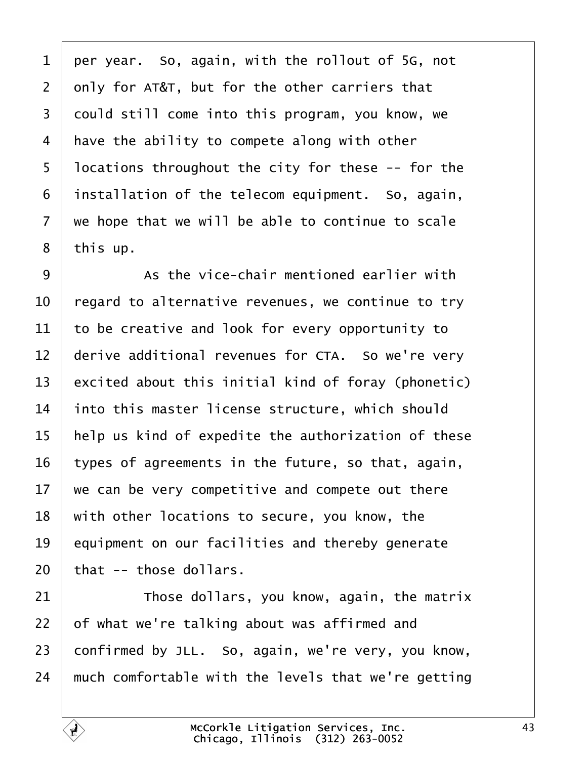per year. So, again, with the rollout of 5G, not only for AT&T, but for the other carriers that could still come into this program, you know, we have the ability to compete along with other locations throughout the city for these -- for the installation of the telecom equipment. So, again, we hope that we will be able to continue to scale this up.

As the vice-chair mentioned earlier with regard to alternative revenues, we continue to try to be creative and look for every opportunity to derive additional revenues for CTA. So we're very excited about this initial kind of foray (phonetic) into this master license structure, which should help us kind of expedite the authorization of these types of agreements in the future, so that, again, we can be very competitive and compete out there with other locations to secure, you know, the equipment on our facilities and thereby generate that -- those dollars.

Those dollars, you know, again, the matrix of what we're talking about was affirmed and confirmed by JLL. So, again, we're very, you know, much comfortable with the levels that we're getting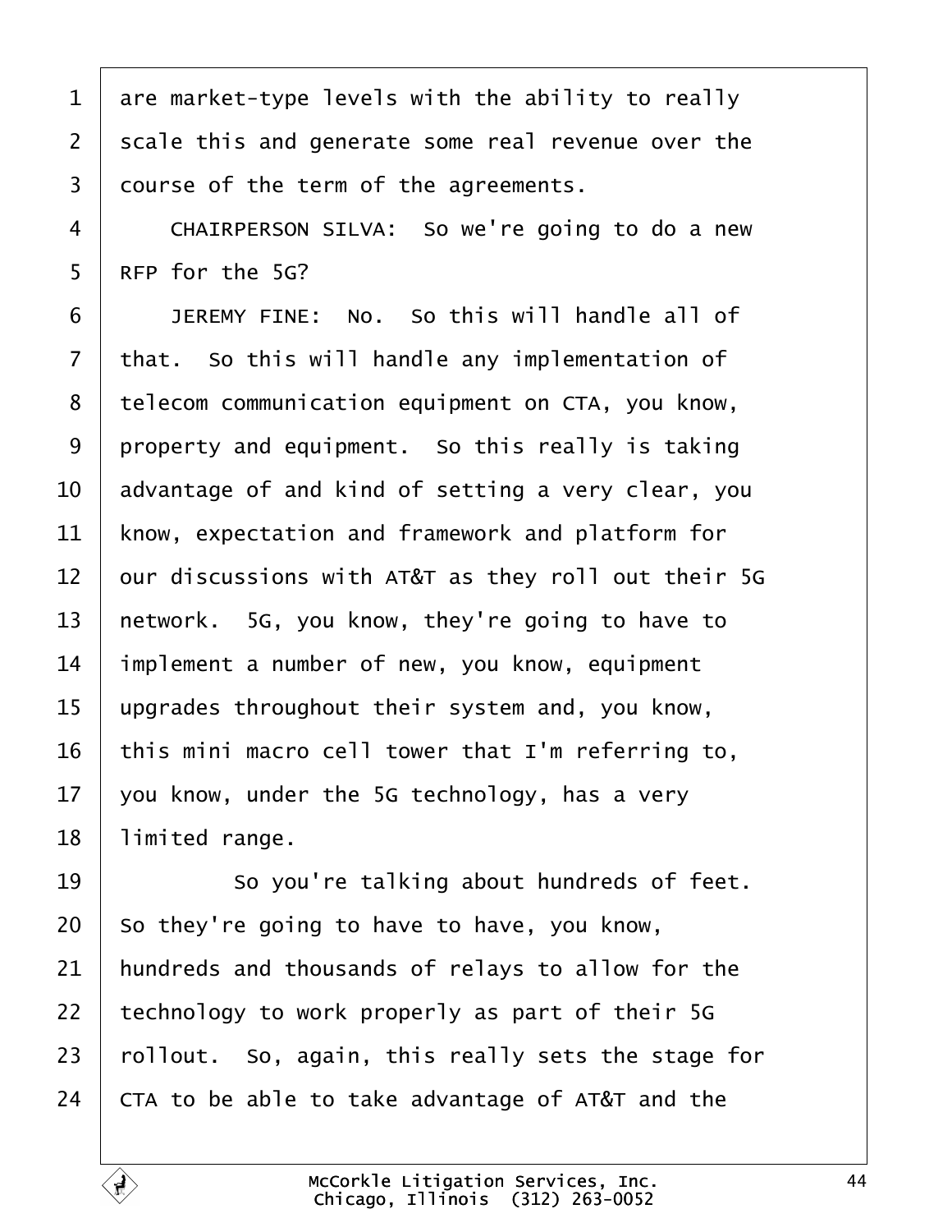are market-type levels with the ability to really scale this and generate some real revenue over the course of the term of the agreements.

CHAIRPERSON SILVA: So we're going to do a new RFP for the 5G?

JEREMY FINE: No. So this will handle all of that. So this will handle any implementation of telecom communication equipment on CTA, you know, property and equipment. So this really is taking advantage of and kind of setting a very clear, you know, expectation and framework and platform for our discussions with AT&T as they roll out their 5G network. 5G, you know, they're going to have to implement a number of new, you know, equipment upgrades throughout their system and, you know, this mini macro cell tower that I'm referring to, you know, under the 5G technology, has a very limited range.

So you're talking about hundreds of feet. So they're going to have to have, you know, hundreds and thousands of relays to allow for the technology to work properly as part of their 5G rollout. So, again, this really sets the stage for CTA to be able to take advantage of AT&T and the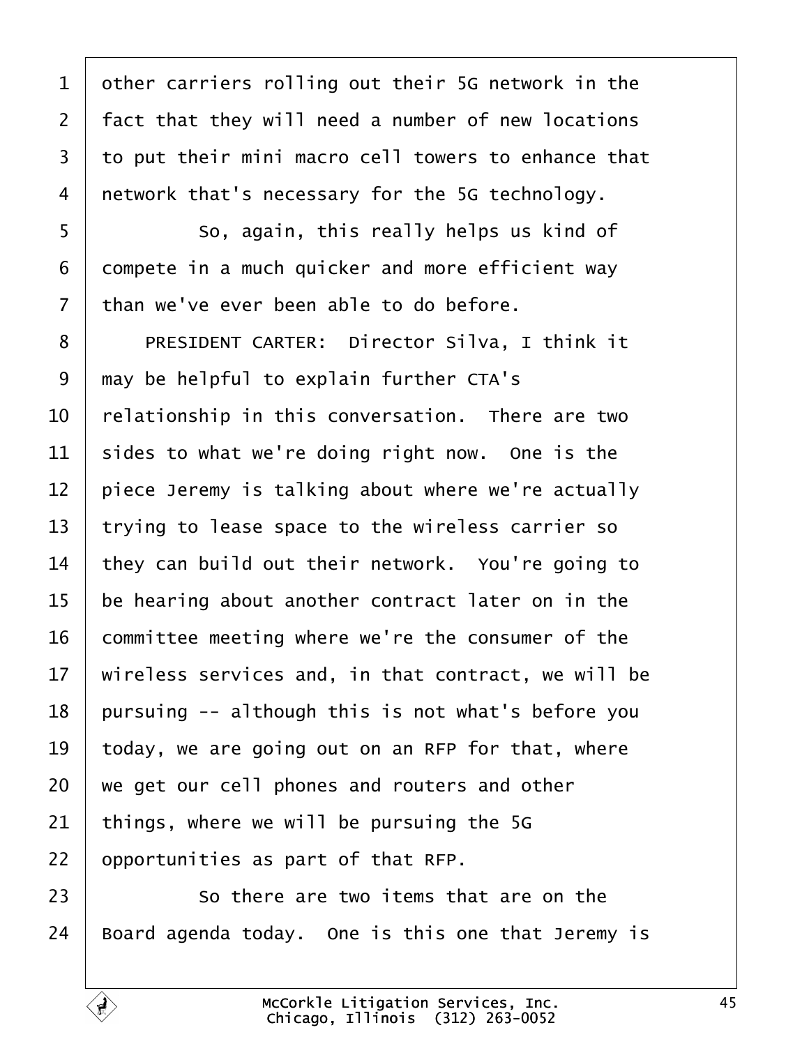other carriers rolling out their 5G network in the fact that they will need a number of new locations to put their mini macro cell towers to enhance that network that's necessary for the 5G technology.

So, again, this really helps us kind of compete in a much quicker and more efficient way than we've ever been able to do before.

PRESIDENT CARTER: Director Silva, I think it may be helpful to explain further CTA's relationship in this conversation. There are two sides to what we're doing right now. One is the piece Jeremy is talking about where we're actually trying to lease space to the wireless carrier so they can build out their network. You're going to be hearing about another contract later on in the committee meeting where we're the consumer of the wireless services and, in that contract, we will be pursuing -- although this is not what's before you today, we are going out on an RFP for that, where we get our cell phones and routers and other things, where we will be pursuing the 5G opportunities as part of that RFP.

So there are two items that are on the Board agenda today. One is this one that Jeremy is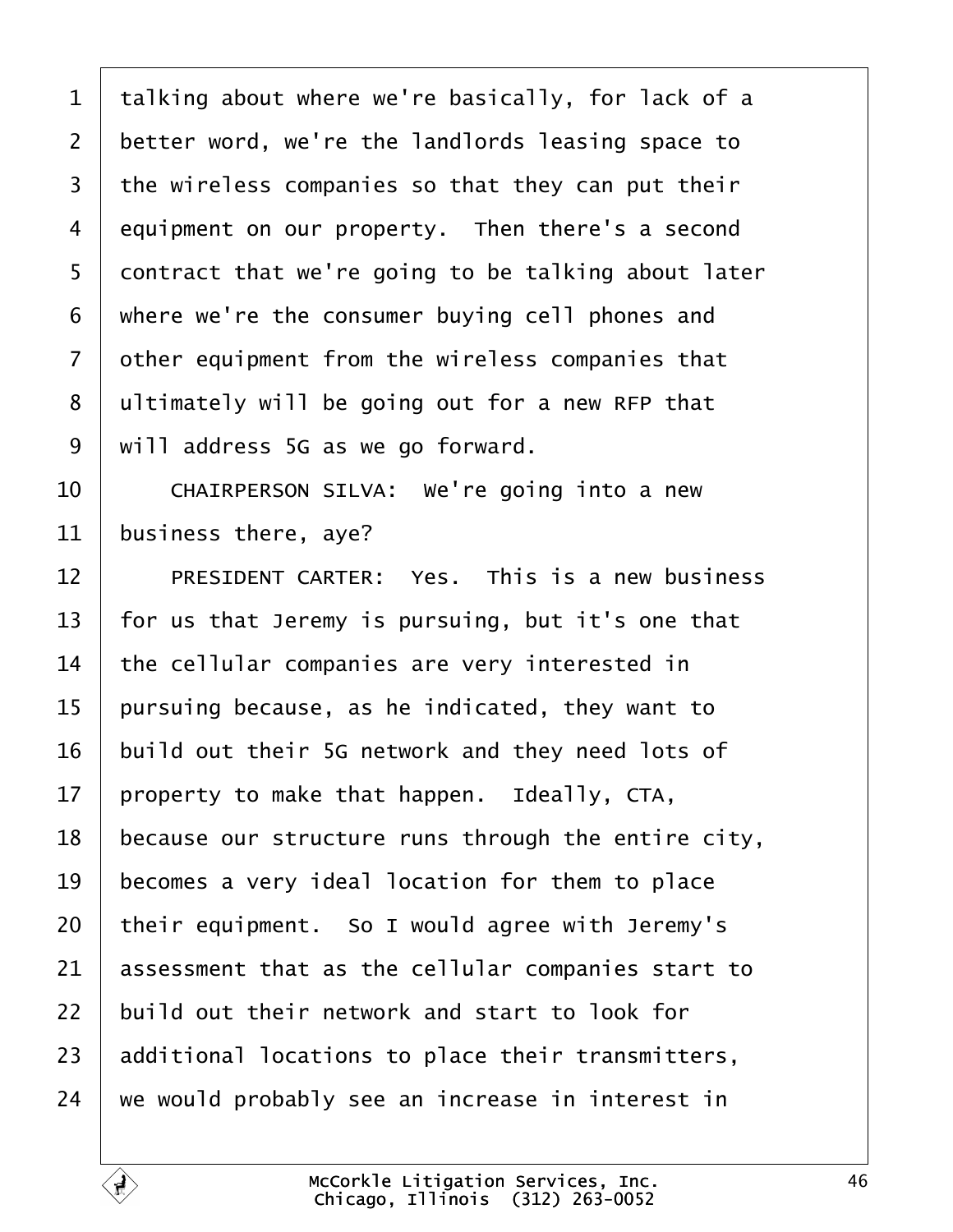talking about where we're basically, for lack of a better word, we're the landlords leasing space to the wireless companies so that they can put their equipment on our property. Then there's a second contract that we're going to be talking about later where we're the consumer buying cell phones and other equipment from the wireless companies that ultimately will be going out for a new RFP that will address 5G as we go forward.

CHAIRPERSON SILVA: We're going into a new business there, aye?

PRESIDENT CARTER: Yes. This is a new business for us that Jeremy is pursuing, but it's one that the cellular companies are very interested in pursuing because, as he indicated, they want to build out their 5G network and they need lots of property to make that happen. Ideally, CTA, because our structure runs through the entire city, becomes a very ideal location for them to place their equipment. So I would agree with Jeremy's assessment that as the cellular companies start to build out their network and start to look for additional locations to place their transmitters, we would probably see an increase in interest in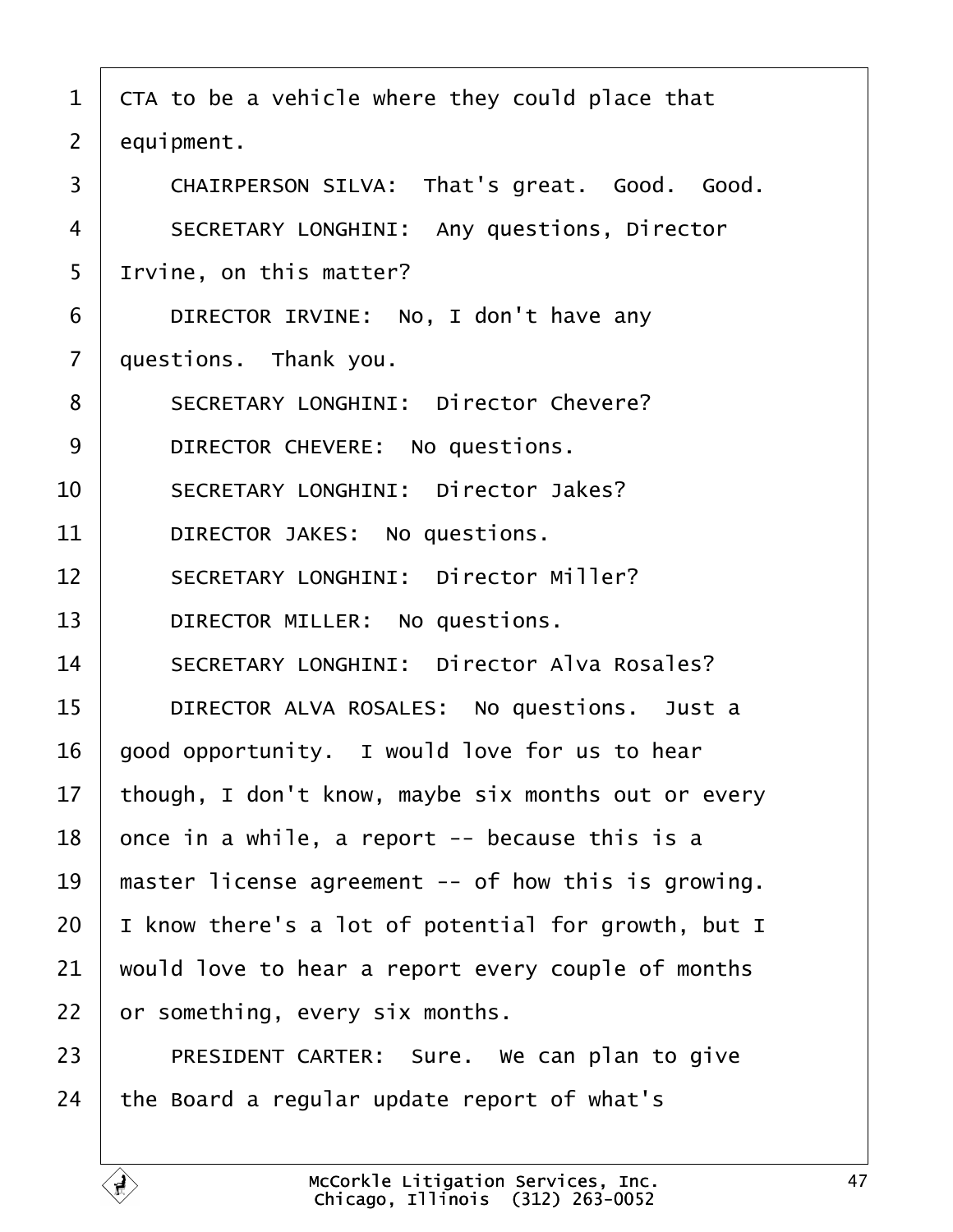CTA to be a vehicle where they could place that equipment.

CHAIRPERSON SILVA: That's great. Good. Good.

SECRETARY LONGHINI: Any questions, Director Irvine, on this matter?

DIRECTOR IRVINE: No, I don't have any questions. Thank you.

SECRETARY LONGHINI: Director Chevere?

DIRECTOR CHEVERE: No questions.

SECRETARY LONGHINI: Director Jakes?

DIRECTOR JAKES: No questions.

SECRETARY LONGHINI: Director Miller?

DIRECTOR MILLER: No questions.

SECRETARY LONGHINI: Director Alva Rosales?

DIRECTOR ALVA ROSALES: No questions. Just a good opportunity. I would love for us to hear though, I don't know, maybe six months out or every once in a while, a report -- because this is a master license agreement -- of how this is growing. I know there's a lot of potential for growth, but I would love to hear a report every couple of months or something, every six months.

PRESIDENT CARTER: Sure. We can plan to give the Board a regular update report of what's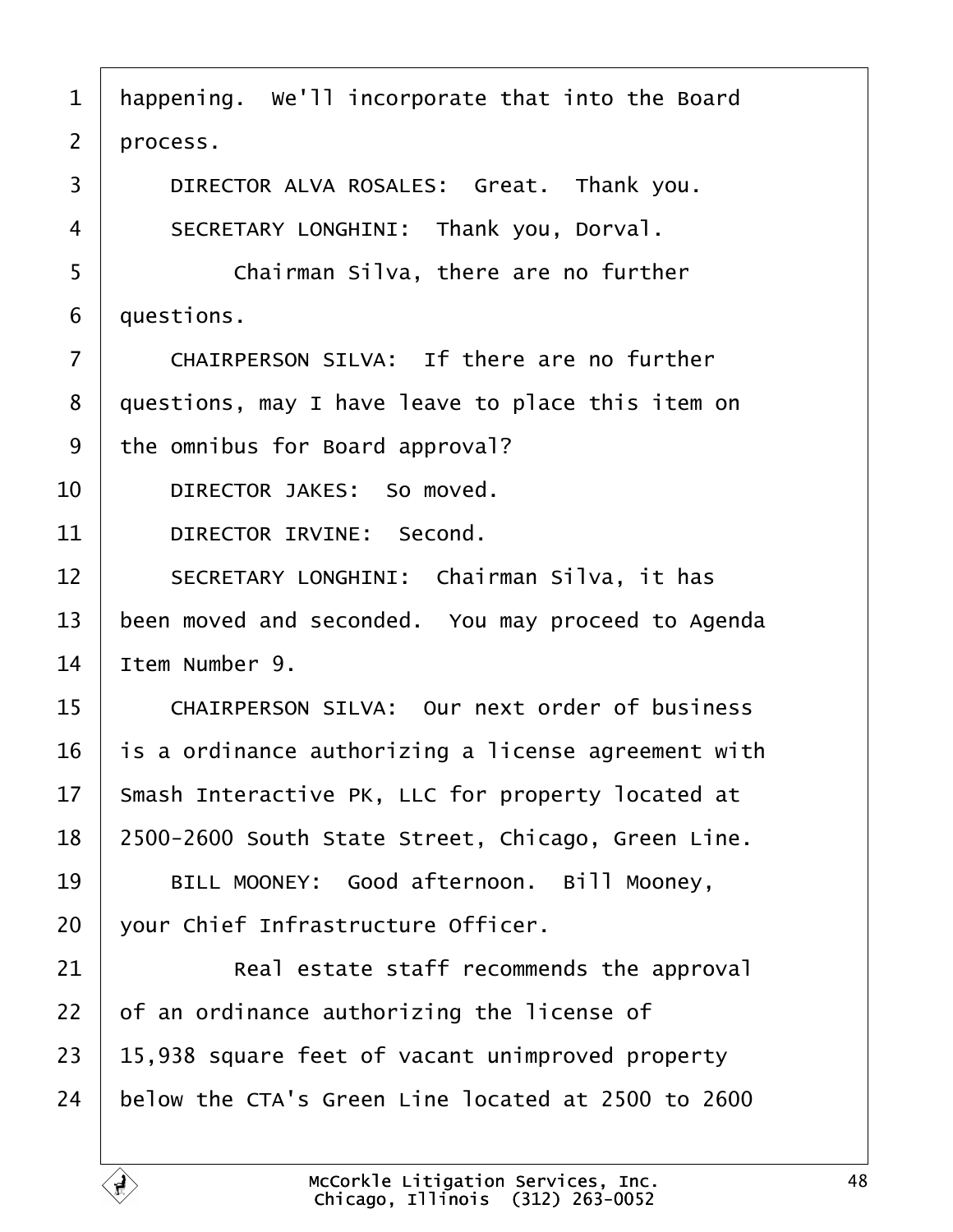happening. We'll incorporate that into the Board process.

DIRECTOR ALVA ROSALES: Great. Thank you.

SECRETARY LONGHINI: Thank you, Dorval.

Chairman Silva, there are no further questions.

CHAIRPERSON SILVA: If there are no further questions, may I have leave to place this item on the omnibus for Board approval?

DIRECTOR JAKES: So moved.

DIRECTOR IRVINE: Second.

SECRETARY LONGHINI: Chairman Silva, it has been moved and seconded. You may proceed to Agenda Item Number 9.

CHAIRPERSON SILVA: Our next order of business is a ordinance authorizing a license agreement with Smash Interactive PK, LLC for property located at 2500-2600 South State Street, Chicago, Green Line.

BILL MOONEY: Good afternoon. Bill Mooney, your Chief Infrastructure Officer.

Real estate staff recommends the approval of an ordinance authorizing the license of 15,938 square feet of vacant unimproved property below the CTA's Green Line located at 2500 to 2600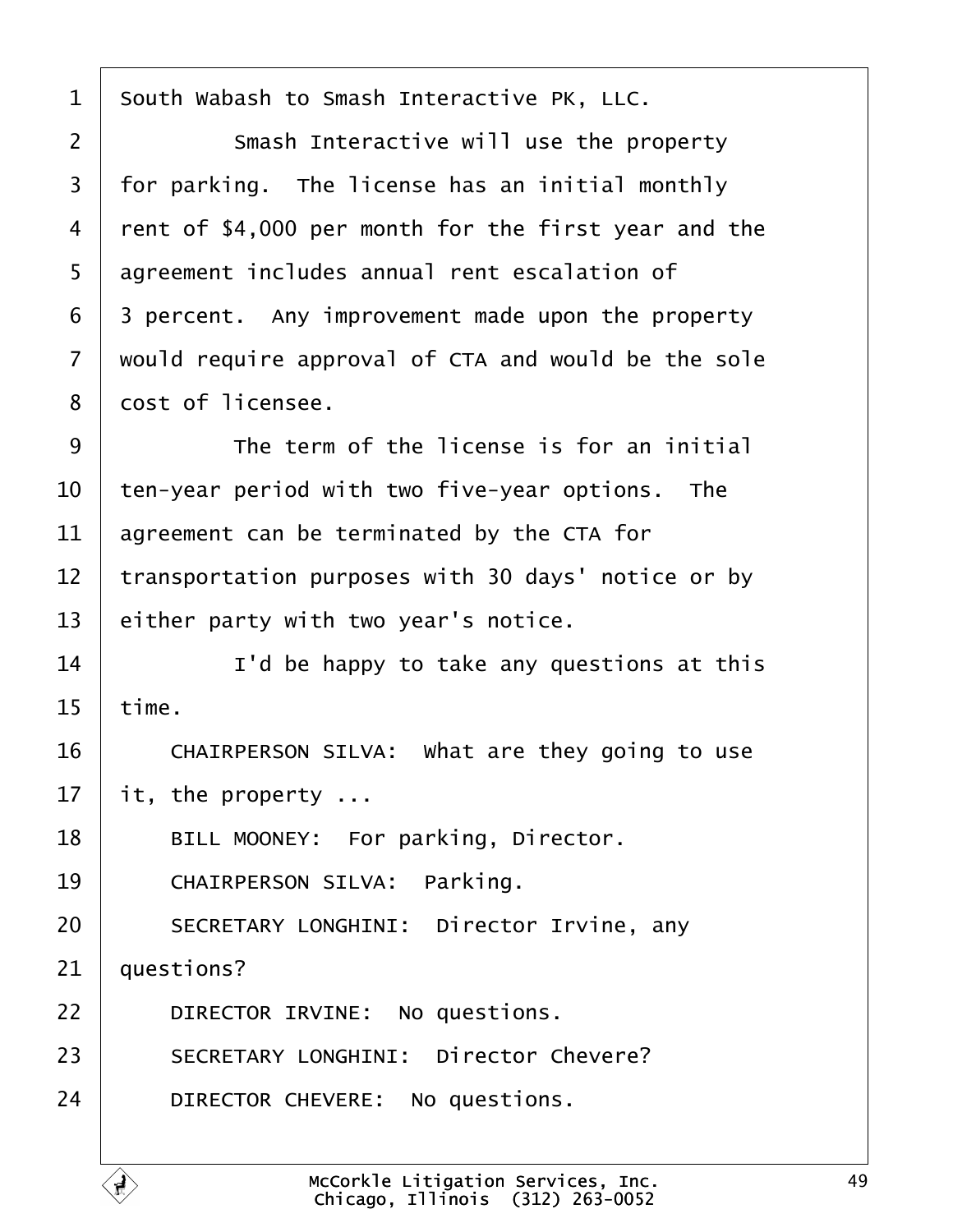South Wabash to Smash Interactive PK, LLC.

Smash Interactive will use the property for parking. The license has an initial monthly rent of $4,000 per month for the first year and the agreement includes annual rent escalation of 3 percent. Any improvement made upon the property would require approval of CTA and would be the sole cost of licensee.

The term of the license is for an initial ten-year period with two five-year options. The agreement can be terminated by the CTA for transportation purposes with 30 days' notice or by either party with two year's notice.

I'd be happy to take any questions at this time.

CHAIRPERSON SILVA: What are they going to use it, the property ...

BILL MOONEY: For parking, Director.

CHAIRPERSON SILVA: Parking.

SECRETARY LONGHINI: Director Irvine, any questions?

DIRECTOR IRVINE: No questions.

SECRETARY LONGHINI: Director Chevere?

DIRECTOR CHEVERE: No questions.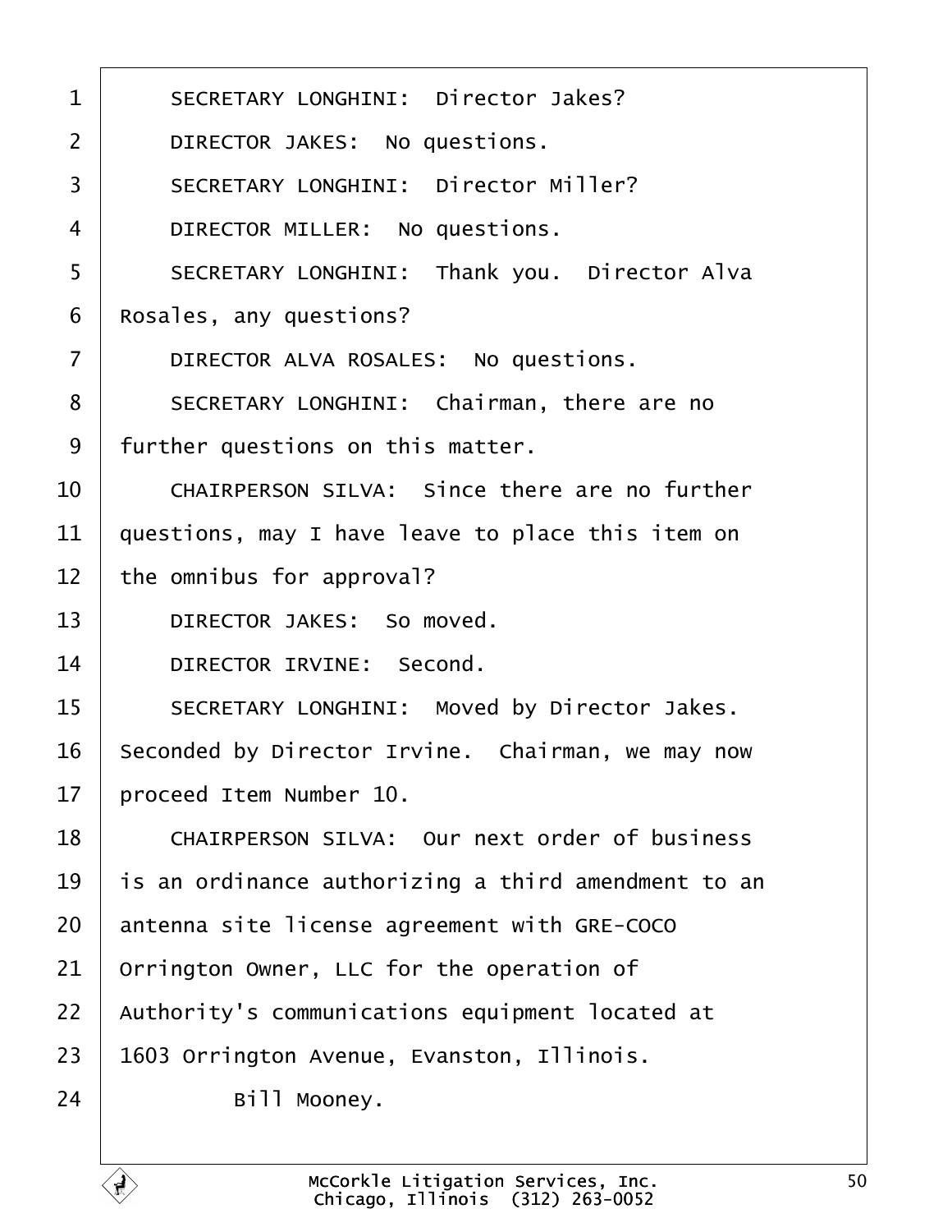SECRETARY LONGHINI: Director Jakes?

DIRECTOR JAKES: No questions.

SECRETARY LONGHINI: Director Miller?

DIRECTOR MILLER: No questions.

SECRETARY LONGHINI: Thank you. Director Alva Rosales, any questions?

DIRECTOR ALVA ROSALES: No questions.

SECRETARY LONGHINI: Chairman, there are no further questions on this matter.

CHAIRPERSON SILVA: Since there are no further questions, may I have leave to place this item on the omnibus for approval?

DIRECTOR JAKES: So moved.

DIRECTOR IRVINE: Second.

SECRETARY LONGHINI: Moved by Director Jakes. Seconded by Director Irvine. Chairman, we may now proceed Item Number 10.

CHAIRPERSON SILVA: Our next order of business is an ordinance authorizing a third amendment to an antenna site license agreement with GRE-COCO Orrington Owner, LLC for the operation of Authority's communications equipment located at 1603 Orrington Avenue, Evanston, Illinois.

Bill Mooney.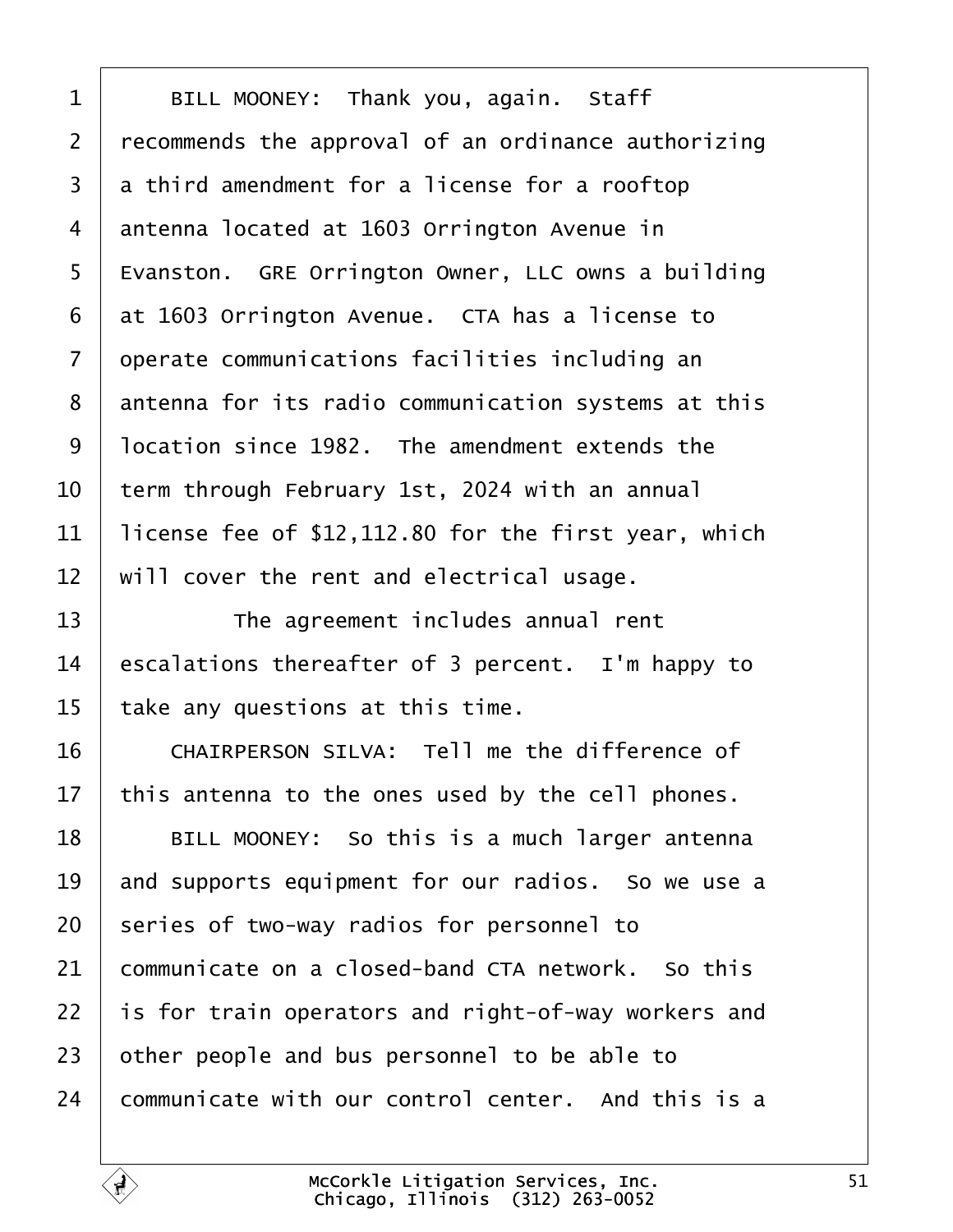BILL MOONEY: Thank you, again. Staff recommends the approval of an ordinance authorizing a third amendment for a license for a rooftop antenna located at 1603 Orrington Avenue in Evanston. GRE Orrington Owner, LLC owns a building at 1603 Orrington Avenue. CTA has a license to operate communications facilities including an antenna for its radio communication systems at this location since 1982. The amendment extends the term through February 1st, 2024 with an annual license fee of $12,112.80 for the first year, which will cover the rent and electrical usage.

The agreement includes annual rent escalations thereafter of 3 percent. I'm happy to take any questions at this time.

CHAIRPERSON SILVA: Tell me the difference of this antenna to the ones used by the cell phones.

BILL MOONEY: So this is a much larger antenna and supports equipment for our radios. So we use a series of two-way radios for personnel to communicate on a closed-band CTA network. So this is for train operators and right-of-way workers and other people and bus personnel to be able to communicate with our control center. And this is a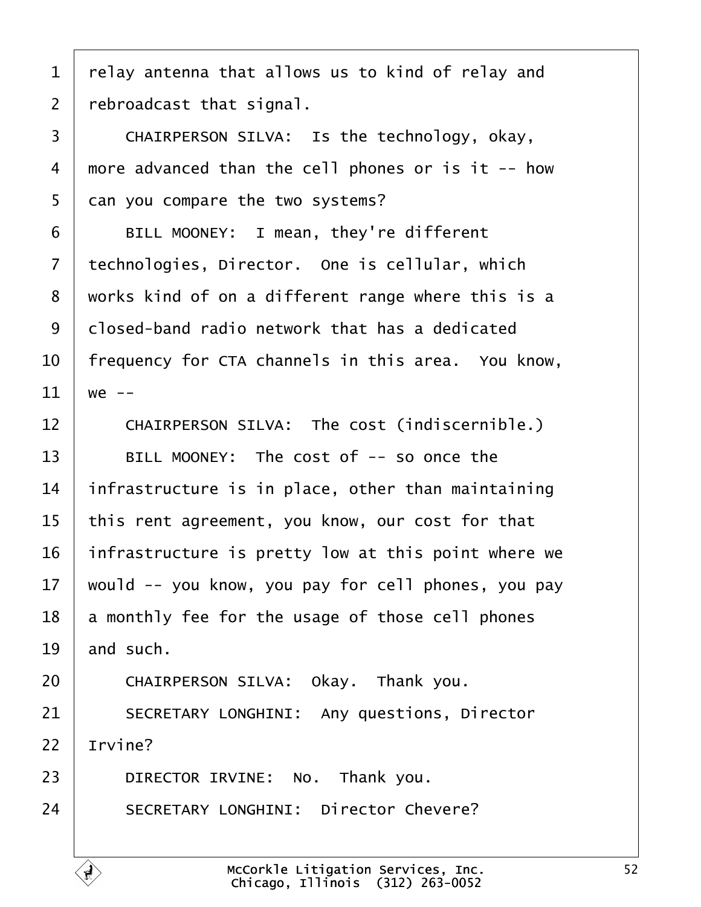relay antenna that allows us to kind of relay and rebroadcast that signal.

CHAIRPERSON SILVA: Is the technology, okay, more advanced than the cell phones or is it -- how can you compare the two systems?

BILL MOONEY: I mean, they're different technologies, Director. One is cellular, which works kind of on a different range where this is a closed-band radio network that has a dedicated frequency for CTA channels in this area. You know, we --

CHAIRPERSON SILVA: The cost (indiscernible.)

BILL MOONEY: The cost of -- so once the infrastructure is in place, other than maintaining this rent agreement, you know, our cost for that infrastructure is pretty low at this point where we would -- you know, you pay for cell phones, you pay a monthly fee for the usage of those cell phones and such.

CHAIRPERSON SILVA: Okay. Thank you.

SECRETARY LONGHINI: Any questions, Director Irvine?

DIRECTOR IRVINE: No. Thank you.

SECRETARY LONGHINI: Director Chevere?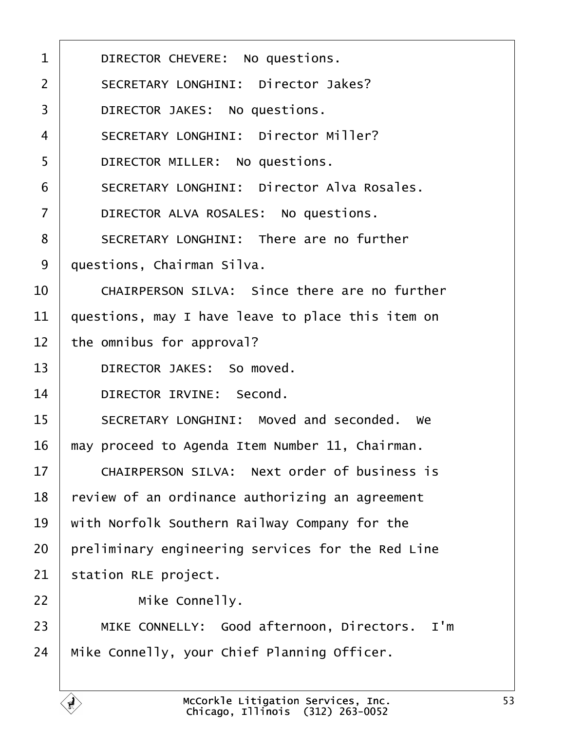DIRECTOR CHEVERE: No questions.

SECRETARY LONGHINI: Director Jakes?

DIRECTOR JAKES: No questions.

SECRETARY LONGHINI: Director Miller?

DIRECTOR MILLER: No questions.

SECRETARY LONGHINI: Director Alva Rosales.

DIRECTOR ALVA ROSALES: No questions.

SECRETARY LONGHINI: There are no further questions, Chairman Silva.

CHAIRPERSON SILVA: Since there are no further questions, may I have leave to place this item on the omnibus for approval?

DIRECTOR JAKES: So moved.

DIRECTOR IRVINE: Second.

SECRETARY LONGHINI: Moved and seconded. We may proceed to Agenda Item Number 11, Chairman.

CHAIRPERSON SILVA: Next order of business is review of an ordinance authorizing an agreement with Norfolk Southern Railway Company for the preliminary engineering services for the Red Line station RLE project.

Mike Connelly.

MIKE CONNELLY: Good afternoon, Directors. I'm Mike Connelly, your Chief Planning Officer.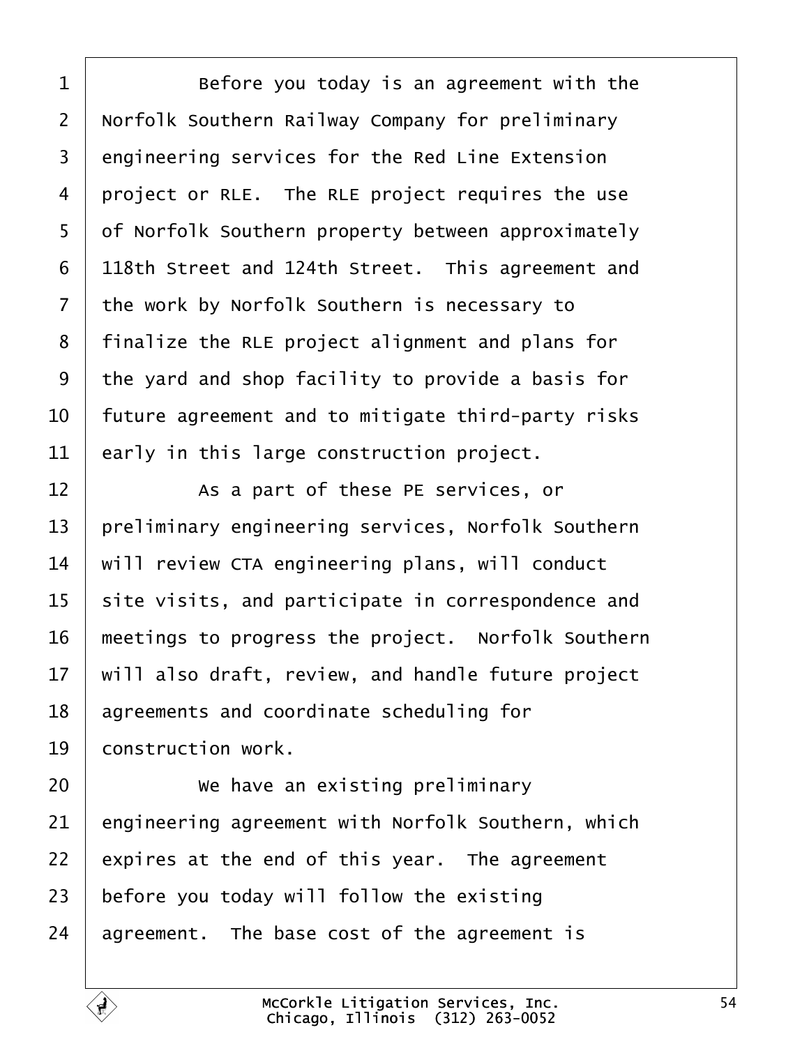Before you today is an agreement with the Norfolk Southern Railway Company for preliminary engineering services for the Red Line Extension project or RLE. The RLE project requires the use of Norfolk Southern property between approximately 118th Street and 124th Street. This agreement and the work by Norfolk Southern is necessary to finalize the RLE project alignment and plans for the yard and shop facility to provide a basis for future agreement and to mitigate third-party risks early in this large construction project.

As a part of these PE services, or preliminary engineering services, Norfolk Southern will review CTA engineering plans, will conduct site visits, and participate in correspondence and meetings to progress the project. Norfolk Southern will also draft, review, and handle future project agreements and coordinate scheduling for construction work.

We have an existing preliminary engineering agreement with Norfolk Southern, which expires at the end of this year. The agreement before you today will follow the existing agreement. The base cost of the agreement is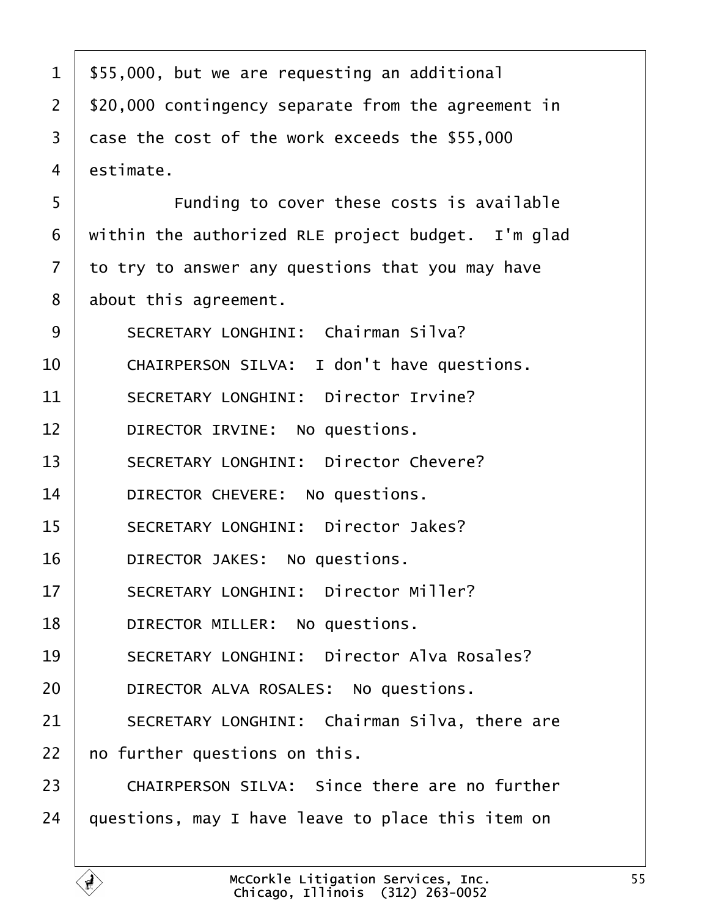$55,000, but we are requesting an additional $20,000 contingency separate from the agreement in case the cost of the work exceeds the $55,000 estimate.

Funding to cover these costs is available within the authorized RLE project budget. I'm glad to try to answer any questions that you may have about this agreement.

SECRETARY LONGHINI: Chairman Silva?

CHAIRPERSON SILVA: I don't have questions.

SECRETARY LONGHINI: Director Irvine?

DIRECTOR IRVINE: No questions.

SECRETARY LONGHINI: Director Chevere?

DIRECTOR CHEVERE: No questions.

SECRETARY LONGHINI: Director Jakes?

DIRECTOR JAKES: No questions.

SECRETARY LONGHINI: Director Miller?

DIRECTOR MILLER: No questions.

SECRETARY LONGHINI: Director Alva Rosales?

DIRECTOR ALVA ROSALES: No questions.

SECRETARY LONGHINI: Chairman Silva, there are no further questions on this.

CHAIRPERSON SILVA: Since there are no further questions, may I have leave to place this item on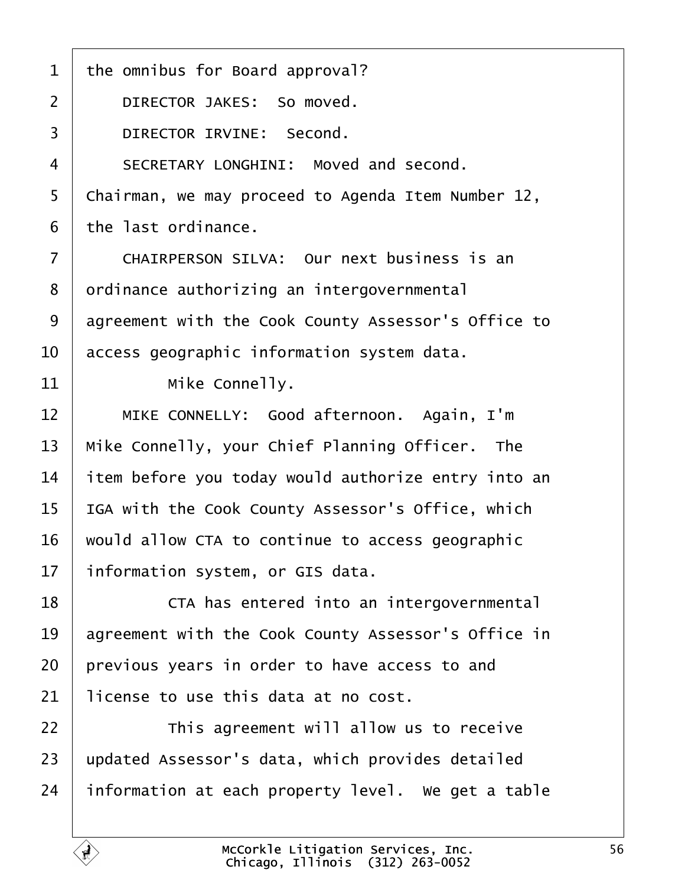the omnibus for Board approval?

DIRECTOR JAKES: So moved.

DIRECTOR IRVINE: Second.

SECRETARY LONGHINI: Moved and second. Chairman, we may proceed to Agenda Item Number 12, the last ordinance.

CHAIRPERSON SILVA: Our next business is an ordinance authorizing an intergovernmental agreement with the Cook County Assessor's Office to access geographic information system data.

Mike Connelly.

MIKE CONNELLY: Good afternoon. Again, I'm Mike Connelly, your Chief Planning Officer. The item before you today would authorize entry into an IGA with the Cook County Assessor's Office, which would allow CTA to continue to access geographic information system, or GIS data.

CTA has entered into an intergovernmental agreement with the Cook County Assessor's Office in previous years in order to have access to and license to use this data at no cost.

This agreement will allow us to receive updated Assessor's data, which provides detailed information at each property level. We get a table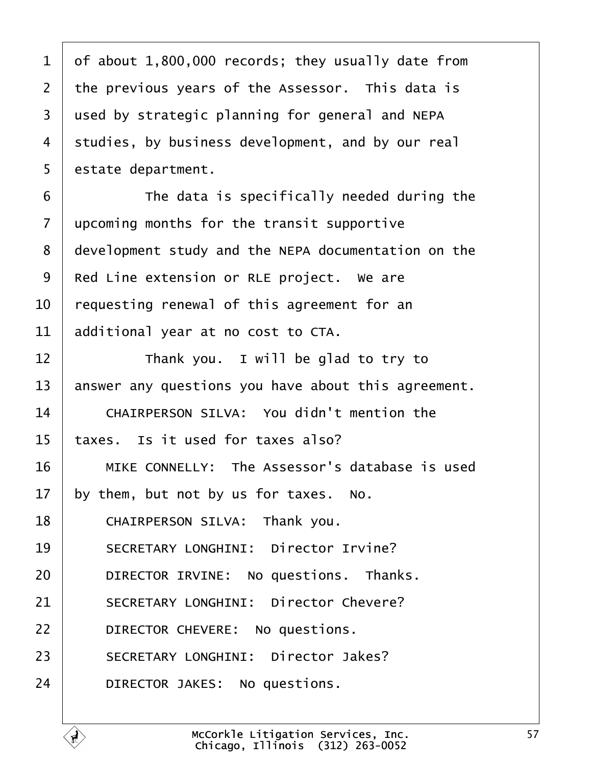of about 1,800,000 records; they usually date from the previous years of the Assessor. This data is used by strategic planning for general and NEPA studies, by business development, and by our real estate department.

The data is specifically needed during the upcoming months for the transit supportive development study and the NEPA documentation on the Red Line extension or RLE project. We are requesting renewal of this agreement for an additional year at no cost to CTA.

Thank you. I will be glad to try to answer any questions you have about this agreement.

CHAIRPERSON SILVA: You didn't mention the taxes. Is it used for taxes also?

MIKE CONNELLY: The Assessor's database is used by them, but not by us for taxes. No.

CHAIRPERSON SILVA: Thank you.

SECRETARY LONGHINI: Director Irvine?

DIRECTOR IRVINE: No questions. Thanks.

SECRETARY LONGHINI: Director Chevere?

DIRECTOR CHEVERE: No questions.

SECRETARY LONGHINI: Director Jakes?

DIRECTOR JAKES: No questions.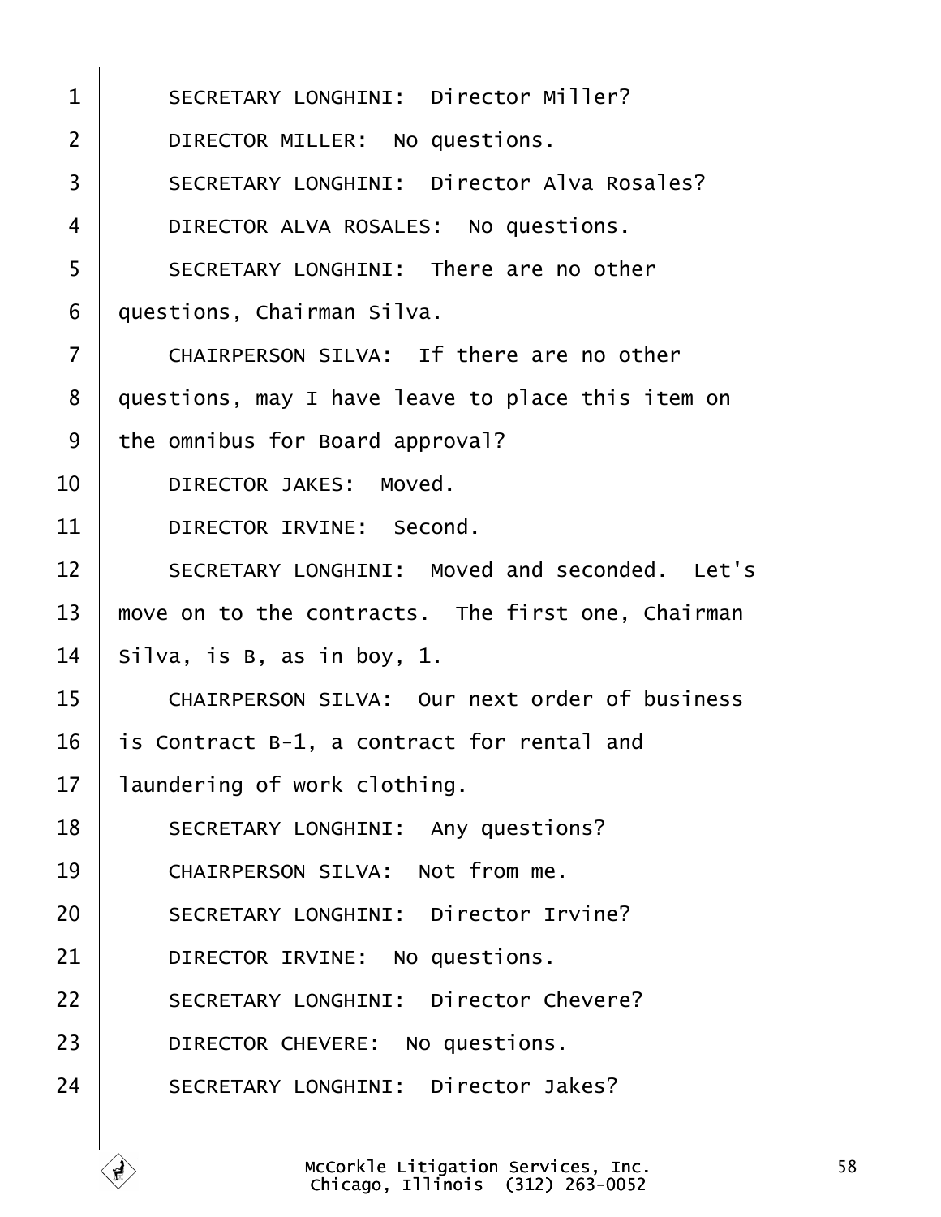SECRETARY LONGHINI: Director Miller?

DIRECTOR MILLER: No questions.

SECRETARY LONGHINI: Director Alva Rosales?

DIRECTOR ALVA ROSALES: No questions.

SECRETARY LONGHINI: There are no other questions, Chairman Silva.

CHAIRPERSON SILVA: If there are no other questions, may I have leave to place this item on the omnibus for Board approval?

DIRECTOR JAKES: Moved.

DIRECTOR IRVINE: Second.

SECRETARY LONGHINI: Moved and seconded. Let's move on to the contracts. The first one, Chairman Silva, is B, as in boy, 1.

CHAIRPERSON SILVA: Our next order of business is Contract B-1, a contract for rental and laundering of work clothing.

SECRETARY LONGHINI: Any questions?

CHAIRPERSON SILVA: Not from me.

SECRETARY LONGHINI: Director Irvine?

DIRECTOR IRVINE: No questions.

SECRETARY LONGHINI: Director Chevere?

DIRECTOR CHEVERE: No questions.

SECRETARY LONGHINI: Director Jakes?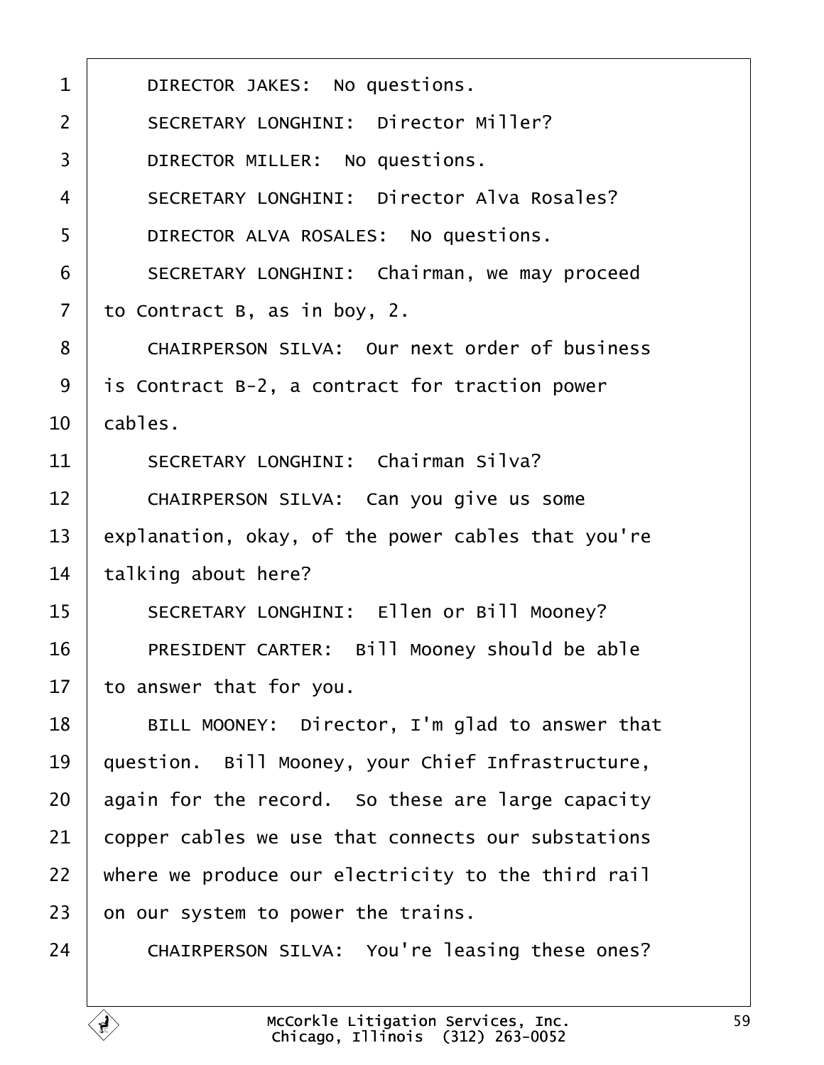1 DIRECTOR JAKES: No questions.

2 SECRETARY LONGHINI: Director Miller?

3 DIRECTOR MILLER: No questions.

4 SECRETARY LONGHINI: Director Alva Rosales?

5 DIRECTOR ALVA ROSALES: No questions.

6 SECRETARY LONGHINI: Chairman, we may proceed

7 to Contract B, as in boy, 2.

8 CHAIRPERSON SILVA: Our next order of business

9 is Contract B-2, a contract for traction power

10 cables.

11 SECRETARY LONGHINI: Chairman Silva?

12 CHAIRPERSON SILVA: Can you give us some

13 explanation, okay, of the power cables that you're

14 talking about here?

15 SECRETARY LONGHINI: Ellen or Bill Mooney?

16 PRESIDENT CARTER: Bill Mooney should be able

17 to answer that for you.

18 BILL MOONEY: Director, I'm glad to answer that

19 question. Bill Mooney, your Chief Infrastructure,

20 again for the record. So these are large capacity

21 copper cables we use that connects our substations

22 where we produce our electricity to the third rail

23 on our system to power the trains.

24 CHAIRPERSON SILVA: You're leasing these ones?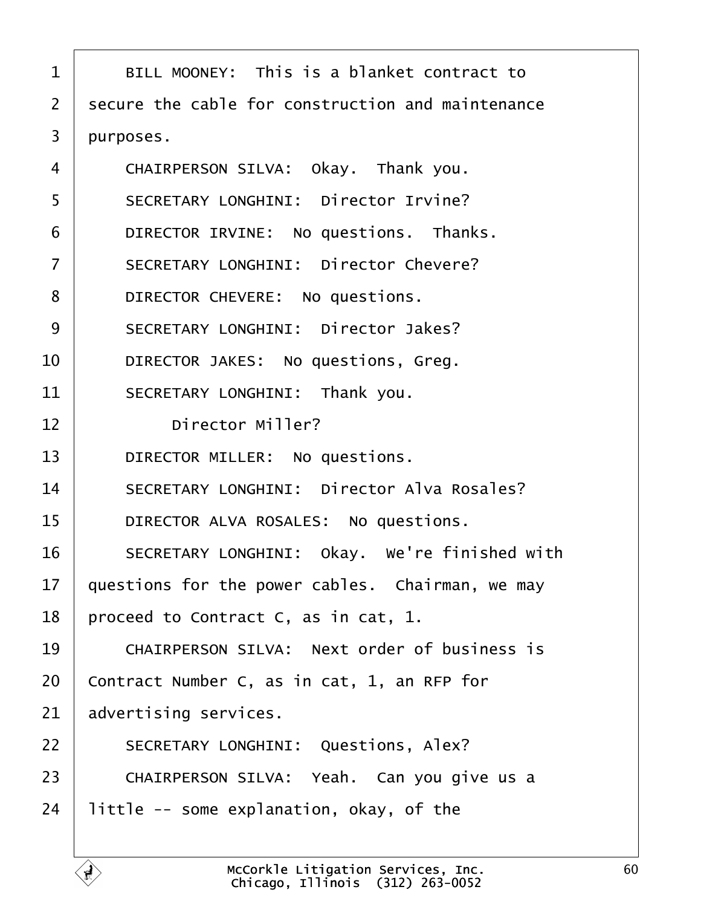1 BILL MOONEY: This is a blanket contract to
2 secure the cable for construction and maintenance
3 purposes.
4 CHAIRPERSON SILVA: Okay. Thank you.
5 SECRETARY LONGHINI: Director Irvine?
6 DIRECTOR IRVINE: No questions. Thanks.
7 SECRETARY LONGHINI: Director Chevere?
8 DIRECTOR CHEVERE: No questions.
9 SECRETARY LONGHINI: Director Jakes?
10 DIRECTOR JAKES: No questions, Greg.
11 SECRETARY LONGHINI: Thank you.
12 Director Miller?
13 DIRECTOR MILLER: No questions.
14 SECRETARY LONGHINI: Director Alva Rosales?
15 DIRECTOR ALVA ROSALES: No questions.
16 SECRETARY LONGHINI: Okay. We're finished with
17 questions for the power cables. Chairman, we may
18 proceed to Contract C, as in cat, 1.
19 CHAIRPERSON SILVA: Next order of business is
20 Contract Number C, as in cat, 1, an RFP for
21 advertising services.
22 SECRETARY LONGHINI: Questions, Alex?
23 CHAIRPERSON SILVA: Yeah. Can you give us a
24 little -- some explanation, okay, of the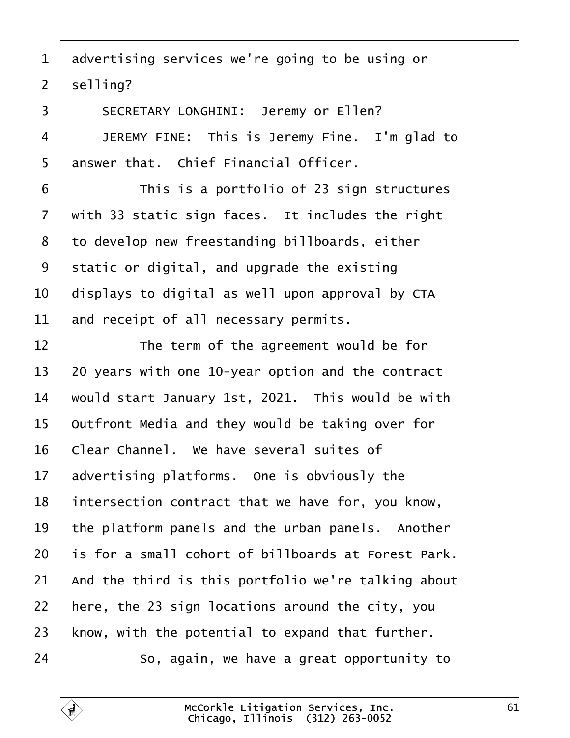advertising services we're going to be using or selling?

SECRETARY LONGHINI: Jeremy or Ellen?

JEREMY FINE: This is Jeremy Fine. I'm glad to answer that. Chief Financial Officer.

This is a portfolio of 23 sign structures with 33 static sign faces. It includes the right to develop new freestanding billboards, either static or digital, and upgrade the existing displays to digital as well upon approval by CTA and receipt of all necessary permits.

The term of the agreement would be for 20 years with one 10-year option and the contract would start January 1st, 2021. This would be with Outfront Media and they would be taking over for Clear Channel. We have several suites of advertising platforms. One is obviously the intersection contract that we have for, you know, the platform panels and the urban panels. Another is for a small cohort of billboards at Forest Park. And the third is this portfolio we're talking about here, the 23 sign locations around the city, you know, with the potential to expand that further.

So, again, we have a great opportunity to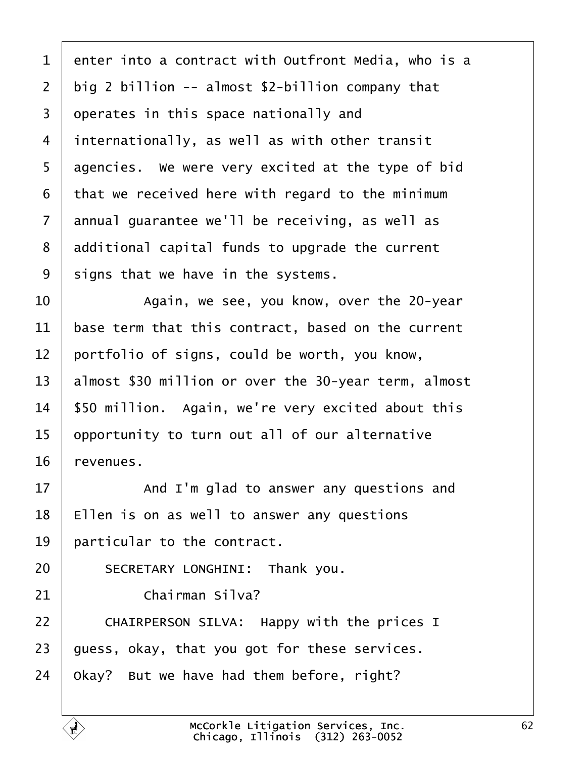enter into a contract with Outfront Media, who is a big 2 billion -- almost $2-billion company that operates in this space nationally and internationally, as well as with other transit agencies. We were very excited at the type of bid that we received here with regard to the minimum annual guarantee we'll be receiving, as well as additional capital funds to upgrade the current signs that we have in the systems.

Again, we see, you know, over the 20-year base term that this contract, based on the current portfolio of signs, could be worth, you know, almost $30 million or over the 30-year term, almost $50 million. Again, we're very excited about this opportunity to turn out all of our alternative revenues.

And I'm glad to answer any questions and Ellen is on as well to answer any questions particular to the contract.

SECRETARY LONGHINI: Thank you.

Chairman Silva?

CHAIRPERSON SILVA: Happy with the prices I guess, okay, that you got for these services. Okay? But we have had them before, right?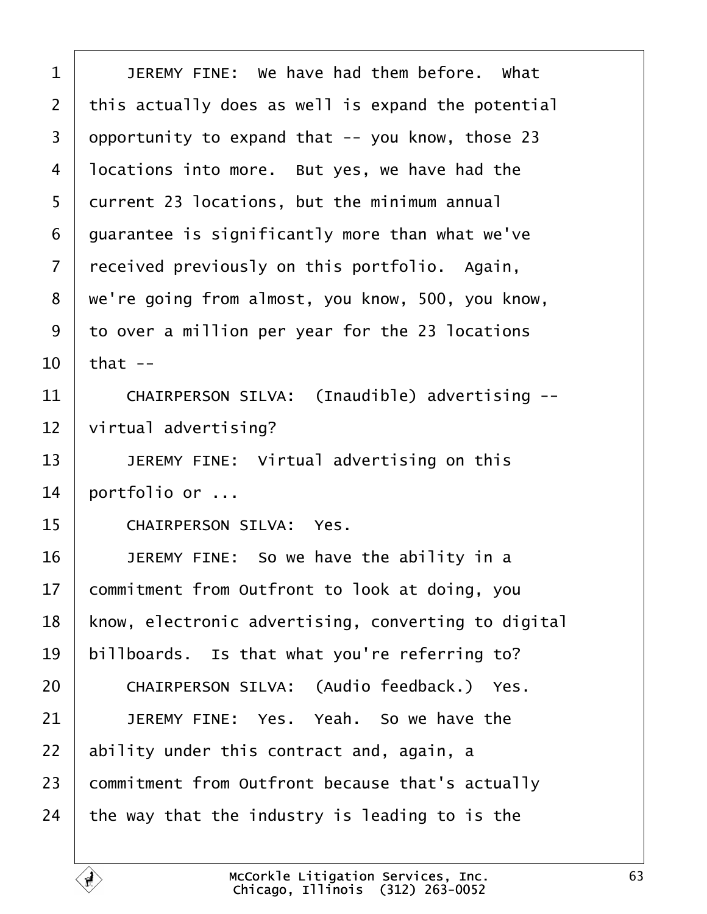JEREMY FINE: We have had them before. What this actually does as well is expand the potential opportunity to expand that -- you know, those 23 locations into more. But yes, we have had the current 23 locations, but the minimum annual guarantee is significantly more than what we've received previously on this portfolio. Again, we're going from almost, you know, 500, you know, to over a million per year for the 23 locations that --

CHAIRPERSON SILVA: (Inaudible) advertising -- virtual advertising?

JEREMY FINE: Virtual advertising on this portfolio or ...

CHAIRPERSON SILVA: Yes.

JEREMY FINE: So we have the ability in a commitment from Outfront to look at doing, you know, electronic advertising, converting to digital billboards. Is that what you're referring to?

CHAIRPERSON SILVA: (Audio feedback.) Yes.

JEREMY FINE: Yes. Yeah. So we have the ability under this contract and, again, a commitment from Outfront because that's actually the way that the industry is leading to is the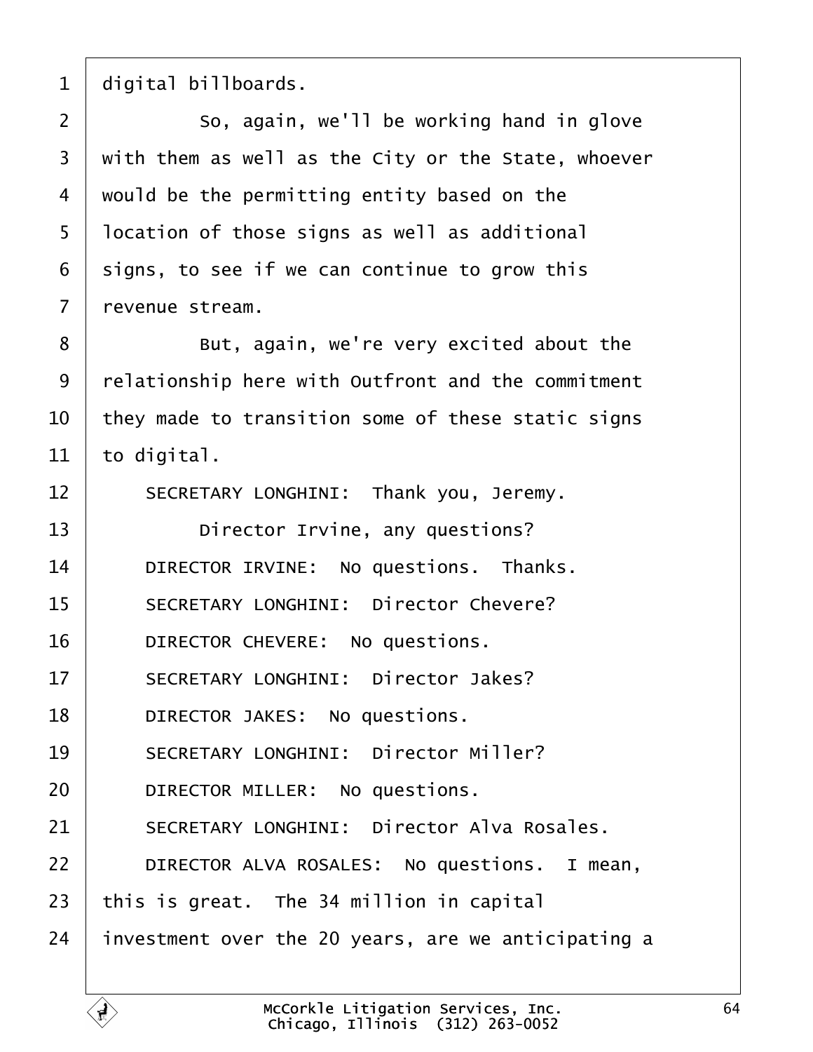digital billboards.

So, again, we'll be working hand in glove with them as well as the City or the State, whoever would be the permitting entity based on the location of those signs as well as additional signs, to see if we can continue to grow this revenue stream.

But, again, we're very excited about the relationship here with Outfront and the commitment they made to transition some of these static signs to digital.

SECRETARY LONGHINI: Thank you, Jeremy.

Director Irvine, any questions?

DIRECTOR IRVINE: No questions. Thanks.

SECRETARY LONGHINI: Director Chevere?

DIRECTOR CHEVERE: No questions.

SECRETARY LONGHINI: Director Jakes?

DIRECTOR JAKES: No questions.

SECRETARY LONGHINI: Director Miller?

DIRECTOR MILLER: No questions.

SECRETARY LONGHINI: Director Alva Rosales.

DIRECTOR ALVA ROSALES: No questions. I mean, this is great. The 34 million in capital investment over the 20 years, are we anticipating a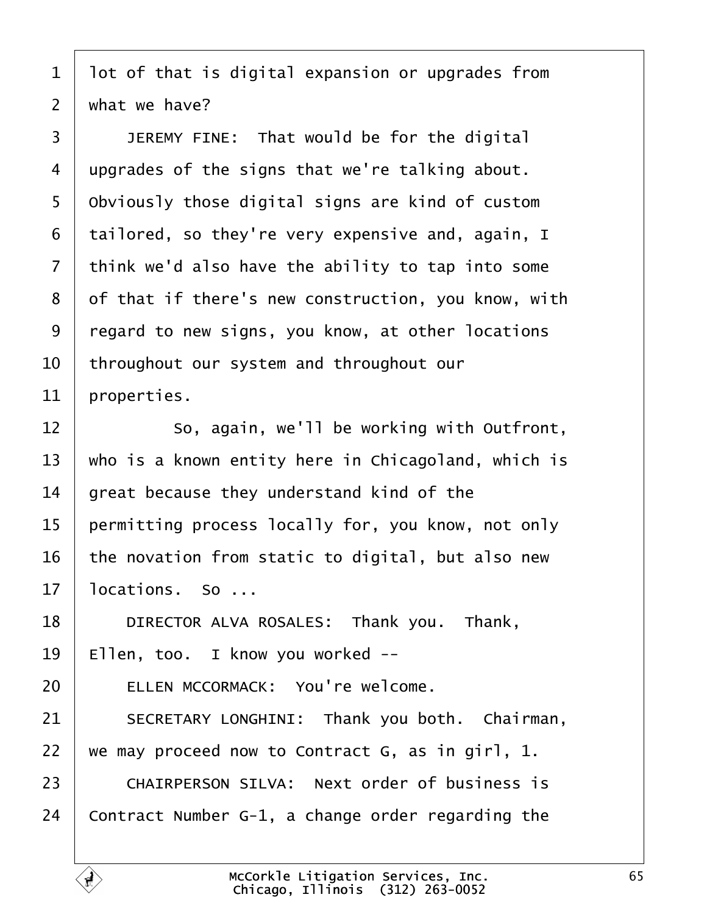lot of that is digital expansion or upgrades from what we have?

JEREMY FINE: That would be for the digital upgrades of the signs that we're talking about. Obviously those digital signs are kind of custom tailored, so they're very expensive and, again, I think we'd also have the ability to tap into some of that if there's new construction, you know, with regard to new signs, you know, at other locations throughout our system and throughout our properties.

So, again, we'll be working with Outfront, who is a known entity here in Chicagoland, which is great because they understand kind of the permitting process locally for, you know, not only the novation from static to digital, but also new locations. So ...

DIRECTOR ALVA ROSALES: Thank you. Thank, Ellen, too. I know you worked --

ELLEN MCCORMACK: You're welcome.

SECRETARY LONGHINI: Thank you both. Chairman, we may proceed now to Contract G, as in girl, 1.

CHAIRPERSON SILVA: Next order of business is Contract Number G-1, a change order regarding the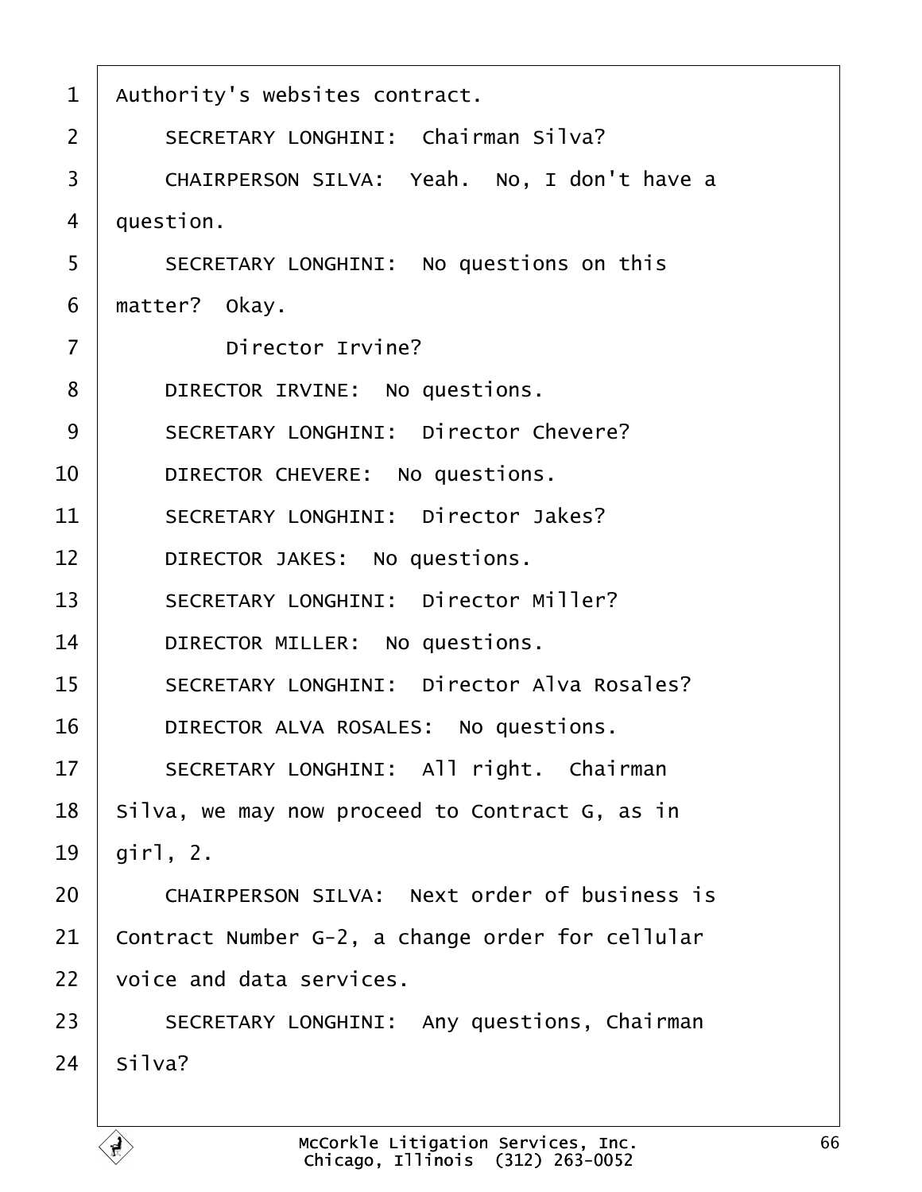Authority's websites contract.

SECRETARY LONGHINI: Chairman Silva?

CHAIRPERSON SILVA: Yeah. No, I don't have a question.

SECRETARY LONGHINI: No questions on this matter? Okay.

Director Irvine?

DIRECTOR IRVINE: No questions.

SECRETARY LONGHINI: Director Chevere?

DIRECTOR CHEVERE: No questions.

SECRETARY LONGHINI: Director Jakes?

DIRECTOR JAKES: No questions.

SECRETARY LONGHINI: Director Miller?

DIRECTOR MILLER: No questions.

SECRETARY LONGHINI: Director Alva Rosales?

DIRECTOR ALVA ROSALES: No questions.

SECRETARY LONGHINI: All right. Chairman Silva, we may now proceed to Contract G, as in girl, 2.

CHAIRPERSON SILVA: Next order of business is Contract Number G-2, a change order for cellular voice and data services.

SECRETARY LONGHINI: Any questions, Chairman Silva?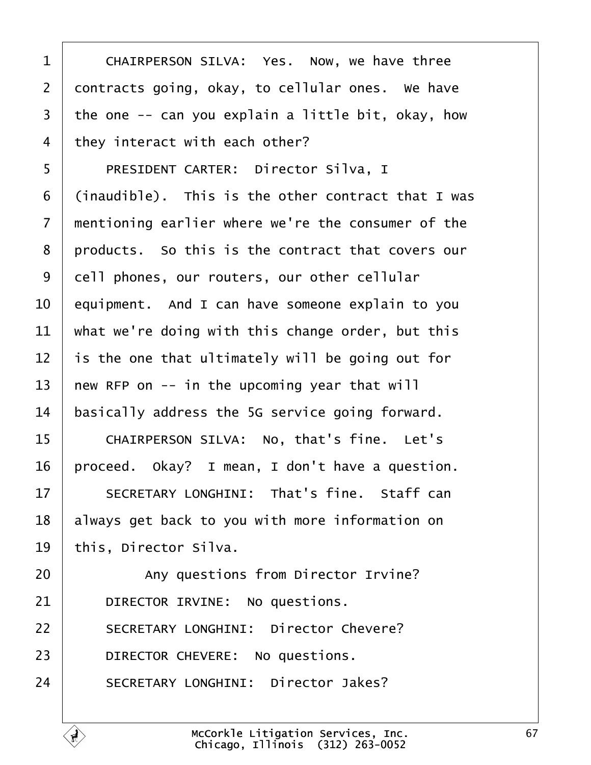CHAIRPERSON SILVA: Yes. Now, we have three contracts going, okay, to cellular ones. We have the one -- can you explain a little bit, okay, how they interact with each other?

PRESIDENT CARTER: Director Silva, I (inaudible). This is the other contract that I was mentioning earlier where we're the consumer of the products. So this is the contract that covers our cell phones, our routers, our other cellular equipment. And I can have someone explain to you what we're doing with this change order, but this is the one that ultimately will be going out for new RFP on -- in the upcoming year that will basically address the 5G service going forward.

CHAIRPERSON SILVA: No, that's fine. Let's proceed. Okay? I mean, I don't have a question.

SECRETARY LONGHINI: That's fine. Staff can always get back to you with more information on this, Director Silva.

Any questions from Director Irvine?

DIRECTOR IRVINE: No questions.

SECRETARY LONGHINI: Director Chevere?

DIRECTOR CHEVERE: No questions.

SECRETARY LONGHINI: Director Jakes?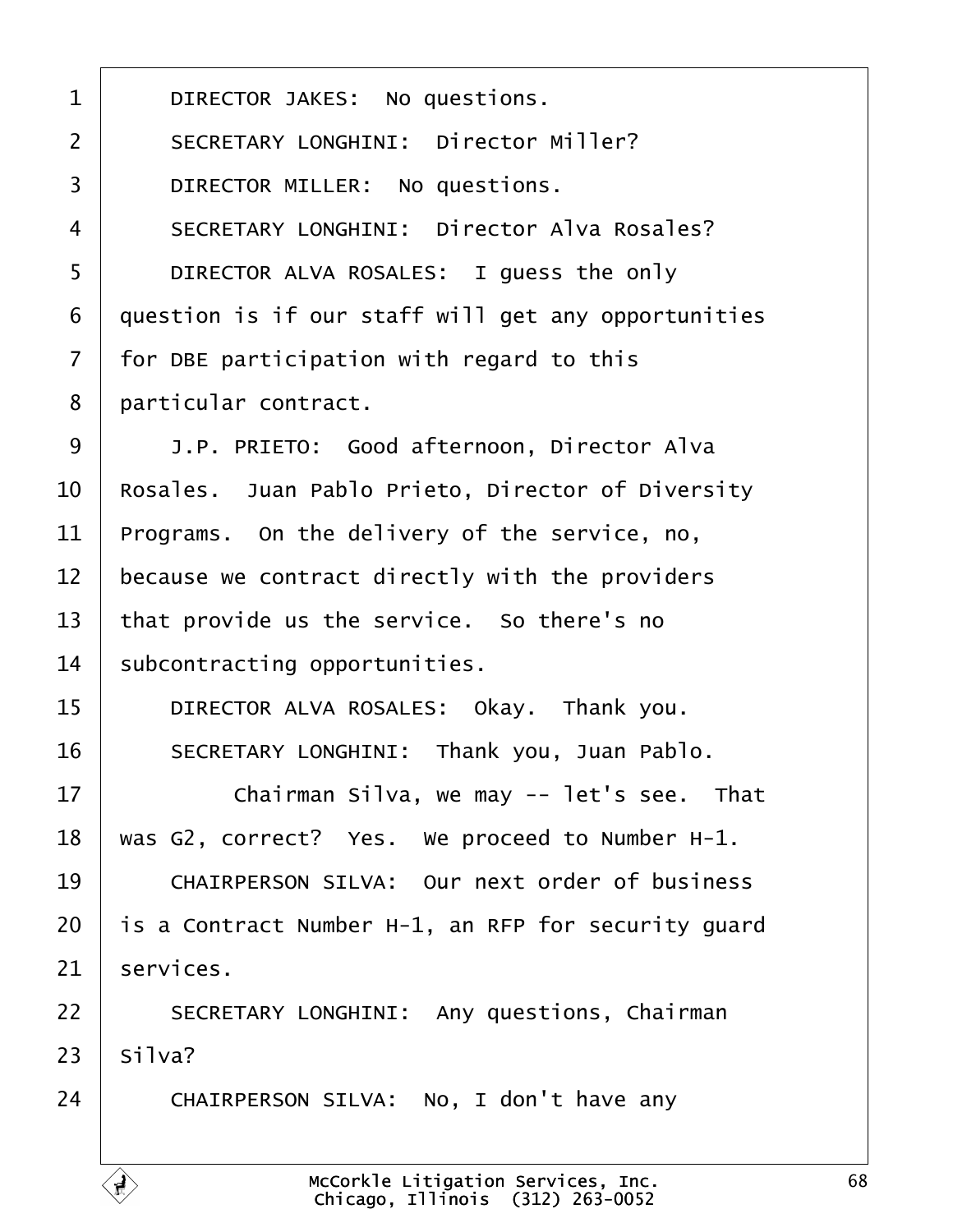DIRECTOR JAKES:  No questions.

SECRETARY LONGHINI:  Director Miller?

DIRECTOR MILLER:  No questions.

SECRETARY LONGHINI:  Director Alva Rosales?

DIRECTOR ALVA ROSALES:  I guess the only question is if our staff will get any opportunities for DBE participation with regard to this particular contract.

J.P. PRIETO:  Good afternoon, Director Alva Rosales.  Juan Pablo Prieto, Director of Diversity Programs.  On the delivery of the service, no, because we contract directly with the providers that provide us the service.  So there's no subcontracting opportunities.

DIRECTOR ALVA ROSALES:  Okay.  Thank you.

SECRETARY LONGHINI:  Thank you, Juan Pablo.

Chairman Silva, we may -- let's see.  That was G2, correct?  Yes.  We proceed to Number H-1.

CHAIRPERSON SILVA:  Our next order of business is a Contract Number H-1, an RFP for security guard services.

SECRETARY LONGHINI:  Any questions, Chairman Silva?

CHAIRPERSON SILVA:  No, I don't have any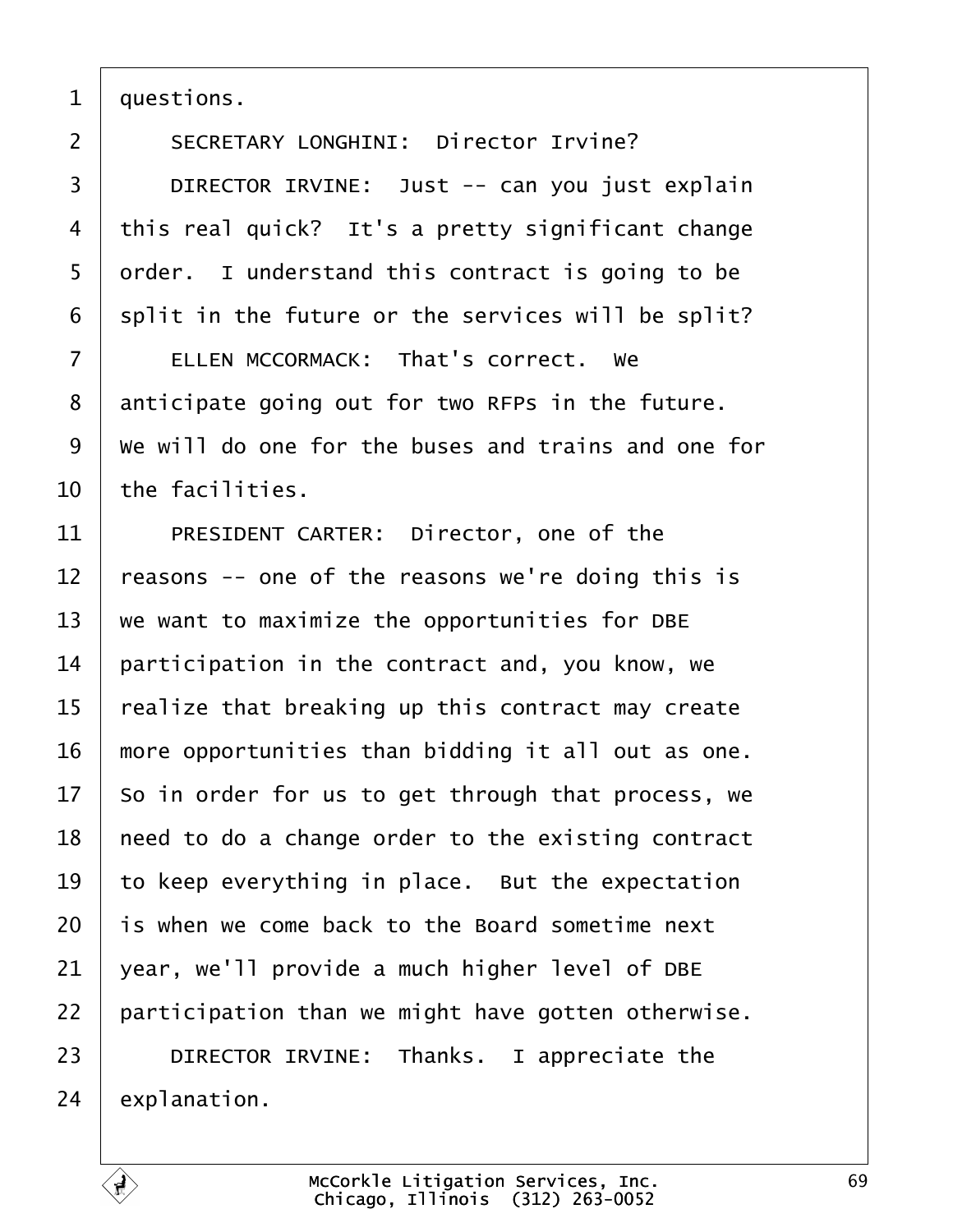1 questions.

2 SECRETARY LONGHINI: Director Irvine?

3 DIRECTOR IRVINE: Just -- can you just explain

4 this real quick? It's a pretty significant change

5 order. I understand this contract is going to be

6 split in the future or the services will be split?

7 ELLEN MCCORMACK: That's correct. We

8 anticipate going out for two RFPs in the future.

9 We will do one for the buses and trains and one for

10 the facilities.

11 PRESIDENT CARTER: Director, one of the

12 reasons -- one of the reasons we're doing this is

13 we want to maximize the opportunities for DBE

14 participation in the contract and, you know, we

15 realize that breaking up this contract may create

16 more opportunities than bidding it all out as one.

17 So in order for us to get through that process, we

18 need to do a change order to the existing contract

19 to keep everything in place. But the expectation

20 is when we come back to the Board sometime next

21 year, we'll provide a much higher level of DBE

22 participation than we might have gotten otherwise.

23 DIRECTOR IRVINE: Thanks. I appreciate the

24 explanation.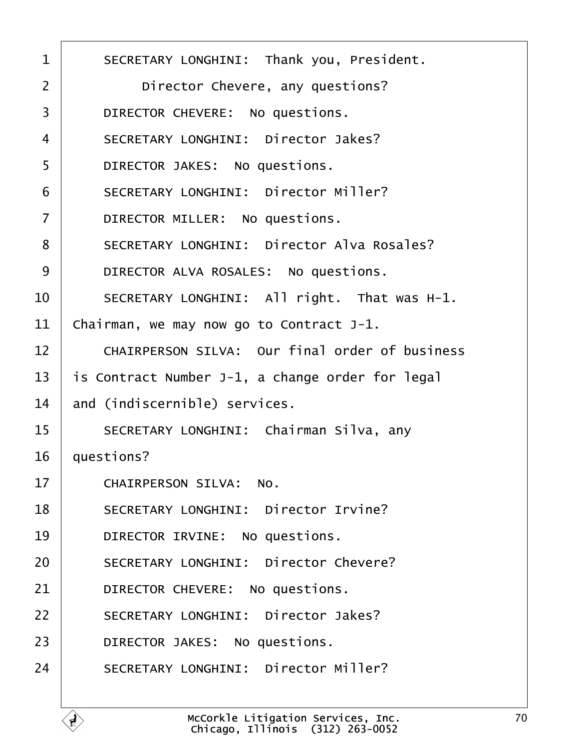1 SECRETARY LONGHINI: Thank you, President.
2 Director Chevere, any questions?
3 DIRECTOR CHEVERE: No questions.
4 SECRETARY LONGHINI: Director Jakes?
5 DIRECTOR JAKES: No questions.
6 SECRETARY LONGHINI: Director Miller?
7 DIRECTOR MILLER: No questions.
8 SECRETARY LONGHINI: Director Alva Rosales?
9 DIRECTOR ALVA ROSALES: No questions.
10 SECRETARY LONGHINI: All right. That was H-1.
11 Chairman, we may now go to Contract J-1.
12 CHAIRPERSON SILVA: Our final order of business
13 is Contract Number J-1, a change order for legal
14 and (indiscernible) services.
15 SECRETARY LONGHINI: Chairman Silva, any
16 questions?
17 CHAIRPERSON SILVA: No.
18 SECRETARY LONGHINI: Director Irvine?
19 DIRECTOR IRVINE: No questions.
20 SECRETARY LONGHINI: Director Chevere?
21 DIRECTOR CHEVERE: No questions.
22 SECRETARY LONGHINI: Director Jakes?
23 DIRECTOR JAKES: No questions.
24 SECRETARY LONGHINI: Director Miller?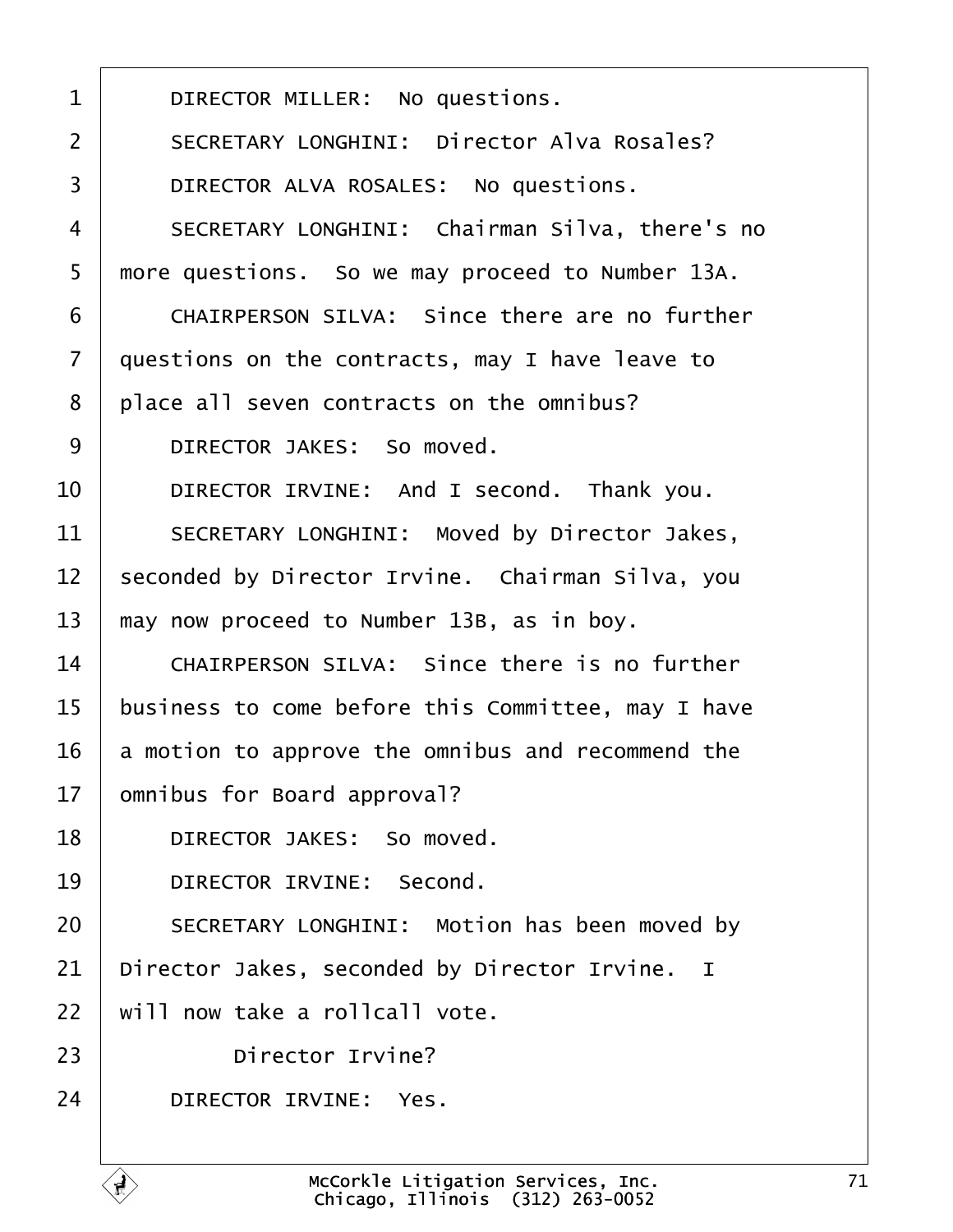DIRECTOR MILLER: No questions.

SECRETARY LONGHINI: Director Alva Rosales?

DIRECTOR ALVA ROSALES: No questions.

SECRETARY LONGHINI: Chairman Silva, there's no more questions. So we may proceed to Number 13A.

CHAIRPERSON SILVA: Since there are no further questions on the contracts, may I have leave to place all seven contracts on the omnibus?

DIRECTOR JAKES: So moved.

DIRECTOR IRVINE: And I second. Thank you.

SECRETARY LONGHINI: Moved by Director Jakes, seconded by Director Irvine. Chairman Silva, you may now proceed to Number 13B, as in boy.

CHAIRPERSON SILVA: Since there is no further business to come before this Committee, may I have a motion to approve the omnibus and recommend the omnibus for Board approval?

DIRECTOR JAKES: So moved.

DIRECTOR IRVINE: Second.

SECRETARY LONGHINI: Motion has been moved by Director Jakes, seconded by Director Irvine. I will now take a rollcall vote.

Director Irvine?

DIRECTOR IRVINE: Yes.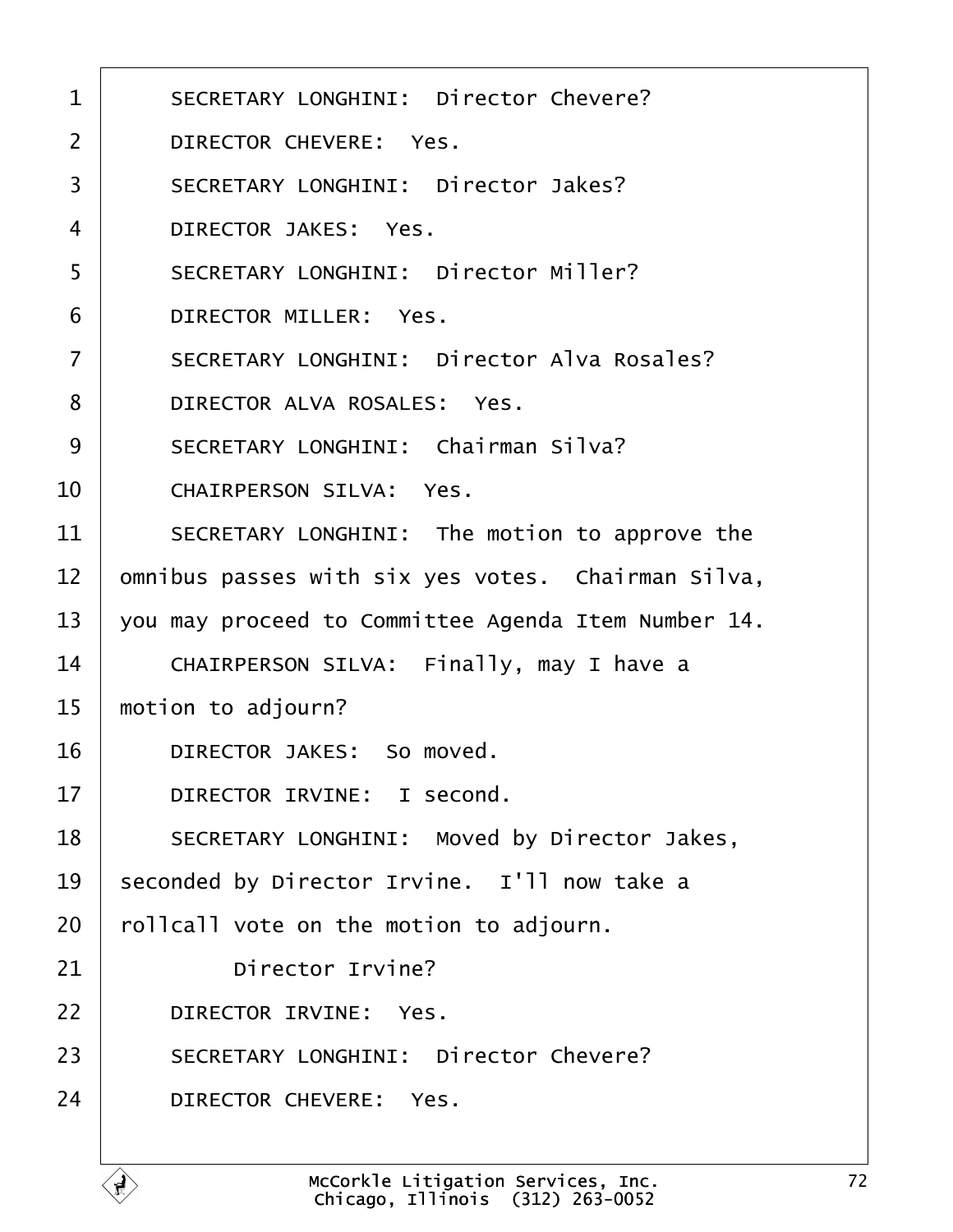1 SECRETARY LONGHINI: Director Chevere?

2 DIRECTOR CHEVERE: Yes.

3 SECRETARY LONGHINI: Director Jakes?

4 DIRECTOR JAKES: Yes.

5 SECRETARY LONGHINI: Director Miller?

6 DIRECTOR MILLER: Yes.

7 SECRETARY LONGHINI: Director Alva Rosales?

8 DIRECTOR ALVA ROSALES: Yes.

9 SECRETARY LONGHINI: Chairman Silva?

10 CHAIRPERSON SILVA: Yes.

11 SECRETARY LONGHINI: The motion to approve the

12 omnibus passes with six yes votes. Chairman Silva,

13 you may proceed to Committee Agenda Item Number 14.

14 CHAIRPERSON SILVA: Finally, may I have a

15 motion to adjourn?

16 DIRECTOR JAKES: So moved.

17 DIRECTOR IRVINE: I second.

18 SECRETARY LONGHINI: Moved by Director Jakes,

19 seconded by Director Irvine. I'll now take a

20 rollcall vote on the motion to adjourn.

21 Director Irvine?

22 DIRECTOR IRVINE: Yes.

23 SECRETARY LONGHINI: Director Chevere?

24 DIRECTOR CHEVERE: Yes.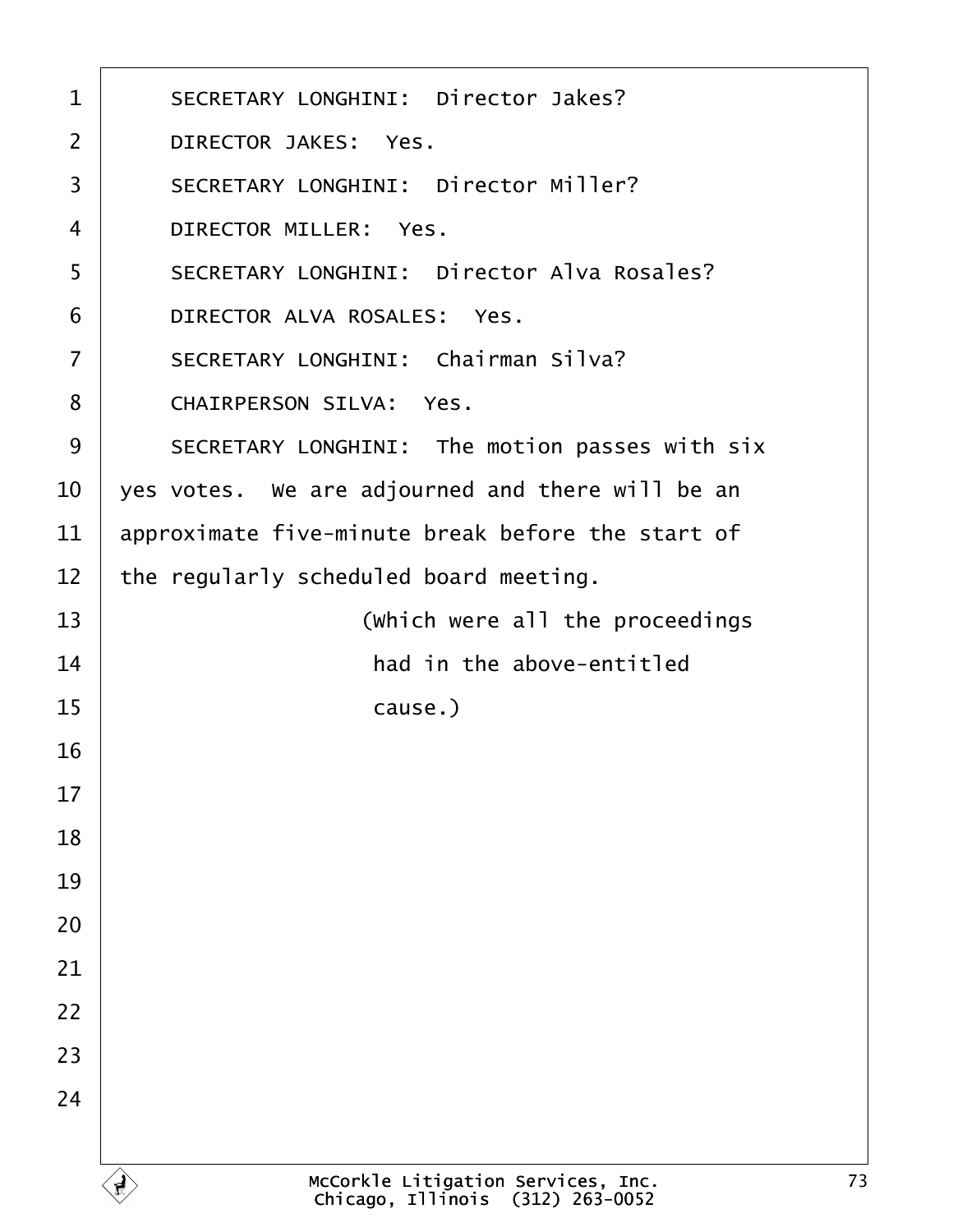SECRETARY LONGHINI: Director Jakes?

DIRECTOR JAKES: Yes.

SECRETARY LONGHINI: Director Miller?

DIRECTOR MILLER: Yes.

SECRETARY LONGHINI: Director Alva Rosales?

DIRECTOR ALVA ROSALES: Yes.

SECRETARY LONGHINI: Chairman Silva?

CHAIRPERSON SILVA: Yes.

SECRETARY LONGHINI: The motion passes with six yes votes. We are adjourned and there will be an approximate five-minute break before the start of the regularly scheduled board meeting.

(Which were all the proceedings had in the above-entitled cause.)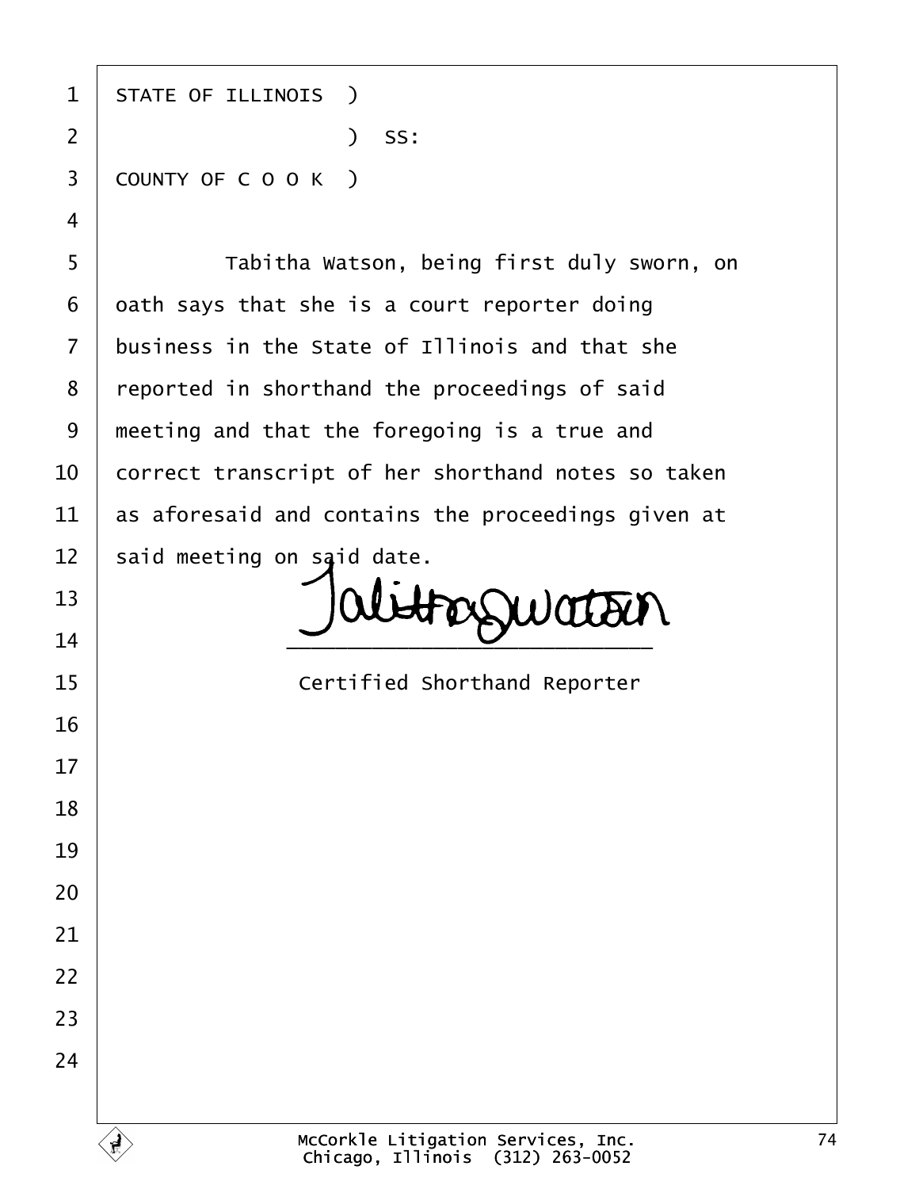STATE OF ILLINOIS )

) SS:

COUNTY OF C O O K )

Tabitha Watson, being first duly sworn, on oath says that she is a court reporter doing business in the State of Illinois and that she reported in shorthand the proceedings of said meeting and that the foregoing is a true and correct transcript of her shorthand notes so taken as aforesaid and contains the proceedings given at said meeting on said date.

Tabitha Watson

\_\_\_\_\_\_\_\_\_\_\_\_\_\_\_\_\_\_\_\_\_\_\_\_\_\_

Certified Shorthand Reporter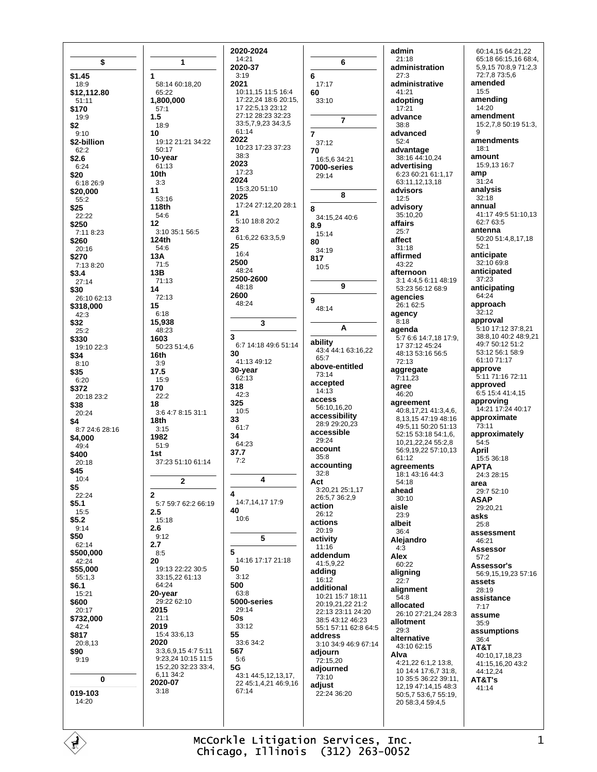## $

**$1.45**
18:9
**$12,112.80**
51:11
**$170**
19:9
**$2**
9:10
**$2-billion**
62:2
**$2.6**
6:24
**$20**
6:18 26:9
**$20,000**
55:2
**$25**
22:22
**$250**
7:11 8:23
**$260**
20:16
**$270**
7:13 8:20
**$3.4**
27:14
**$30**
26:10 62:13
**$318,000**
42:3
**$32**
25:2
**$330**
19:10 22:3
**$34**
8:10
**$35**
6:20
**$372**
20:18 23:2
**$38**
20:24
**$4**
8:7 24:6 28:16
**$4,000**
49:4
**$400**
20:18
**$45**
10:4
**$5**
22:24
**$5.1**
15:5
**$5.2**
9:14
**$50**
62:14
**$500,000**
42:24
**$55,000**
55:1,3
**$6.1**
15:21
**$600**
20:17
**$732,000**
42:4
**$817**
20:8,13
**$90**
9:19

## 0

**019-103**
14:20

## 1

**1**
58:14 60:18,20 65:22
**1,800,000**
57:1
**1.5**
18:9
**10**
19:12 21:21 34:22 50:17
**10-year**
61:13
**10th**
3:3
**11**
53:16
**118th**
54:6
**12**
3:10 35:1 56:5
**124th**
54:6
**13A**
71:5
**13B**
71:13
**14**
72:13
**15**
6:18
**15,938**
48:23
**1603**
50:23 51:4,6
**16th**
3:9
**17.5**
15:9
**170**
22:2
**18**
3:6 4:7 8:15 31:1
**18th**
3:15
**1982**
51:9
**1st**
37:23 51:10 61:14

## 2

**2**
5:7 59:7 62:2 66:19
**2.5**
15:18
**2.6**
9:12
**2.7**
8:5
**20**
19:13 22:22 30:5 33:15,22 61:13 64:24
**20-year**
29:22 62:10
**2015**
21:1
**2019**
15:4 33:6,13
**2020**
3:3,6,9,15 4:7 5:11 9:23,24 10:15 11:5 15:2,20 32:23 33:4, 6,11 34:2
**2020-07**
3:18
**2020-2024**
14:21
**2020-37**
3:19
**2021**
10:11,15 11:5 16:4 17:22,24 18:6 20:15, 17 22:5,13 23:12 27:12 28:23 32:23 33:5,7,9,23 34:3,5 61:14
**2022**
10:23 17:23 37:23 38:3
**2023**
17:23
**2024**
15:3,20 51:10
**2025**
17:24 27:12,20 28:1
**21**
5:10 18:8 20:2
**23**
61:6,22 63:3,5,9
**25**
16:4
**2500**
48:24
**2500-2600**
48:18
**2600**
48:24

## 3

**3**
6:7 14:18 49:6 51:14
**30**
41:13 49:12
**30-year**
62:13
**318**
42:3
**325**
10:5
**33**
61:7
**34**
64:23
**37.7**
7:2

## 4

**4**
14:7,14,17 17:9
**40**
10:6

## 5

**5**
14:16 17:17 21:18
**50**
3:12
**500**
63:8
**5000-series**
29:14
**50s**
33:12
**55**
33:6 34:2
**567**
5:6
**5G**
43:1 44:5,12,13,17, 22 45:1,4,21 46:9,16 67:14

## 6

**6**
17:17
**60**
33:10

## 7

**7**
37:12
**70**
16:5,6 34:21
**7000-series**
29:14

## 8

**8**
34:15,24 40:6
**8.9**
15:14
**80**
34:19
**817**
10:5

## 9

**9**
48:14

## A

**ability**
43:4 44:1 63:16,22 65:7
**above-entitled**
73:14
**accepted**
14:13
**access**
56:10,16,20
**accessibility**
28:9 29:20,23
**accessible**
29:24
**account**
35:8
**accounting**
32:8
**Act**
3:20,21 25:1,17 26:5,7 36:2,9
**action**
26:12
**actions**
20:19
**activity**
11:16
**addendum**
41:5,9,22
**adding**
16:12
**additional**
10:21 15:7 18:11 20:19,21,22 21:2 22:13 23:11 24:20 38:5 43:12 46:23 55:1 57:11 62:8 64:5
**address**
3:10 34:9 46:9 67:14
**adjourn**
72:15,20
**adjourned**
73:10
**adjust**
22:24 36:20
**admin**
21:18
**administration**
27:3
**administrative**
41:21
**adopting**
17:21
**advance**
38:8
**advanced**
52:4
**advantage**
38:16 44:10,24
**advertising**
6:23 60:21 61:1,17 63:11,12,13,18
**advisors**
12:5
**advisory**
35:10,20
**affairs**
25:7
**affect**
31:18
**affirmed**
43:22
**afternoon**
3:1 4:4,5 6:11 48:19 53:23 56:12 68:9
**agencies**
26:1 62:5
**agency**
8:18
**agenda**
5:7 6:6 14:7,18 17:9, 17 37:12 45:24 48:13 53:16 56:5 72:13
**aggregate**
7:11,23
**agree**
46:20
**agreement**
40:8,17,21 41:3,4,6, 8,13,15 47:19 48:16 49:5,11 50:20 51:13 52:15 53:18 54:1,6, 10,21,22,24 55:2,8 56:9,19,22 57:10,13 61:12
**agreements**
18:1 43:16 44:3 54:18
**ahead**
30:10
**aisle**
23:9
**albeit**
36:4
**Alejandro**
4:3
**Alex**
60:22
**aligning**
22:7
**alignment**
54:8
**allocated**
26:10 27:21,24 28:3
**allotment**
29:3
**alternative**
43:10 62:15
**Alva**
4:21,22 6:1,2 13:8, 10 14:4 17:6,7 31:8, 10 35:5 36:22 39:11, 12,19 47:14,15 48:3 50:5,7 53:6,7 55:19, 20 58:3,4 59:4,5 60:14,15 64:21,22 65:18 66:15,16 68:4, 5,9,15 70:8,9 71:2,3 72:7,8 73:5,6
**amended**
15:5
**amending**
14:20
**amendment**
15:2,7,8 50:19 51:3, 9
**amendments**
18:1
**amount**
15:9,13 16:7
**amp**
31:24
**analysis**
32:18
**annual**
41:17 49:5 51:10,13 62:7 63:5
**antenna**
50:20 51:4,8,17,18 52:1
**anticipate**
32:10 69:8
**anticipated**
37:23
**anticipating**
64:24
**approach**
32:12
**approval**
5:10 17:12 37:8,21 38:8,10 40:2 48:9,21 49:7 50:12 51:2 53:12 56:1 58:9 61:10 71:17
**approve**
5:11 71:16 72:11
**approved**
6:5 15:4 41:4,15
**approving**
14:21 17:24 40:17
**approximate**
73:11
**approximately**
54:5
**April**
15:5 36:18
**APTA**
24:3 28:15
**area**
29:7 52:10
**ASAP**
29:20,21
**asks**
25:8
**assessment**
46:21
**Assessor**
57:2
**Assessor's**
56:9,15,19,23 57:16
**assets**
28:19
**assistance**
7:17
**assume**
35:9
**assumptions**
36:4
**AT&T**
40:10,17,18,23 41:15,16,20 43:2 44:12,24
**AT&T's**
41:14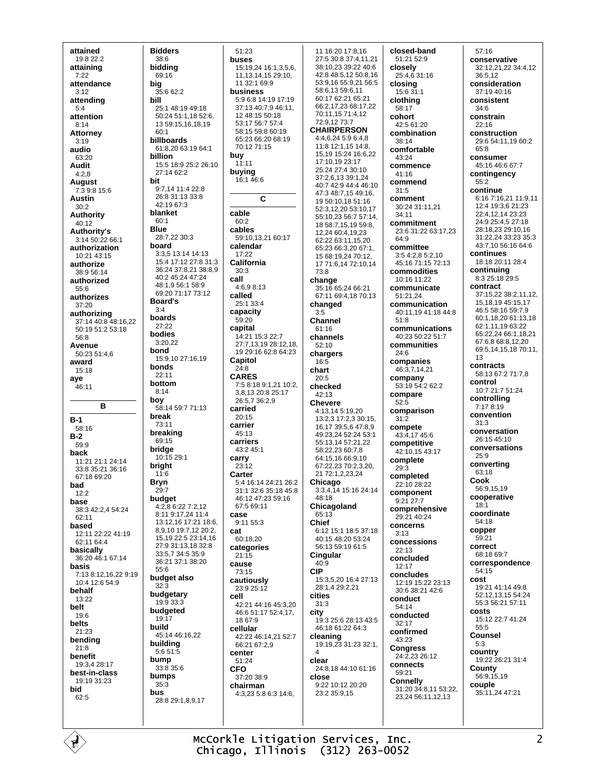**attained**
19:8 22:2
**attaining**
7:22
**attendance**
3:12
**attending**
5:4
**attention**
8:14
**Attorney**
3:19
**audio**
63:20
**Audit**
4:2,8
**August**
7:3 9:8 15:6
**Austin**
30:2
**Authority**
40:12
**Authority's**
3:14 50:22 66:1
**authorization**
10:21 43:15
**authorize**
38:9 56:14
**authorized**
55:6
**authorizes**
37:20
**authorizing**
37:14 40:8 48:16,22 50:19 51:2 53:18 56:8
**Avenue**
50:23 51:4,6
**award**
15:18
**aye**
46:11

**B**

**B-1**
58:16
**B-2**
59:9
**back**
11:21 21:1 24:14 33:8 35:21 36:16 67:18 69:20
**bad**
12:2
**base**
38:3 42:2,4 54:24 62:11
**based**
12:11 22:22 41:19 62:11 64:4
**basically**
36:20 46:1 67:14
**basis**
7:13 8:12,16,22 9:19 10:4 12:6 54:9
**behalf**
13:22
**belt**
19:6
**belts**
21:23
**bending**
21:8
**benefit**
19:3,4 28:17
**best-in-class**
19:19 31:23
**bid**
62:5
**Bidders**
38:6
**bidding**
69:16
**big**
35:6 62:2
**bill**
25:1 48:19 49:18 50:24 51:1,18 52:6, 13 59:15,16,18,19 60:1
**billboards**
61:8,20 63:19 64:1
**billion**
15:5 18:9 25:2 26:10 27:14 62:2
**bit**
9:7,14 11:4 22:8 26:8 31:13 33:8 42:19 67:3
**blanket**
60:1
**Blue**
28:7,22 30:3
**board**
3:3,5 13:14 14:13 15:4 17:12 27:8 31:3 36:24 37:8,21 38:8,9 40:2 45:24 47:24 48:1,9 56:1 58:9 69:20 71:17 73:12
**Board's**
3:4
**boards**
27:22
**bodies**
3:20,22
**bond**
15:9,10 27:16,19
**bonds**
22:11
**bottom**
8:14
**boy**
58:14 59:7 71:13
**break**
73:11
**breaking**
69:15
**bridge**
10:15 29:1
**bright**
11:6
**Bryn**
29:7
**budget**
4:2,8 6:22 7:2,12 8:11 9:17,24 11:4 13:12,16 17:21 18:6, 8,9,10 19:7,12 20:2, 15,19 22:5 23:14,16 27:9 31:13,18 32:8 33:5,7 34:5 35:9 36:21 37:1 38:20 55:6
**budget also**
32:3
**budgetary**
19:9 33:3
**budgeted**
19:17
**build**
45:14 46:16,22
**building**
5:6 51:5
**bump**
33:8 35:6
**bumps**
35:3
**bus**
28:8 29:1,8,9,17 51:23
**buses**
15:19,24 16:1,3,5,6, 11,13,14,15 29:10, 11 32:1 69:9
**business**
5:9 6:8 14:19 17:19 37:13 40:7,9 46:11, 12 48:15 50:18 53:17 56:7 57:4 58:15 59:8 60:19 65:23 66:20 68:19 70:12 71:15
**buy**
11:11
**buying**
16:1 46:6

**C**

**cable**
60:2
**cables**
59:10,13,21 60:17
**calendar**
17:22
**California**
30:3
**call**
4:6,9 8:13
**called**
25:1 33:4
**capacity**
59:20
**capital**
14:21 15:3 22:7 27:7,13,19 28:12,18, 19 29:16 62:8 64:23
**Capitol**
24:8
**CARES**
7:5 8:18 9:1,21 10:2, 3,8,13 20:8 25:17 26:5,7 36:2,9
**carried**
20:15
**carrier**
45:13
**carriers**
43:2 45:1
**carry**
23:12
**Carter**
5:4 16:14 24:21 26:2 31:1 32:6 35:18 45:8 46:12 47:23 59:16 67:5 69:11
**case**
9:11 55:3
**cat**
60:18,20
**categories**
21:15
**cause**
73:15
**cautiously**
23:9 25:12
**cell**
42:21 44:16 45:3,20 46:6 51:17 52:4,17, 18 67:9
**cellular**
42:22 46:14,21 52:7 66:21 67:2,9
**center**
51:24
**CFO**
37:20 38:9
**chairman**
4:3,23 5:8 6:3 14:6, 11 16:20 17:8,16 27:5 30:8 37:4,11,21 38:10,23 39:22 40:6 42:8 48:5,12 50:8,16 53:9,16 55:9,21 56:5 58:6,13 59:6,11 60:17 62:21 65:21 66:2,17,23 68:17,22 70:11,15 71:4,12 72:9,12 73:7
**CHAIRPERSON**
4:4,6,24 5:9 6:4,8 11:8 12:1,15 14:8, 15,19 15:24 16:6,22 17:10,19 23:17 25:24 27:4 30:10 37:2,6,13 39:1,24 40:7 42:9 44:4 46:10 47:3 48:7,15 49:16, 19 50:10,18 51:16 52:3,12,20 53:10,17 55:10,23 56:7 57:14, 18 58:7,15,19 59:8, 12,24 60:4,19,23 62:22 63:11,15,20 65:23 66:3,20 67:1, 15 68:19,24 70:12, 17 71:6,14 72:10,14 73:8
**change**
35:16 65:24 66:21 67:11 69:4,18 70:13
**changed**
3:5
**Channel**
61:16
**channels**
52:10
**chargers**
16:5
**chart**
20:5
**checked**
42:13
**Chevere**
4:13,14 5:19,20 13:2,3 17:2,3 30:15, 16,17 39:5,6 47:8,9 49:23,24 52:24 53:1 55:13,14 57:21,22 58:22,23 60:7,8 64:15,16 66:9,10 67:22,23 70:2,3,20, 21 72:1,2,23,24
**Chicago**
3:3,4,14 15:16 24:14 48:18
**Chicagoland**
65:13
**Chief**
6:12 15:1 18:5 37:18 40:15 48:20 53:24 56:13 59:19 61:5
**Cingular**
40:9
**CIP**
15:3,5,20 16:4 27:13 28:1,4 29:2,21
**cities**
31:3
**city**
19:3 25:6 28:13 43:5 46:18 61:22 64:3
**cleaning**
19:19,23 31:23 32:1, 4
**clear**
24:8,18 44:10 61:16
**close**
9:22 10:12 20:20 23:2 35:9,15
**closed-band**
51:21 52:9
**closely**
25:4,6 31:16
**closing**
15:6 31:1
**clothing**
58:17
**cohort**
42:5 61:20
**combination**
38:14
**comfortable**
43:24
**commence**
41:16
**commend**
31:5
**comment**
30:24 31:11,21 34:11
**commitment**
23:6 31:22 63:17,23 64:9
**committee**
3:5 4:2,8 5:2,10 45:16 71:15 72:13
**commodities**
10:16 11:22
**communicate**
51:21,24
**communication**
40:11,19 41:18 44:8 51:8
**communications**
40:23 50:22 51:7
**communities**
24:6
**companies**
46:3,7,14,21
**company**
53:19 54:2 62:2
**compare**
52:5
**comparison**
31:2
**compete**
43:4,17 45:6
**competitive**
42:10,15 43:17
**complete**
29:3
**completed**
22:10 28:22
**component**
9:21 27:7
**comprehensive**
29:21 40:24
**concerns**
3:13
**concessions**
22:13
**concluded**
12:17
**concludes**
12:19 15:22 23:13 30:6 38:21 42:6
**conduct**
54:14
**conducted**
32:17
**confirmed**
43:23
**Congress**
24:2,23 26:12
**connects**
59:21
**Connelly**
31:20 34:8,11 53:22, 23,24 56:11,12,13 57:16
**conservative**
32:12,21,22 34:4,12 36:5,12
**consideration**
37:19 40:16
**consistent**
34:6
**constrain**
22:16
**construction**
29:6 54:11,19 60:2 65:8
**consumer**
45:16 46:6 67:7
**contingency**
55:2
**continue**
6:16 7:16,21 11:9,11 12:4 19:3,6 21:23 22:4,12,14 23:23 24:9 25:4,5 27:18 28:18,23 29:10,16 31:22,24 33:23 35:3 43:7,10 56:16 64:6
**continues**
18:18 20:11 28:4
**continuing**
8:3 25:18 29:5
**contract**
37:15,22 38:2,11,12, 15,18,19 45:15,17 46:5 58:16 59:7,9 60:1,18,20 61:13,18 62:1,11,19 63:22 65:22,24 66:1,18,21 67:6,8 68:8,12,20 69:5,14,15,18 70:11, 13
**contracts**
58:13 67:2 71:7,8
**control**
10:7 21:7 51:24
**controlling**
7:17 8:19
**convention**
31:3
**conversation**
26:15 45:10
**conversations**
25:9
**converting**
63:18
**Cook**
56:9,15,19
**cooperative**
18:1
**coordinate**
54:18
**copper**
59:21
**correct**
68:18 69:7
**correspondence**
54:15
**cost**
19:21 41:14 49:8 52:12,13,15 54:24 55:3 56:21 57:11
**costs**
15:12 22:7 41:24 55:5
**Counsel**
5:3
**country**
19:22 26:21 31:4
**County**
56:9,15,19
**couple**
35:11,24 47:21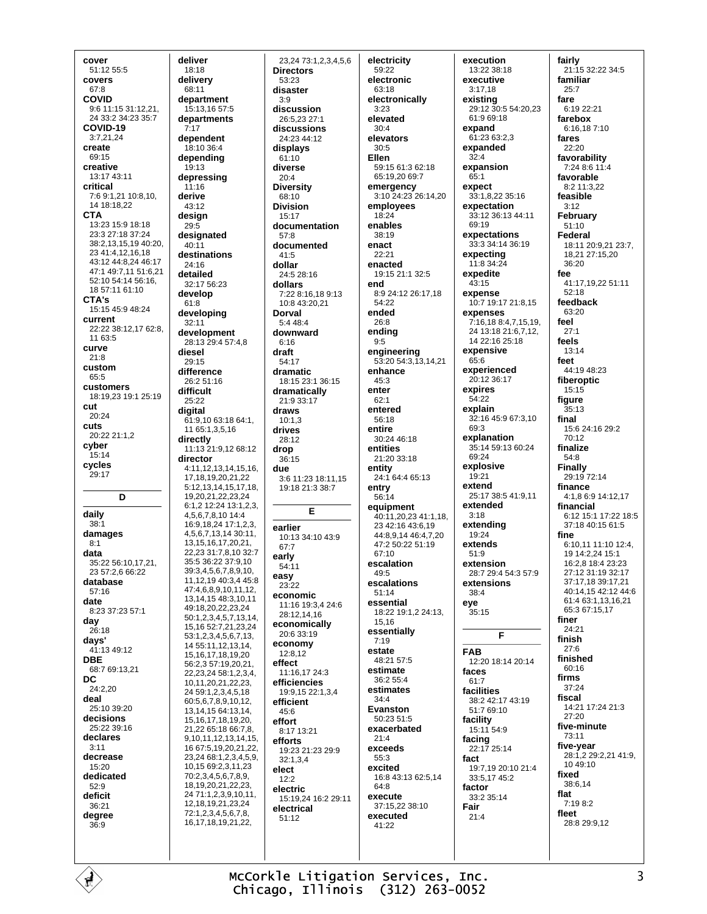**cover**
51:12 55:5
**covers**
67:8
**COVID**
9:6 11:15 31:12,21, 24 33:2 34:23 35:7
**COVID-19**
3:7,21,24
**create**
69:15
**creative**
13:17 43:11
**critical**
7:6 9:1,21 10:8,10, 14 18:18,22
**CTA**
13:23 15:9 18:18 23:3 27:18 37:24 38:2,13,15,19 40:20, 23 41:4,12,16,18 43:12 44:8,24 46:17 47:1 49:7,11 51:6,21 52:10 54:14 56:16, 18 57:11 61:10
**CTA's**
15:15 45:9 48:24
**current**
22:22 38:12,17 62:8, 11 63:5
**curve**
21:8
**custom**
65:5
**customers**
18:19,23 19:1 25:19
**cut**
20:24
**cuts**
20:22 21:1,2
**cyber**
15:14
**cycles**
29:17

## D

**daily**
38:1
**damages**
8:1
**data**
35:22 56:10,17,21, 23 57:2,6 66:22
**database**
57:16
**date**
8:23 37:23 57:1
**day**
26:18
**days'**
41:13 49:12
**DBE**
68:7 69:13,21
**DC**
24:2,20
**deal**
25:10 39:20
**decisions**
25:22 39:16
**declares**
3:11
**decrease**
15:20
**dedicated**
52:9
**deficit**
36:21
**degree**
36:9
**deliver**
18:18
**delivery**
68:11
**department**
15:13,16 57:5
**departments**
7:17
**dependent**
18:10 36:4
**depending**
19:13
**depressing**
11:16
**derive**
43:12
**design**
29:5
**designated**
40:11
**destinations**
24:16
**detailed**
32:17 56:23
**develop**
61:8
**developing**
32:11
**development**
28:13 29:4 57:4,8
**diesel**
29:15
**difference**
26:2 51:16
**difficult**
25:22
**digital**
61:9,10 63:18 64:1, 11 65:1,3,5,16
**directly**
11:13 21:9,12 68:12
**director**
4:11,12,13,14,15,16, 17,18,19,20,21,22 5:12,13,14,15,17,18, 19,20,21,22,23,24 6:1,2 12:24 13:1,2,3, 4,5,6,7,8,10 14:4 16:9,18,24 17:1,2,3, 4,5,6,7,13,14 30:11, 13,15,16,17,20,21, 22,23 31:7,8,10 32:7 35:5 36:22 37:9,10 39:3,4,5,6,7,8,9,10, 11,12,19 40:3,4 45:8 47:4,6,8,9,10,11,12, 13,14,15 48:3,10,11 49:18,20,22,23,24 50:1,2,3,4,5,7,13,14, 15,16 52:7,21,23,24 53:1,2,3,4,5,6,7,13, 14 55:11,12,13,14, 15,16,17,18,19,20 56:2,3 57:19,20,21, 22,23,24 58:1,2,3,4, 10,11,20,21,22,23, 24 59:1,2,3,4,5,18 60:5,6,7,8,9,10,12, 13,14,15 64:13,14, 15,16,17,18,19,20, 21,22 65:18 66:7,8, 9,10,11,12,13,14,15, 16 67:5,19,20,21,22, 23,24 68:1,2,3,4,5,9, 10,15 69:2,3,11,23 70:2,3,4,5,6,7,8,9, 18,19,20,21,22,23, 24 71:1,2,3,9,10,11, 12,18,19,21,23,24 72:1,2,3,4,5,6,7,8, 16,17,18,19,21,22, 23,24 73:1,2,3,4,5,6
**Directors**
53:23
**disaster**
3:9
**discussion**
26:5,23 27:1
**discussions**
24:23 44:12
**displays**
61:10
**diverse**
20:4
**Diversity**
68:10
**Division**
15:17
**documentation**
57:8
**documented**
41:5
**dollar**
24:5 28:16
**dollars**
7:22 8:16,18 9:13 10:8 43:20,21
**Dorval**
5:4 48:4
**downward**
6:16
**draft**
54:17
**dramatic**
18:15 23:1 36:15
**dramatically**
21:9 33:17
**draws**
10:1,3
**drives**
28:12
**drop**
36:15
**due**
3:6 11:23 18:11,15 19:18 21:3 38:7

## E

**earlier**
10:13 34:10 43:9 67:7
**early**
54:11
**easy**
23:22
**economic**
11:16 19:3,4 24:6 28:12,14,16
**economically**
20:6 33:19
**economy**
12:8,12
**effect**
11:16,17 24:3
**efficiencies**
19:9,15 22:1,3,4
**efficient**
45:6
**effort**
8:17 13:21
**efforts**
19:23 21:23 29:9 32:1,3,4
**elect**
12:2
**electric**
15:19,24 16:2 29:11
**electrical**
51:12
**electricity**
59:22
**electronic**
63:18
**electronically**
3:23
**elevated**
30:4
**elevators**
30:5
**Ellen**
59:15 61:3 62:18 65:19,20 69:7
**emergency**
3:10 24:23 26:14,20
**employees**
18:24
**enables**
38:19
**enact**
22:21
**enacted**
19:15 21:1 32:5
**end**
8:9 24:12 26:17,18 54:22
**ended**
26:8
**ending**
9:5
**engineering**
53:20 54:3,13,14,21
**enhance**
45:3
**enter**
62:1
**entered**
56:18
**entire**
30:24 46:18
**entities**
21:20 33:18
**entity**
24:1 64:4 65:13
**entry**
56:14
**equipment**
40:11,20,23 41:1,18, 23 42:16 43:6,19 44:8,9,14 46:4,7,20 47:2 50:22 51:19 67:10
**escalation**
49:5
**escalations**
51:14
**essential**
18:22 19:1,2 24:13, 15,16
**essentially**
7:19
**estate**
48:21 57:5
**estimate**
36:2 55:4
**estimates**
34:4
**Evanston**
50:23 51:5
**exacerbated**
21:4
**exceeds**
55:3
**excited**
16:8 43:13 62:5,14 64:8
**execute**
37:15,22 38:10
**executed**
41:22
**execution**
13:22 38:18
**executive**
3:17,18
**existing**
29:12 30:5 54:20,23 61:9 69:18
**expand**
61:23 63:2,3
**expanded**
32:4
**expansion**
65:1
**expect**
33:1,8,22 35:16
**expectation**
33:12 36:13 44:11 69:19
**expectations**
33:3 34:14 36:19
**expecting**
11:8 34:24
**expedite**
43:15
**expense**
10:7 19:17 21:8,15
**expenses**
7:16,18 8:4,7,15,19, 24 13:18 21:6,7,12, 14 22:16 25:18
**expensive**
65:6
**experienced**
20:12 36:17
**expires**
54:22
**explain**
32:16 45:9 67:3,10 69:3
**explanation**
35:14 59:13 60:24 69:24
**explosive**
19:21
**extend**
25:17 38:5 41:9,11
**extended**
3:18
**extending**
19:24
**extends**
51:9
**extension**
28:7 29:4 54:3 57:9
**extensions**
38:4
**eye**
35:15

## F

**FAB**
12:20 18:14 20:14
**faces**
61:7
**facilities**
38:2 42:17 43:19 51:7 69:10
**facility**
15:11 54:9
**facing**
22:17 25:14
**fact**
19:7,19 20:10 21:4 33:5,17 45:2
**factor**
33:2 35:14
**Fair**
21:4
**fairly**
21:15 32:22 34:5
**familiar**
25:7
**fare**
6:19 22:21
**farebox**
6:16,18 7:10
**fares**
22:20
**favorability**
7:24 8:6 11:4
**favorable**
8:2 11:3,22
**feasible**
3:12
**February**
51:10
**Federal**
18:11 20:9,21 23:7, 18,21 27:15,20 36:20
**fee**
41:17,19,22 51:11 52:18
**feedback**
63:20
**feel**
27:1
**feels**
13:14
**feet**
44:19 48:23
**fiberoptic**
15:15
**figure**
35:13
**final**
15:6 24:16 29:2 70:12
**finalize**
54:8
**Finally**
29:19 72:14
**finance**
4:1,8 6:9 14:12,17
**financial**
6:12 15:1 17:22 18:5 37:18 40:15 61:5
**fine**
6:10,11 11:10 12:4, 19 14:2,24 15:1 16:2,8 18:4 23:23 27:12 31:19 32:17 37:17,18 39:17,21 40:14,15 42:12 44:6 61:4 63:1,13,16,21 65:3 67:15,17
**finer**
24:21
**finish**
27:6
**finished**
60:16
**firms**
37:24
**fiscal**
14:21 17:24 21:3 27:20
**five-minute**
73:11
**five-year**
28:1,2 29:2,21 41:9, 10 49:10
**fixed**
38:6,14
**flat**
7:19 8:2
**fleet**
28:8 29:9,12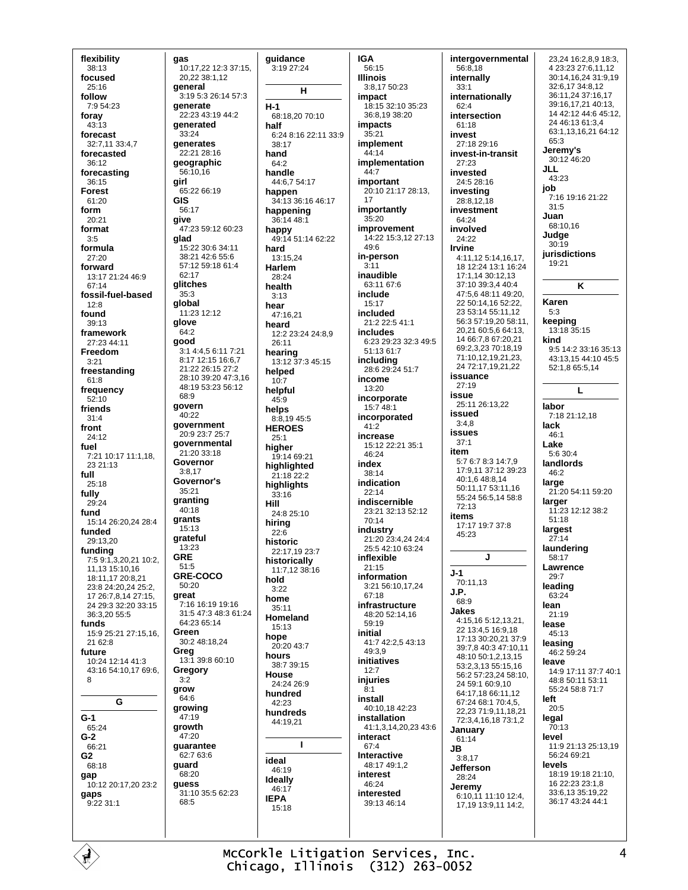**flexibility**
38:13
**focused**
25:16
**follow**
7:9 54:23
**foray**
43:13
**forecast**
32:7,11 33:4,7
**forecasted**
36:12
**forecasting**
36:15
**Forest**
61:20
**form**
20:21
**format**
3:5
**formula**
27:20
**forward**
13:17 21:24 46:9 67:14
**fossil-fuel-based**
12:8
**found**
39:13
**framework**
27:23 44:11
**Freedom**
3:21
**freestanding**
61:8
**frequency**
52:10
**friends**
31:4
**front**
24:12
**fuel**
7:21 10:17 11:1,18, 23 21:13
**full**
25:18
**fully**
29:24
**fund**
15:14 26:20,24 28:4
**funded**
29:13,20
**funding**
7:5 9:1,3,20,21 10:2, 11,13 15:10,16 18:11,17 20:8,21 23:8 24:20,24 25:2, 17 26:7,8,14 27:15, 24 29:3 32:20 33:15 36:3,20 55:5
**funds**
15:9 25:21 27:15,16, 21 62:8
**future**
10:24 12:14 41:3 43:16 54:10,17 69:6, 8

**G**

**G-1**
65:24
**G-2**
66:21
**G2**
68:18
**gap**
10:12 20:17,20 23:2
**gaps**
9:22 31:1
**gas**
10:17,22 12:3 37:15, 20,22 38:1,12
**general**
3:19 5:3 26:14 57:3
**generate**
22:23 43:19 44:2
**generated**
33:24
**generates**
22:21 28:16
**geographic**
56:10,16
**girl**
65:22 66:19
**GIS**
56:17
**give**
47:23 59:12 60:23
**glad**
15:22 30:6 34:11 38:21 42:6 55:6 57:12 59:18 61:4 62:17
**glitches**
35:3
**global**
11:23 12:12
**glove**
64:2
**good**
3:1 4:4,5 6:11 7:21 8:17 12:15 16:6,7 21:22 26:15 27:2 28:10 39:20 47:3,16 48:19 53:23 56:12 68:9
**govern**
40:22
**government**
20:9 23:7 25:7
**governmental**
21:20 33:18
**Governor**
3:8,17
**Governor's**
35:21
**granting**
40:18
**grants**
15:13
**grateful**
13:23
**GRE**
51:5
**GRE-COCO**
50:20
**great**
7:16 16:19 19:16 31:5 47:3 48:3 61:24 64:23 65:14
**Green**
30:2 48:18,24
**Greg**
13:1 39:8 60:10
**Gregory**
3:2
**grow**
64:6
**growing**
47:19
**growth**
47:20
**guarantee**
62:7 63:6
**guard**
68:20
**guess**
31:10 35:5 62:23 68:5
**guidance**
3:19 27:24

**H**

**H-1**
68:18,20 70:10
**half**
6:24 8:16 22:11 33:9 38:17
**hand**
64:2
**handle**
44:6,7 54:17
**happen**
34:13 36:16 46:17
**happening**
36:14 48:1
**happy**
49:14 51:14 62:22
**hard**
13:15,24
**Harlem**
28:24
**health**
3:13
**hear**
47:16,21
**heard**
12:2 23:24 24:8,9 26:11
**hearing**
13:12 37:3 45:15
**helped**
10:7
**helpful**
45:9
**helps**
8:8,19 45:5
**HEROES**
25:1
**higher**
19:14 69:21
**highlighted**
21:18 22:2
**highlights**
33:16
**Hill**
24:8 25:10
**hiring**
22:6
**historic**
22:17,19 23:7
**historically**
11:7,12 38:16
**hold**
3:22
**home**
35:11
**Homeland**
15:13
**hope**
20:20 43:7
**hours**
38:7 39:15
**House**
24:24 26:9
**hundred**
42:23
**hundreds**
44:19,21

**I**

**ideal**
46:19
**Ideally**
46:17
**IEPA**
15:18
**IGA**
56:15
**Illinois**
3:8,17 50:23
**impact**
18:15 32:10 35:23 36:8,19 38:20
**impacts**
35:21
**implement**
44:14
**implementation**
44:7
**important**
20:10 21:17 28:13, 17
**importantly**
35:20
**improvement**
14:22 15:3,12 27:13 49:6
**in-person**
3:11
**inaudible**
63:11 67:6
**include**
15:17
**included**
21:2 22:5 41:1
**includes**
6:23 29:23 32:3 49:5 51:13 61:7
**including**
28:6 29:24 51:7
**income**
13:20
**incorporate**
15:7 48:1
**incorporated**
41:2
**increase**
15:12 22:21 35:1 46:24
**index**
38:14
**indication**
22:14
**indiscernible**
23:21 32:13 52:12 70:14
**industry**
21:20 23:4,24 24:4 25:5 42:10 63:24
**inflexible**
21:15
**information**
3:21 56:10,17,24 67:18
**infrastructure**
48:20 52:14,16 59:19
**initial**
41:7 42:2,5 43:13 49:3,9
**initiatives**
12:7
**injuries**
8:1
**install**
40:10,18 42:23
**installation**
41:1,3,14,20,23 43:6
**interact**
67:4
**Interactive**
48:17 49:1,2
**interest**
46:24
**interested**
39:13 46:14
**intergovernmental**
56:8,18
**internally**
33:1
**internationally**
62:4
**intersection**
61:18
**invest**
27:18 29:16
**invest-in-transit**
27:23
**invested**
24:5 28:16
**investing**
28:8,12,18
**investment**
64:24
**involved**
24:22
**Irvine**
4:11,12 5:14,16,17, 18 12:24 13:1 16:24 17:1,14 30:12,13 37:10 39:3,4 40:4 47:5,6 48:11 49:20, 22 50:14,16 52:22, 23 53:14 55:11,12 56:3 57:19,20 58:11, 20,21 60:5,6 64:13, 14 66:7,8 67:20,21 69:2,3,23 70:18,19 71:10,12,19,21,23, 24 72:17,19,21,22
**issuance**
27:19
**issue**
25:11 26:13,22
**issued**
3:4,8
**issues**
37:1
**item**
5:7 6:7 8:3 14:7,9 17:9,11 37:12 39:23 40:1,6 48:8,14 50:11,17 53:11,16 55:24 56:5,14 58:8 72:13
**items**
17:17 19:7 37:8 45:23

**J**

**J-1**
70:11,13
**J.P.**
68:9
**Jakes**
4:15,16 5:12,13,21, 22 13:4,5 16:9,18 17:13 30:20,21 37:9 39:7,8 40:3 47:10,11 48:10 50:1,2,13,15 53:2,3,13 55:15,16 56:2 57:23,24 58:10, 24 59:1 60:9,10 64:17,18 66:11,12 67:24 68:1 70:4,5, 22,23 71:9,11,18,21 72:3,4,16,18 73:1,2
**January**
61:14
**JB**
3:8,17
**Jefferson**
28:24
**Jeremy**
6:10,11 11:10 12:4, 17,19 13:9,11 14:2, 23,24 16:2,8,9 18:3, 4 23:23 27:6,11,12 30:14,16,24 31:9,19 32:6,17 34:8,12 36:11,24 37:16,17 39:16,17,21 40:13, 14 42:12 44:6 45:12, 24 46:13 61:3,4 63:1,13,16,21 64:12 65:3
**Jeremy's**
30:12 46:20
**JLL**
43:23
**job**
7:16 19:16 21:22 31:5
**Juan**
68:10,16
**Judge**
30:19
**jurisdictions**
19:21

**K**

**Karen**
5:3
**keeping**
13:18 35:15
**kind**
9:5 14:2 33:16 35:13 43:13,15 44:10 45:5 52:1,8 65:5,14

**L**

**labor**
7:18 21:12,18
**lack**
46:1
**Lake**
5:6 30:4
**landlords**
46:2
**large**
21:20 54:11 59:20
**larger**
11:23 12:12 38:2 51:18
**largest**
27:14
**laundering**
58:17
**Lawrence**
29:7
**leading**
63:24
**lean**
21:19
**lease**
45:13
**leasing**
46:2 59:24
**leave**
14:9 17:11 37:7 40:1 48:8 50:11 53:11 55:24 58:8 71:7
**left**
20:5
**legal**
70:13
**level**
11:9 21:13 25:13,19 56:24 69:21
**levels**
18:19 19:18 21:10, 16 22:23 23:1,8 33:6,13 35:19,22 36:17 43:24 44:1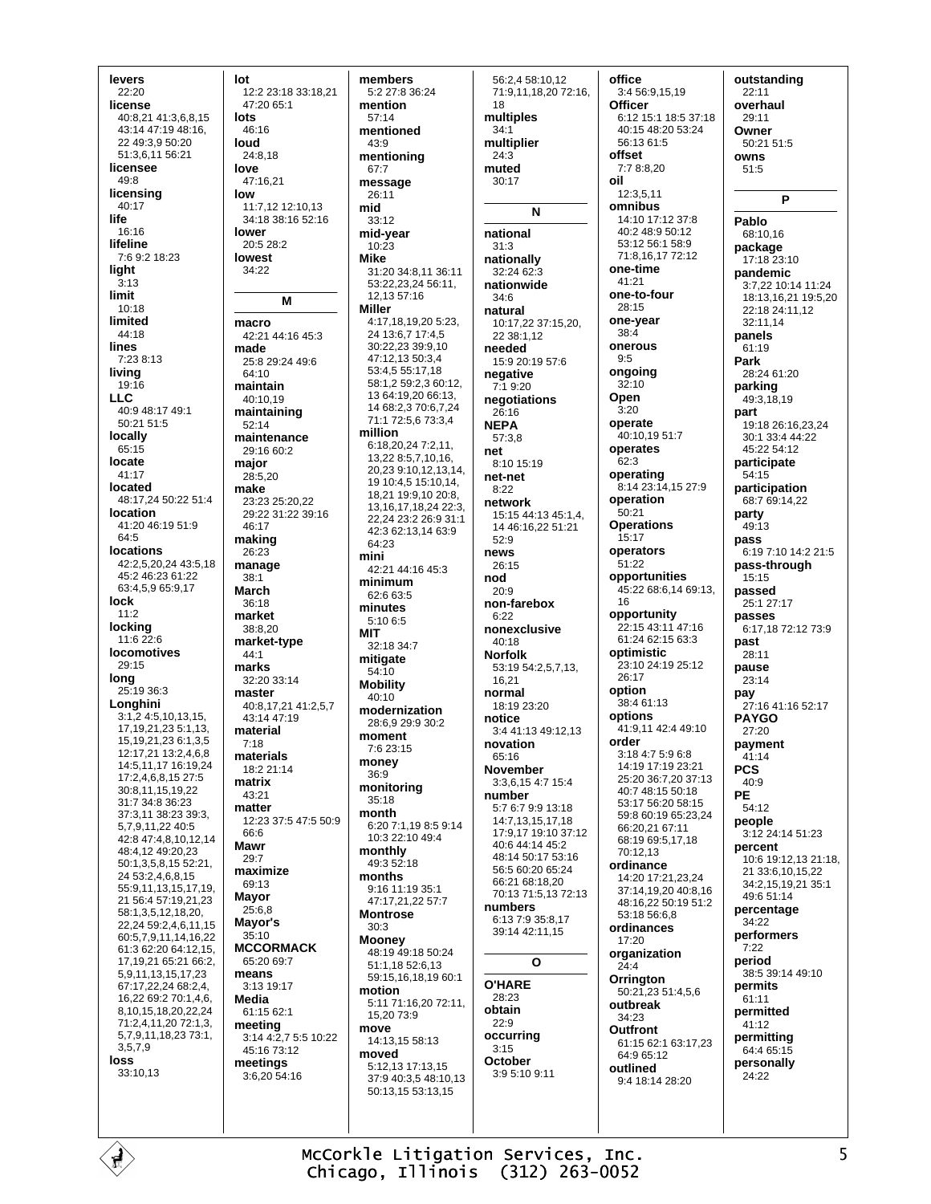**levers**
22:20
**license**
40:8,21 41:3,6,8,15 43:14 47:19 48:16, 22 49:3,9 50:20 51:3,6,11 56:21
**licensee**
49:8
**licensing**
40:17
**life**
16:16
**lifeline**
7:6 9:2 18:23
**light**
3:13
**limit**
10:18
**limited**
44:18
**lines**
7:23 8:13
**living**
19:16
**LLC**
40:9 48:17 49:1 50:21 51:5
**locally**
65:15
**locate**
41:17
**located**
48:17,24 50:22 51:4
**location**
41:20 46:19 51:9 64:5
**locations**
42:2,5,20,24 43:5,18 45:2 46:23 61:22 63:4,5,9 65:9,17
**lock**
11:2
**locking**
11:6 22:6
**locomotives**
29:15
**long**
25:19 36:3
**Longhini**
3:1,2 4:5,10,13,15, 17,19,21,23 5:1,13, 15,19,21,23 6:1,3,5 12:17,21 13:2,4,6,8 14:5,11,17 16:19,24 17:2,4,6,8,15 27:5 30:8,11,15,19,22 31:7 34:8 36:23 37:3,11 38:23 39:3, 5,7,9,11,22 40:5 42:8 47:4,8,10,12,14 48:4,12 49:20,23 50:1,3,5,8,15 52:21, 24 53:2,4,6,8,15 55:9,11,13,15,17,19, 21 56:4 57:19,21,23 58:1,3,5,12,18,20, 22,24 59:2,4,6,11,15 60:5,7,9,11,14,16,22 61:3 62:20 64:12,15, 17,19,21 65:21 66:2, 5,9,11,13,15,17,23 67:17,22,24 68:2,4, 16,22 69:2 70:1,4,6, 8,10,15,18,20,22,24 71:2,4,11,20 72:1,3, 5,7,9,11,18,23 73:1, 3,5,7,9
**loss**
33:10,13

**lot**
12:2 23:18 33:18,21 47:20 65:1
**lots**
46:16
**loud**
24:8,18
**love**
47:16,21
**low**
11:7,12 12:10,13 34:18 38:16 52:16
**lower**
20:5 28:2
**lowest**
34:22

**M**

**macro**
42:21 44:16 45:3
**made**
25:8 29:24 49:6 64:10
**maintain**
40:10,19
**maintaining**
52:14
**maintenance**
29:16 60:2
**major**
28:5,20
**make**
23:23 25:20,22 29:22 31:22 39:16 46:17
**making**
26:23
**manage**
38:1
**March**
36:18
**market**
38:8,20
**market-type**
44:1
**marks**
32:20 33:14
**master**
40:8,17,21 41:2,5,7 43:14 47:19
**material**
7:18
**materials**
18:2 21:14
**matrix**
43:21
**matter**
12:23 37:5 47:5 50:9 66:6
**Mawr**
29:7
**maximize**
69:13
**Mayor**
25:6,8
**Mayor's**
35:10
**MCCORMACK**
65:20 69:7
**means**
3:13 19:17
**Media**
61:15 62:1
**meeting**
3:14 4:2,7 5:5 10:22 45:16 73:12
**meetings**
3:6,20 54:16

**members**
5:2 27:8 36:24
**mention**
57:14
**mentioned**
43:9
**mentioning**
67:7
**message**
26:11
**mid**
33:12
**mid-year**
10:23
**Mike**
31:20 34:8,11 36:11 53:22,23,24 56:11, 12,13 57:16
**Miller**
4:17,18,19,20 5:23, 24 13:6,7 17:4,5 30:22,23 39:9,10 47:12,13 50:3,4 53:4,5 55:17,18 58:1,2 59:2,3 60:12, 13 64:19,20 66:13, 14 68:2,3 70:6,7,24 71:1 72:5,6 73:3,4
**million**
6:18,20,24 7:2,11, 13,22 8:5,7,10,16, 20,23 9:10,12,13,14, 19 10:4,5 15:10,14, 18,21 19:9,10 20:8, 13,16,17,18,24 22:3, 22,24 23:2 26:9 31:1 42:3 62:13,14 63:9 64:23
**mini**
42:21 44:16 45:3
**minimum**
62:6 63:5
**minutes**
5:10 6:5
**MIT**
32:18 34:7
**mitigate**
54:10
**Mobility**
40:10
**modernization**
28:6,9 29:9 30:2
**moment**
7:6 23:15
**money**
36:9
**monitoring**
35:18
**month**
6:20 7:1,19 8:5 9:14 10:3 22:10 49:4
**monthly**
49:3 52:18
**months**
9:16 11:19 35:1 47:17,21,22 57:7
**Montrose**
30:3
**Mooney**
48:19 49:18 50:24 51:1,18 52:6,13 59:15,16,18,19 60:1
**motion**
5:11 71:16,20 72:11, 15,20 73:9
**move**
14:13,15 58:13
**moved**
5:12,13 17:13,15 37:9 40:3,5 48:10,13 50:13,15 53:13,15

56:2,4 58:10,12 71:9,11,18,20 72:16, 18
**multiples**
34:1
**multiplier**
24:3
**muted**
30:17

**N**

**national**
31:3
**nationally**
32:24 62:3
**nationwide**
34:6
**natural**
10:17,22 37:15,20, 22 38:1,12
**needed**
15:9 20:19 57:6
**negative**
7:1 9:20
**negotiations**
26:16
**NEPA**
57:3,8
**net**
8:10 15:19
**net-net**
8:22
**network**
15:15 44:13 45:1,4, 14 46:16,22 51:21 52:9
**news**
26:15
**nod**
20:9
**non-farebox**
6:22
**nonexclusive**
40:18
**Norfolk**
53:19 54:2,5,7,13, 16,21
**normal**
18:19 23:20
**notice**
3:4 41:13 49:12,13
**novation**
65:16
**November**
3:3,6,15 4:7 15:4
**number**
5:7 6:7 9:9 13:18 14:7,13,15,17,18 17:9,17 19:10 37:12 40:6 44:14 45:2 48:14 50:17 53:16 56:5 60:20 65:24 66:21 68:18,20 70:13 71:5,13 72:13
**numbers**
6:13 7:9 35:8,17 39:14 42:11,15

**O**

**O'HARE**
28:23
**obtain**
22:9
**occurring**
3:15
**October**
3:9 5:10 9:11

**office**
3:4 56:9,15,19
**Officer**
6:12 15:1 18:5 37:18 40:15 48:20 53:24 56:13 61:5
**offset**
7:7 8:8,20
**oil**
12:3,5,11
**omnibus**
14:10 17:12 37:8 40:2 48:9 50:12 53:12 56:1 58:9 71:8,16,17 72:12
**one-time**
41:21
**one-to-four**
28:15
**one-year**
38:4
**onerous**
9:5
**ongoing**
32:10
**Open**
3:20
**operate**
40:10,19 51:7
**operates**
62:3
**operating**
8:14 23:14,15 27:9
**operation**
50:21
**Operations**
15:17
**operators**
51:22
**opportunities**
45:22 68:6,14 69:13, 16
**opportunity**
22:15 43:11 47:16 61:24 62:15 63:3
**optimistic**
23:10 24:19 25:12 26:17
**option**
38:4 61:13
**options**
41:9,11 42:4 49:10
**order**
3:18 4:7 5:9 6:8 14:19 17:19 23:21 25:20 36:7,20 37:13 40:7 48:15 50:18 53:17 56:20 58:15 59:8 60:19 65:23,24 66:20,21 67:11 68:19 69:5,17,18 70:12,13
**ordinance**
14:20 17:21,23,24 37:14,19,20 40:8,16 48:16,22 50:19 51:2 53:18 56:6,8
**ordinances**
17:20
**organization**
24:4
**Orrington**
50:21,23 51:4,5,6
**outbreak**
34:23
**Outfront**
61:15 62:1 63:17,23 64:9 65:12
**outlined**
9:4 18:14 28:20

**outstanding**
22:11
**overhaul**
29:11
**Owner**
50:21 51:5
**owns**
51:5

**P**

**Pablo**
68:10,16
**package**
17:18 23:10
**pandemic**
3:7,22 10:14 11:24 18:13,16,21 19:5,20 22:18 24:11,12 32:11,14
**panels**
61:19
**Park**
28:24 61:20
**parking**
49:3,18,19
**part**
19:18 26:16,23,24 30:1 33:4 44:22 45:22 54:12
**participate**
54:15
**participation**
68:7 69:14,22
**party**
49:13
**pass**
6:19 7:10 14:2 21:5
**pass-through**
15:15
**passed**
25:1 27:17
**passes**
6:17,18 72:12 73:9
**past**
28:11
**pause**
23:14
**pay**
27:16 41:16 52:17
**PAYGO**
27:20
**payment**
41:14
**PCS**
40:9
**PE**
54:12
**people**
3:12 24:14 51:23
**percent**
10:6 19:12,13 21:18, 21 33:6,10,15,22 34:2,15,19,21 35:1 49:6 51:14
**percentage**
34:22
**performers**
7:22
**period**
38:5 39:14 49:10
**permits**
61:11
**permitted**
41:12
**permitting**
64:4 65:15
**personally**
24:22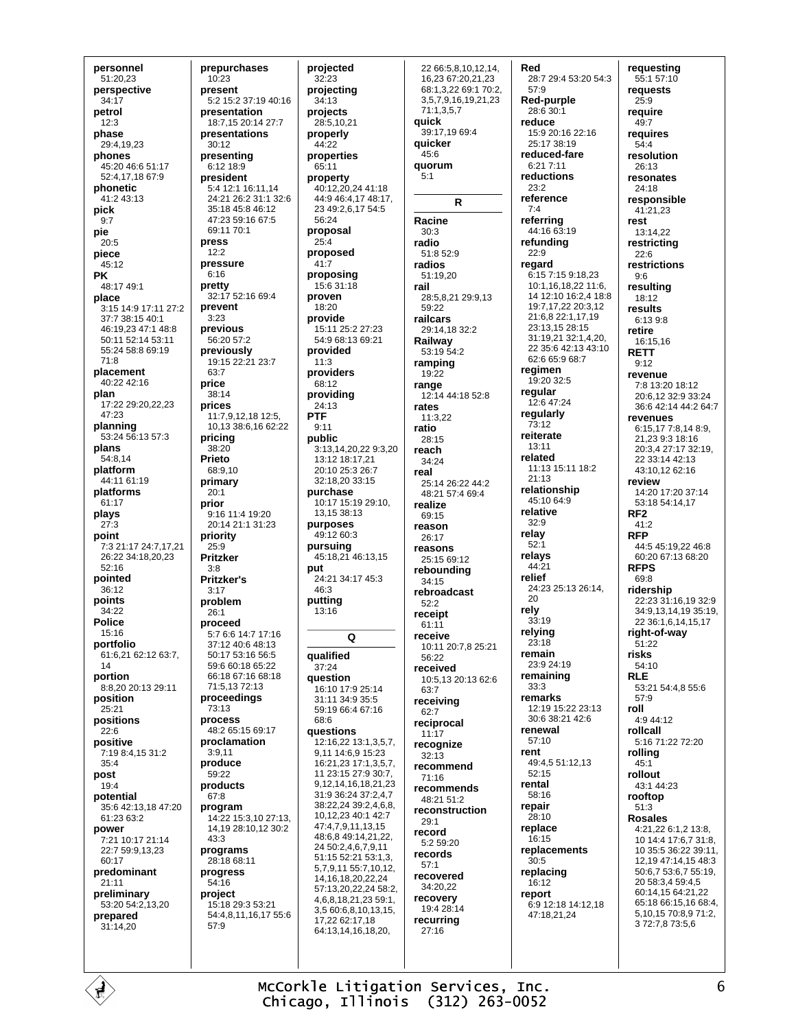**personnel**
51:20,23
**perspective**
34:17
**petrol**
12:3
**phase**
29:4,19,23
**phones**
45:20 46:6 51:17 52:4,17,18 67:9
**phonetic**
41:2 43:13
**pick**
9:7
**pie**
20:5
**piece**
45:12
**PK**
48:17 49:1
**place**
3:15 14:9 17:11 27:2 37:7 38:15 40:1 46:19,23 47:1 48:8 50:11 52:14 53:11 55:24 58:8 69:19 71:8
**placement**
40:22 42:16
**plan**
17:22 29:20,22,23 47:23
**planning**
53:24 56:13 57:3
**plans**
54:8,14
**platform**
44:11 61:19
**platforms**
61:17
**plays**
27:3
**point**
7:3 21:17 24:7,17,21 26:22 34:18,20,23 52:16
**pointed**
36:12
**points**
34:22
**Police**
15:16
**portfolio**
61:6,21 62:12 63:7, 14
**portion**
8:8,20 20:13 29:11
**position**
25:21
**positions**
22:6
**positive**
7:19 8:4,15 31:2 35:4
**post**
19:4
**potential**
35:6 42:13,18 47:20 61:23 63:2
**power**
7:21 10:17 21:14 22:7 59:9,13,23 60:17
**predominant**
21:11
**preliminary**
53:20 54:2,13,20
**prepared**
31:14,20

**prepurchases**
10:23
**present**
5:2 15:2 37:19 40:16
**presentation**
18:7,15 20:14 27:7
**presentations**
30:12
**presenting**
6:12 18:9
**president**
5:4 12:1 16:11,14 24:21 26:2 31:1 32:6 35:18 45:8 46:12 47:23 59:16 67:5 69:11 70:1
**press**
12:2
**pressure**
6:16
**pretty**
32:17 52:16 69:4
**prevent**
3:23
**previous**
56:20 57:2
**previously**
19:15 22:21 23:7 63:7
**price**
38:14
**prices**
11:7,9,12,18 12:5, 10,13 38:6,16 62:22
**pricing**
38:20
**Prieto**
68:9,10
**primary**
20:1
**prior**
9:16 11:4 19:20 20:14 21:1 31:23
**priority**
25:9
**Pritzker**
3:8
**Pritzker's**
3:17
**problem**
26:1
**proceed**
5:7 6:6 14:7 17:16 37:12 40:6 48:13 50:17 53:16 56:5 59:6 60:18 65:22 66:18 67:16 68:18 71:5,13 72:13
**proceedings**
73:13
**process**
48:2 65:15 69:17
**proclamation**
3:9,11
**produce**
59:22
**products**
67:8
**program**
14:22 15:3,10 27:13, 14,19 28:10,12 30:2 43:3
**programs**
28:18 68:11
**progress**
54:16
**project**
15:18 29:3 53:21 54:4,8,11,16,17 55:6 57:9

**projected**
32:23
**projecting**
34:13
**projects**
28:5,10,21
**properly**
44:22
**properties**
65:11
**property**
40:12,20,24 41:18 44:9 46:4,17 48:17, 23 49:2,6,17 54:5 56:24
**proposal**
25:4
**proposed**
41:7
**proposing**
15:6 31:18
**proven**
18:20
**provide**
15:11 25:2 27:23 54:9 68:13 69:21
**provided**
11:3
**providers**
68:12
**providing**
24:13
**PTF**
9:11
**public**
3:13,14,20,22 9:3,20 13:12 18:17,21 20:10 25:3 26:7 32:18,20 33:15
**purchase**
10:17 15:19 29:10, 13,15 38:13
**purposes**
49:12 60:3
**pursuing**
45:18,21 46:13,15
**put**
24:21 34:17 45:3 46:3
**putting**
13:16

## Q

**qualified**
37:24
**question**
16:10 17:9 25:14 31:11 34:9 35:5 59:19 66:4 67:16 68:6
**questions**
12:16,22 13:1,3,5,7, 9,11 14:6,9 15:23 16:21,23 17:1,3,5,7, 11 23:15 27:9 30:7, 9,12,14,16,18,21,23 31:9 36:24 37:2,4,7 38:22,24 39:2,4,6,8, 10,12,23 40:1 42:7 47:4,7,9,11,13,15 48:6,8 49:14,21,22, 24 50:2,4,6,7,9,11 51:15 52:21 53:1,3, 5,7,9,11 55:7,10,12, 14,16,18,20,22,24 57:13,20,22,24 58:2, 4,6,8,18,21,23 59:1, 3,5 60:6,8,10,13,15, 17,22 62:17,18 64:13,14,16,18,20, 22 66:5,8,10,12,14, 16,23 67:20,21,23 68:1,3,22 69:1 70:2, 3,5,7,9,16,19,21,23 71:1,3,5,7
**quick**
39:17,19 69:4
**quicker**
45:6
**quorum**
5:1

## R

**Racine**
30:3
**radio**
51:8 52:9
**radios**
51:19,20
**rail**
28:5,8,21 29:9,13 59:22
**railcars**
29:14,18 32:2
**Railway**
53:19 54:2
**ramping**
19:22
**range**
12:14 44:18 52:8
**rates**
11:3,22
**ratio**
28:15
**reach**
34:24
**real**
25:14 26:22 44:2 48:21 57:4 69:4
**realize**
69:15
**reason**
26:17
**reasons**
25:15 69:12
**rebounding**
34:15
**rebroadcast**
52:2
**receipt**
61:11
**receive**
10:11 20:7,8 25:21 56:22
**received**
10:5,13 20:13 62:6 63:7
**receiving**
62:7
**reciprocal**
11:17
**recognize**
32:13
**recommend**
71:16
**recommends**
48:21 51:2
**reconstruction**
29:1
**record**
5:2 59:20
**records**
57:1
**recovered**
34:20,22
**recovery**
19:4 28:14
**recurring**
27:16

**Red**
28:7 29:4 53:20 54:3 57:9
**Red-purple**
28:6 30:1
**reduce**
15:9 20:16 22:16 25:17 38:19
**reduced-fare**
6:21 7:11
**reductions**
23:2
**reference**
7:4
**referring**
44:16 63:19
**refunding**
22:9
**regard**
6:15 7:15 9:18,23 10:1,16,18,22 11:6, 14 12:10 16:2,4 18:8 19:7,17,22 20:3,12 21:6,8 22:1,17,19 23:13,15 28:15 31:19,21 32:1,4,20, 22 35:6 42:13 43:10 62:6 65:9 68:7
**regimen**
19:20 32:5
**regular**
12:6 47:24
**regularly**
73:12
**reiterate**
13:11
**related**
11:13 15:11 18:2 21:13
**relationship**
45:10 64:9
**relative**
32:9
**relay**
52:1
**relays**
44:21
**relief**
24:23 25:13 26:14, 20
**rely**
33:19
**relying**
23:18
**remain**
23:9 24:19
**remaining**
33:3
**remarks**
12:19 15:22 23:13 30:6 38:21 42:6
**renewal**
57:10
**rent**
49:4,5 51:12,13 52:15
**rental**
58:16
**repair**
28:10
**replace**
16:15
**replacements**
30:5
**replacing**
16:12
**report**
6:9 12:18 14:12,18 47:18,21,24

**requesting**
55:1 57:10
**requests**
25:9
**require**
49:7
**requires**
54:4
**resolution**
26:13
**resonates**
24:18
**responsible**
41:21,23
**rest**
13:14,22
**restricting**
22:6
**restrictions**
9:6
**resulting**
18:12
**results**
6:13 9:8
**retire**
16:15,16
**RETT**
9:12
**revenue**
7:8 13:20 18:12 20:6,12 32:9 33:24 36:6 42:14 44:2 64:7
**revenues**
6:15,17 7:8,14 8:9, 21,23 9:3 18:16 20:3,4 27:17 32:19, 22 33:14 42:13 43:10,12 62:16
**review**
14:20 17:20 37:14 53:18 54:14,17
**RF2**
41:2
**RFP**
44:5 45:19,22 46:8 60:20 67:13 68:20
**RFPS**
69:8
**ridership**
22:23 31:16,19 32:9 34:9,13,14,19 35:19, 22 36:1,6,14,15,17
**right-of-way**
51:22
**risks**
54:10
**RLE**
53:21 54:4,8 55:6 57:9
**roll**
4:9 44:12
**rollcall**
5:16 71:22 72:20
**rolling**
45:1
**rollout**
43:1 44:23
**rooftop**
51:3
**Rosales**
4:21,22 6:1,2 13:8, 10 14:4 17:6,7 31:8, 10 35:5 36:22 39:11, 12,19 47:14,15 48:3 50:6,7 53:6,7 55:19, 20 58:3,4 59:4,5 60:14,15 64:21,22 65:18 66:15,16 68:4, 5,10,15 70:8,9 71:2, 3 72:7,8 73:5,6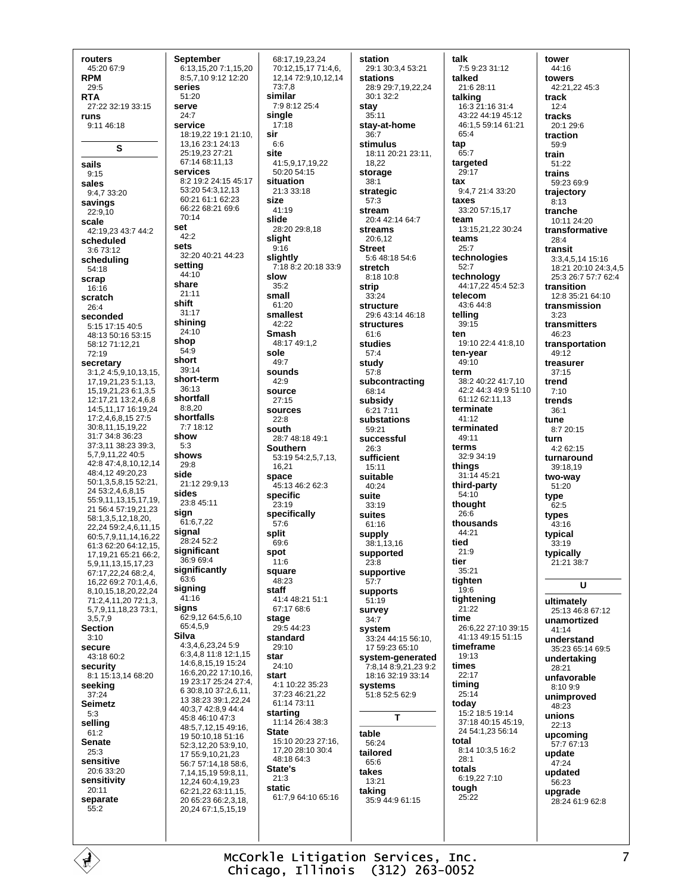**routers**
45:20 67:9
**RPM**
29:5
**RTA**
27:22 32:19 33:15
**runs**
9:11 46:18

## S

**sails**
9:15
**sales**
9:4,7 33:20
**savings**
22:9,10
**scale**
42:19,23 43:7 44:2
**scheduled**
3:6 73:12
**scheduling**
54:18
**scrap**
16:16
**scratch**
26:4
**seconded**
5:15 17:15 40:5 48:13 50:16 53:15 58:12 71:12,21 72:19
**secretary**
3:1,2 4:5,9,10,13,15, 17,19,21,23 5:1,13, 15,19,21,23 6:1,3,5 12:17,21 13:2,4,6,8 14:5,11,17 16:19,24 17:2,4,6,8,15 27:5 30:8,11,15,19,22 31:7 34:8 36:23 37:3,11 38:23 39:3, 5,7,9,11,22 40:5 42:8 47:4,8,10,12,14 48:4,12 49:20,23 50:1,3,5,8,15 52:21, 24 53:2,4,6,8,15 55:9,11,13,15,17,19, 21 56:4 57:19,21,23 58:1,3,5,12,18,20, 22,24 59:2,4,6,11,15 60:5,7,9,11,14,16,22 61:3 62:20 64:12,15, 17,19,21 65:21 66:2, 5,9,11,13,15,17,23 67:17,22,24 68:2,4, 16,22 69:2 70:1,4,6, 8,10,15,18,20,22,24 71:2,4,11,20 72:1,3, 5,7,9,11,18,23 73:1, 3,5,7,9
**Section**
3:10
**secure**
43:18 60:2
**security**
8:1 15:13,14 68:20
**seeking**
37:24
**Seimetz**
5:3
**selling**
61:2
**Senate**
25:3
**sensitive**
20:6 33:20
**sensitivity**
20:11
**separate**
55:2
**September**
6:13,15,20 7:1,15,20 8:5,7,10 9:12 12:20
**series**
51:20
**serve**
24:7
**service**
18:19,22 19:1 21:10, 13,16 23:1 24:13 25:19,23 27:21 67:14 68:11,13
**services**
8:2 19:2 24:15 45:17 53:20 54:3,12,13 60:21 61:1 62:23 66:22 68:21 69:6 70:14
**set**
42:2
**sets**
32:20 40:21 44:23
**setting**
44:10
**share**
21:11
**shift**
31:17
**shining**
24:10
**shop**
54:9
**short**
39:14
**short-term**
36:13
**shortfall**
8:8,20
**shortfalls**
7:7 18:12
**show**
5:3
**shows**
29:8
**side**
21:12 29:9,13
**sides**
23:8 45:11
**sign**
61:6,7,22
**signal**
28:24 52:2
**significant**
36:9 69:4
**significantly**
63:6
**signing**
41:16
**signs**
62:9,12 64:5,6,10 65:4,5,9
**Silva**
4:3,4,6,23,24 5:9 6:3,4,8 11:8 12:1,15 14:6,8,15,19 15:24 16:6,20,22 17:10,16, 19 23:17 25:24 27:4, 6 30:8,10 37:2,6,11, 13 38:23 39:1,22,24 40:3,7 42:8,9 44:4 45:8 46:10 47:3 48:5,7,12,15 49:16, 19 50:10,18 51:16 52:3,12,20 53:9,10, 17 55:9,10,21,23 56:7 57:14,18 58:6, 7,14,15,19 59:8,11, 12,24 60:4,19,23 62:21,22 63:11,15, 20 65:23 66:2,3,18, 20,24 67:1,5,15,19 68:17,19,23,24 70:12,15,17 71:4,6, 12,14 72:9,10,12,14 73:7,8
**similar**
7:9 8:12 25:4
**single**
17:18
**sir**
6:6
**site**
41:5,9,17,19,22 50:20 54:15
**situation**
21:3 33:18
**size**
41:19
**slide**
28:20 29:8,18
**slight**
9:16
**slightly**
7:18 8:2 20:18 33:9
**slow**
35:2
**small**
61:20
**smallest**
42:22
**Smash**
48:17 49:1,2
**sole**
49:7
**sounds**
42:9
**source**
27:15
**sources**
22:8
**south**
28:7 48:18 49:1
**Southern**
53:19 54:2,5,7,13, 16,21
**space**
45:13 46:2 62:3
**specific**
23:19
**specifically**
57:6
**split**
69:6
**spot**
11:6
**square**
48:23
**staff**
41:4 48:21 51:1 67:17 68:6
**stage**
29:5 44:23
**standard**
29:10
**star**
24:10
**start**
4:1 10:22 35:23 37:23 46:21,22 61:14 73:11
**starting**
11:14 26:4 38:3
**State**
15:10 20:23 27:16, 17,20 28:10 30:4 48:18 64:3
**State's**
21:3
**static**
61:7,9 64:10 65:16
**station**
29:1 30:3,4 53:21
**stations**
28:9 29:7,19,22,24 30:1 32:2
**stay**
35:11
**stay-at-home**
36:7
**stimulus**
18:11 20:21 23:11, 18,22
**storage**
38:1
**strategic**
57:3
**stream**
20:4 42:14 64:7
**streams**
20:6,12
**Street**
5:6 48:18 54:6
**stretch**
8:18 10:8
**strip**
33:24
**structure**
29:6 43:14 46:18
**structures**
61:6
**studies**
57:4
**study**
57:8
**subcontracting**
68:14
**subsidy**
6:21 7:11
**substations**
59:21
**successful**
26:3
**sufficient**
15:11
**suitable**
40:24
**suite**
33:19
**suites**
61:16
**supply**
38:1,13,16
**supported**
23:8
**supportive**
57:7
**supports**
51:19
**survey**
34:7
**system**
33:24 44:15 56:10, 17 59:23 65:10
**system-generated**
7:8,14 8:9,21,23 9:2 18:16 32:19 33:14
**systems**
51:8 52:5 62:9

## T

**table**
56:24
**tailored**
65:6
**takes**
13:21
**taking**
35:9 44:9 61:15
**talk**
7:5 9:23 31:12
**talked**
21:6 28:11
**talking**
16:3 21:16 31:4 43:22 44:19 45:12 46:1,5 59:14 61:21 65:4
**tap**
65:7
**targeted**
29:17
**tax**
9:4,7 21:4 33:20
**taxes**
33:20 57:15,17
**team**
13:15,21,22 30:24
**teams**
25:7
**technologies**
52:7
**technology**
44:17,22 45:4 52:3
**telecom**
43:6 44:8
**telling**
39:15
**ten**
19:10 22:4 41:8,10
**ten-year**
49:10
**term**
38:2 40:22 41:7,10 42:2 44:3 49:9 51:10 61:12 62:11,13
**terminate**
41:12
**terminated**
49:11
**terms**
32:9 34:19
**things**
31:14 45:21
**third-party**
54:10
**thought**
26:6
**thousands**
44:21
**tied**
21:9
**tier**
35:21
**tighten**
19:6
**tightening**
21:22
**time**
26:6,22 27:10 39:15 41:13 49:15 51:15
**timeframe**
19:13
**times**
22:17
**timing**
25:14
**today**
15:2 18:5 19:14 37:18 40:15 45:19, 24 54:1,23 56:14
**total**
8:14 10:3,5 16:2 28:1
**totals**
6:19,22 7:10
**tough**
25:22
**tower**
44:16
**towers**
42:21,22 45:3
**track**
12:4
**tracks**
20:1 29:6
**traction**
59:9
**train**
51:22
**trains**
59:23 69:9
**trajectory**
8:13
**tranche**
10:11 24:20
**transformative**
28:4
**transit**
3:3,4,5,14 15:16 18:21 20:10 24:3,4,5 25:3 26:7 57:7 62:4
**transition**
12:8 35:21 64:10
**transmission**
3:23
**transmitters**
46:23
**transportation**
49:12
**treasurer**
37:15
**trend**
7:10
**trends**
36:1
**tune**
8:7 20:15
**turn**
4:2 62:15
**turnaround**
39:18,19
**two-way**
51:20
**type**
62:5
**types**
43:16
**typical**
33:19
**typically**
21:21 38:7

## U

**ultimately**
25:13 46:8 67:12
**unamortized**
41:14
**understand**
35:23 65:14 69:5
**undertaking**
28:21
**unfavorable**
8:10 9:9
**unimproved**
48:23
**unions**
22:13
**upcoming**
57:7 67:13
**update**
47:24
**updated**
56:23
**upgrade**
28:24 61:9 62:8

McCorkle Litigation Services, Inc.
Chicago, Illinois (312) 263-0052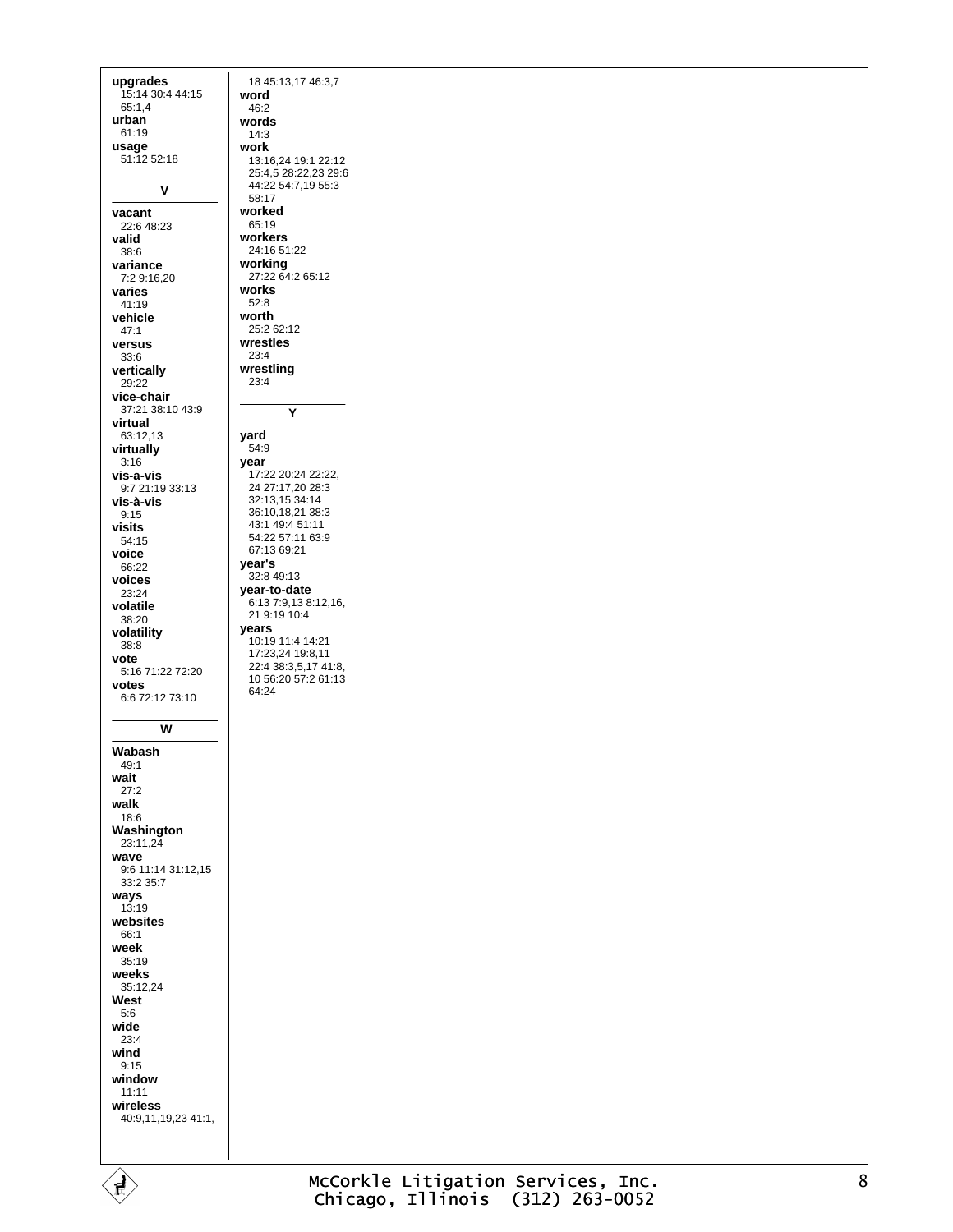**upgrades**
15:14 30:4 44:15
65:1,4

**urban**
61:19

**usage**
51:12 52:18

## V

**vacant**
22:6 48:23

**valid**
38:6

**variance**
7:2 9:16,20

**varies**
41:19

**vehicle**
47:1

**versus**
33:6

**vertically**
29:22

**vice-chair**
37:21 38:10 43:9

**virtual**
63:12,13

**virtually**
3:16

**vis-a-vis**
9:7 21:19 33:13

**vis-à-vis**
9:15

**visits**
54:15

**voice**
66:22

**voices**
23:24

**volatile**
38:20

**volatility**
38:8

**vote**
5:16 71:22 72:20

**votes**
6:6 72:12 73:10

## W

**Wabash**
49:1

**wait**
27:2

**walk**
18:6

**Washington**
23:11,24

**wave**
9:6 11:14 31:12,15
33:2 35:7

**ways**
13:19

**websites**
66:1

**week**
35:19

**weeks**
35:12,24

**West**
5:6

**wide**
23:4

**wind**
9:15

**window**
11:11

**wireless**
40:9,11,19,23 41:1,
18 45:13,17 46:3,7

**word**
46:2

**words**
14:3

**work**
13:16,24 19:1 22:12
25:4,5 28:22,23 29:6
44:22 54:7,19 55:3
58:17

**worked**
65:19

**workers**
24:16 51:22

**working**
27:22 64:2 65:12

**works**
52:8

**worth**
25:2 62:12

**wrestles**
23:4

**wrestling**
23:4

## Y

**yard**
54:9

**year**
17:22 20:24 22:22,
24 27:17,20 28:3
32:13,15 34:14
36:10,18,21 38:3
43:1 49:4 51:11
54:22 57:11 63:9
67:13 69:21

**year's**
32:8 49:13

**year-to-date**
6:13 7:9,13 8:12,16,
21 9:19 10:4

**years**
10:19 11:4 14:21
17:23,24 19:8,11
22:4 38:3,5,17 41:8,
10 56:20 57:2 61:13
64:24

McCorkle Litigation Services, Inc.
Chicago, Illinois (312) 263-0052